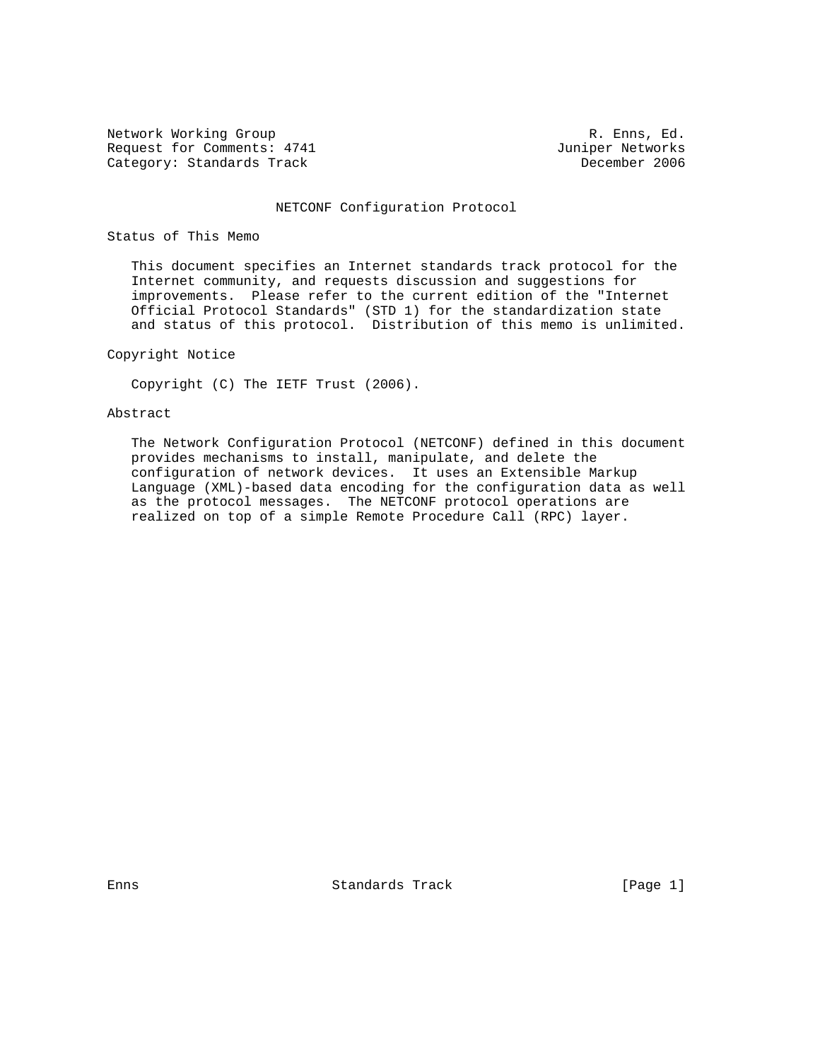Network Working Group                                      R. Enns, Ed.
Request for Comments: 4741                             Juniper Networks
Category: Standards Track                                 December 2006

# NETCONF Configuration Protocol

## Status of This Memo

This document specifies an Internet standards track protocol for the Internet community, and requests discussion and suggestions for improvements. Please refer to the current edition of the "Internet Official Protocol Standards" (STD 1) for the standardization state and status of this protocol. Distribution of this memo is unlimited.

## Copyright Notice

Copyright (C) The IETF Trust (2006).

## Abstract

The Network Configuration Protocol (NETCONF) defined in this document provides mechanisms to install, manipulate, and delete the configuration of network devices. It uses an Extensible Markup Language (XML)-based data encoding for the configuration data as well as the protocol messages. The NETCONF protocol operations are realized on top of a simple Remote Procedure Call (RPC) layer.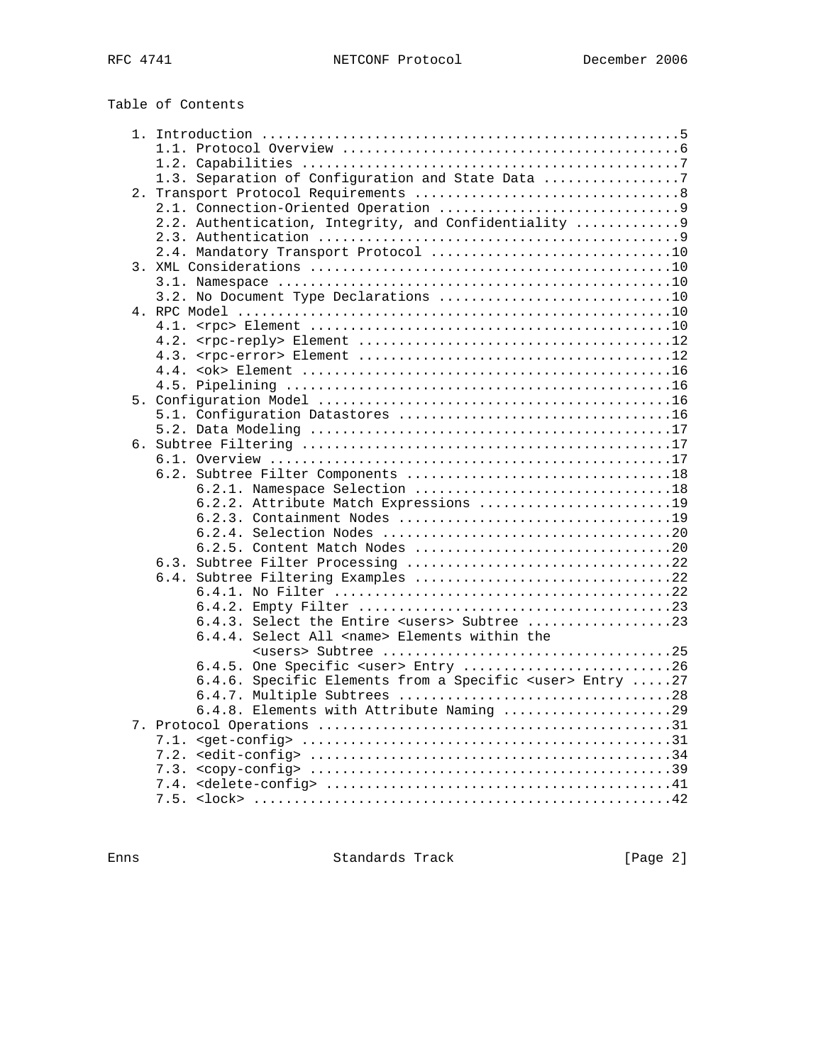Table of Contents

```
   1. Introduction ....................................................5
      1.1. Protocol Overview ..........................................6
      1.2. Capabilities ...............................................7
      1.3. Separation of Configuration and State Data .................7
   2. Transport Protocol Requirements .................................8
      2.1. Connection-Oriented Operation ..............................9
      2.2. Authentication, Integrity, and Confidentiality .............9
      2.3. Authentication .............................................9
      2.4. Mandatory Transport Protocol ..............................10
   3. XML Considerations .............................................10
      3.1. Namespace .................................................10
      3.2. No Document Type Declarations .............................10
   4. RPC Model ......................................................10
      4.1. <rpc> Element .............................................10
      4.2. <rpc-reply> Element .......................................12
      4.3. <rpc-error> Element .......................................12
      4.4. <ok> Element ..............................................16
      4.5. Pipelining ................................................16
   5. Configuration Model ............................................16
      5.1. Configuration Datastores ..................................16
      5.2. Data Modeling .............................................17
   6. Subtree Filtering ..............................................17
      6.1. Overview ..................................................17
      6.2. Subtree Filter Components .................................18
           6.2.1. Namespace Selection ................................18
           6.2.2. Attribute Match Expressions ........................19
           6.2.3. Containment Nodes ..................................19
           6.2.4. Selection Nodes ....................................20
           6.2.5. Content Match Nodes ................................20
      6.3. Subtree Filter Processing .................................22
      6.4. Subtree Filtering Examples ................................22
           6.4.1. No Filter ..........................................22
           6.4.2. Empty Filter .......................................23
           6.4.3. Select the Entire <users> Subtree ..................23
           6.4.4. Select All <name> Elements within the
                  <users> Subtree ....................................25
           6.4.5. One Specific <user> Entry ..........................26
           6.4.6. Specific Elements from a Specific <user> Entry .....27
           6.4.7. Multiple Subtrees ..................................28
           6.4.8. Elements with Attribute Naming .....................29
   7. Protocol Operations ............................................31
      7.1. <get-config> ..............................................31
      7.2. <edit-config> .............................................34
      7.3. <copy-config> .............................................39
      7.4. <delete-config> ...........................................41
      7.5. <lock> ....................................................42
```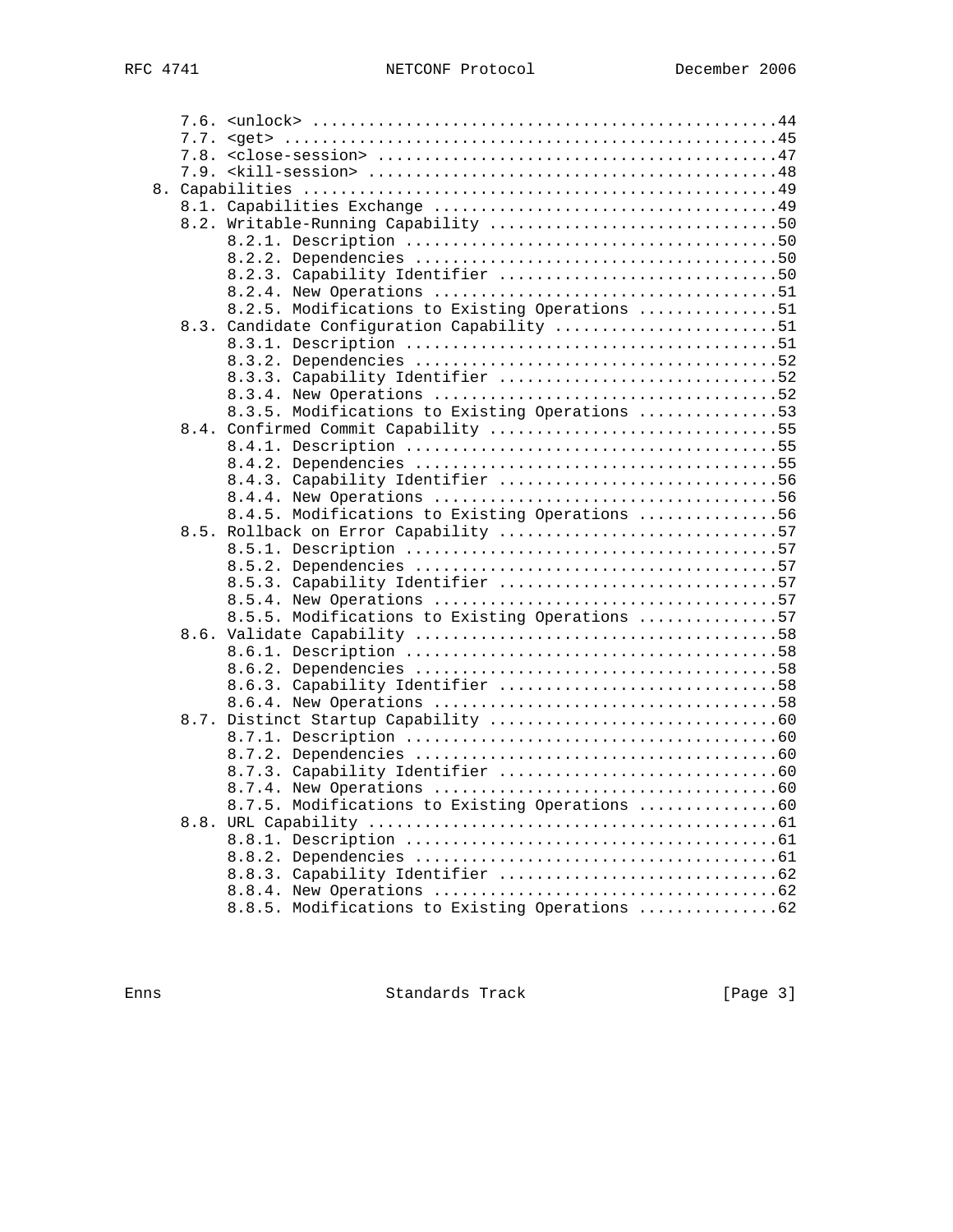```
      7.6. <unlock> ..................................................44
      7.7. <get> .....................................................45
      7.8. <close-session> ...........................................47
      7.9. <kill-session> ............................................48
   8. Capabilities ...................................................49
      8.1. Capabilities Exchange .....................................49
      8.2. Writable-Running Capability ...............................50
           8.2.1. Description ........................................50
           8.2.2. Dependencies .......................................50
           8.2.3. Capability Identifier ..............................50
           8.2.4. New Operations .....................................51
           8.2.5. Modifications to Existing Operations ...............51
      8.3. Candidate Configuration Capability ........................51
           8.3.1. Description ........................................51
           8.3.2. Dependencies .......................................52
           8.3.3. Capability Identifier ..............................52
           8.3.4. New Operations .....................................52
           8.3.5. Modifications to Existing Operations ...............53
      8.4. Confirmed Commit Capability ...............................55
           8.4.1. Description ........................................55
           8.4.2. Dependencies .......................................55
           8.4.3. Capability Identifier ..............................56
           8.4.4. New Operations .....................................56
           8.4.5. Modifications to Existing Operations ...............56
      8.5. Rollback on Error Capability ..............................57
           8.5.1. Description ........................................57
           8.5.2. Dependencies .......................................57
           8.5.3. Capability Identifier ..............................57
           8.5.4. New Operations .....................................57
           8.5.5. Modifications to Existing Operations ...............57
      8.6. Validate Capability .......................................58
           8.6.1. Description ........................................58
           8.6.2. Dependencies .......................................58
           8.6.3. Capability Identifier ..............................58
           8.6.4. New Operations .....................................58
      8.7. Distinct Startup Capability ...............................60
           8.7.1. Description ........................................60
           8.7.2. Dependencies .......................................60
           8.7.3. Capability Identifier ..............................60
           8.7.4. New Operations .....................................60
           8.7.5. Modifications to Existing Operations ...............60
      8.8. URL Capability ............................................61
           8.8.1. Description ........................................61
           8.8.2. Dependencies .......................................61
           8.8.3. Capability Identifier ..............................62
           8.8.4. New Operations .....................................62
           8.8.5. Modifications to Existing Operations ...............62
```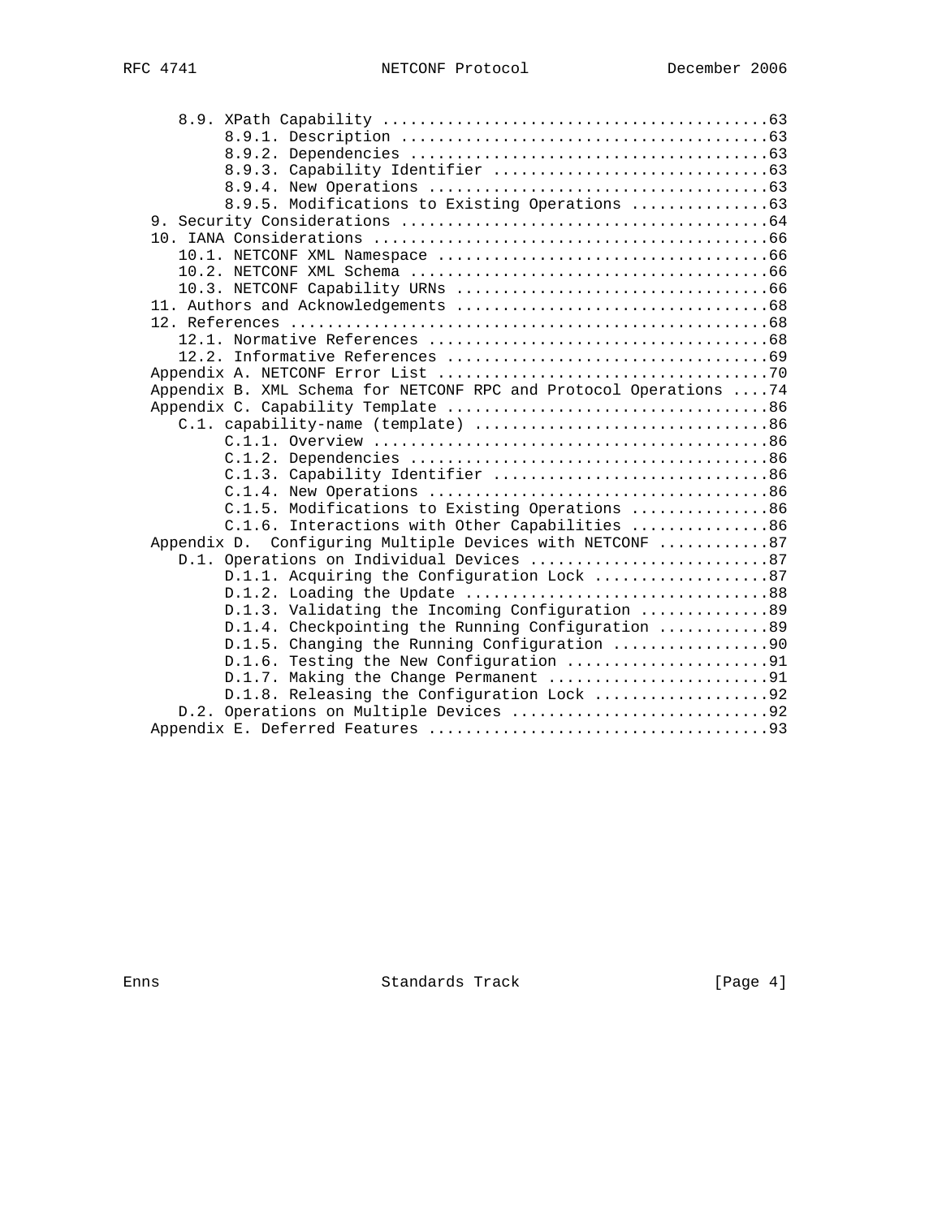```
   8.9. XPath Capability ..........................................63
         8.9.1. Description .......................................63
         8.9.2. Dependencies ......................................63
         8.9.3. Capability Identifier .............................63
         8.9.4. New Operations ....................................63
         8.9.5. Modifications to Existing Operations ...............63
9. Security Considerations ........................................64
10. IANA Considerations ...........................................66
   10.1. NETCONF XML Namespace ....................................66
   10.2. NETCONF XML Schema .......................................66
   10.3. NETCONF Capability URNs ..................................66
11. Authors and Acknowledgements ..................................68
12. References ....................................................68
   12.1. Normative References .....................................68
   12.2. Informative References ...................................69
Appendix A. NETCONF Error List ....................................70
Appendix B. XML Schema for NETCONF RPC and Protocol Operations ....74
Appendix C. Capability Template ...................................86
   C.1. capability-name (template) ................................86
         C.1.1. Overview ..........................................86
         C.1.2. Dependencies ......................................86
         C.1.3. Capability Identifier .............................86
         C.1.4. New Operations ....................................86
         C.1.5. Modifications to Existing Operations ...............86
         C.1.6. Interactions with Other Capabilities ...............86
Appendix D.  Configuring Multiple Devices with NETCONF ............87
   D.1. Operations on Individual Devices ..........................87
         D.1.1. Acquiring the Configuration Lock ...................87
         D.1.2. Loading the Update ................................88
         D.1.3. Validating the Incoming Configuration ..............89
         D.1.4. Checkpointing the Running Configuration ............89
         D.1.5. Changing the Running Configuration .................90
         D.1.6. Testing the New Configuration ......................91
         D.1.7. Making the Change Permanent ........................91
         D.1.8. Releasing the Configuration Lock ...................92
   D.2. Operations on Multiple Devices ............................92
Appendix E. Deferred Features .....................................93
```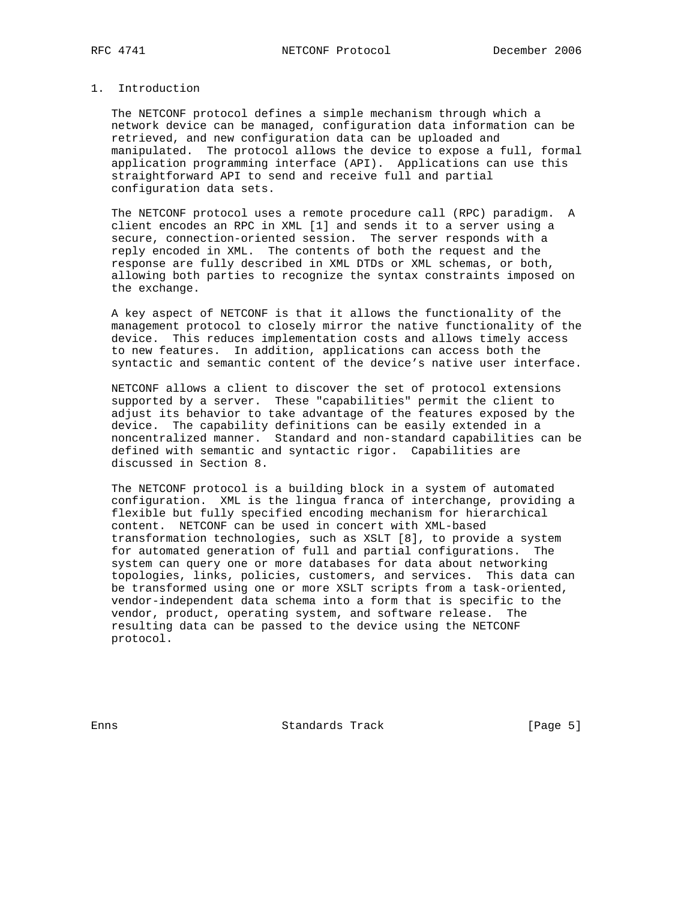# 1. Introduction

The NETCONF protocol defines a simple mechanism through which a network device can be managed, configuration data information can be retrieved, and new configuration data can be uploaded and manipulated. The protocol allows the device to expose a full, formal application programming interface (API). Applications can use this straightforward API to send and receive full and partial configuration data sets.

The NETCONF protocol uses a remote procedure call (RPC) paradigm. A client encodes an RPC in XML [1] and sends it to a server using a secure, connection-oriented session. The server responds with a reply encoded in XML. The contents of both the request and the response are fully described in XML DTDs or XML schemas, or both, allowing both parties to recognize the syntax constraints imposed on the exchange.

A key aspect of NETCONF is that it allows the functionality of the management protocol to closely mirror the native functionality of the device. This reduces implementation costs and allows timely access to new features. In addition, applications can access both the syntactic and semantic content of the device's native user interface.

NETCONF allows a client to discover the set of protocol extensions supported by a server. These "capabilities" permit the client to adjust its behavior to take advantage of the features exposed by the device. The capability definitions can be easily extended in a noncentralized manner. Standard and non-standard capabilities can be defined with semantic and syntactic rigor. Capabilities are discussed in Section 8.

The NETCONF protocol is a building block in a system of automated configuration. XML is the lingua franca of interchange, providing a flexible but fully specified encoding mechanism for hierarchical content. NETCONF can be used in concert with XML-based transformation technologies, such as XSLT [8], to provide a system for automated generation of full and partial configurations. The system can query one or more databases for data about networking topologies, links, policies, customers, and services. This data can be transformed using one or more XSLT scripts from a task-oriented, vendor-independent data schema into a form that is specific to the vendor, product, operating system, and software release. The resulting data can be passed to the device using the NETCONF protocol.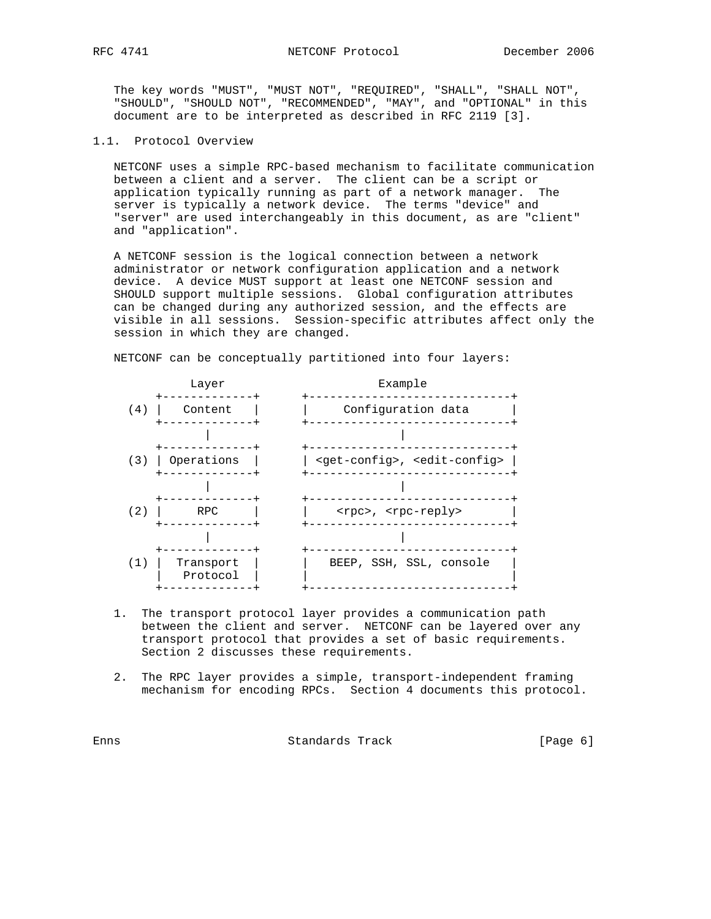The key words "MUST", "MUST NOT", "REQUIRED", "SHALL", "SHALL NOT", "SHOULD", "SHOULD NOT", "RECOMMENDED", "MAY", and "OPTIONAL" in this document are to be interpreted as described in RFC 2119 [3].

### 1.1. Protocol Overview

NETCONF uses a simple RPC-based mechanism to facilitate communication between a client and a server. The client can be a script or application typically running as part of a network manager. The server is typically a network device. The terms "device" and "server" are used interchangeably in this document, as are "client" and "application".

A NETCONF session is the logical connection between a network administrator or network configuration application and a network device. A device MUST support at least one NETCONF session and SHOULD support multiple sessions. Global configuration attributes can be changed during any authorized session, and the effects are visible in all sessions. Session-specific attributes affect only the session in which they are changed.

NETCONF can be conceptually partitioned into four layers:

```
          Layer                      Example
     +-------------+      +-----------------------------+
 (4) |   Content   |      |     Configuration data      |
     +-------------+      +-----------------------------+
            |                           |
     +-------------+      +-----------------------------+
 (3) | Operations  |      | <get-config>, <edit-config> |
     +-------------+      +-----------------------------+
            |                           |
     +-------------+      +-----------------------------+
 (2) |     RPC     |      |    <rpc>, <rpc-reply>       |
     +-------------+      +-----------------------------+
            |                           |
     +-------------+      +-----------------------------+
 (1) |  Transport  |      |   BEEP, SSH, SSL, console   |
     |   Protocol  |      |                             |
     +-------------+      +-----------------------------+
```

1. The transport protocol layer provides a communication path between the client and server. NETCONF can be layered over any transport protocol that provides a set of basic requirements. Section 2 discusses these requirements.

2. The RPC layer provides a simple, transport-independent framing mechanism for encoding RPCs. Section 4 documents this protocol.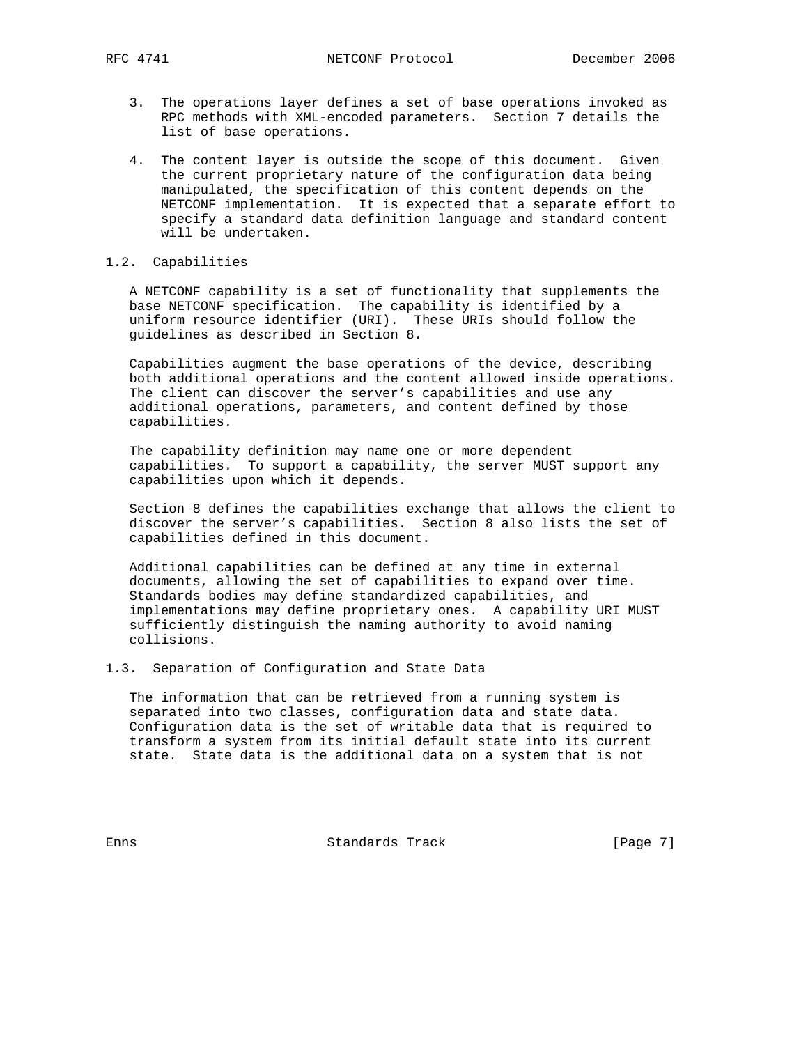3. The operations layer defines a set of base operations invoked as RPC methods with XML-encoded parameters. Section 7 details the list of base operations.

4. The content layer is outside the scope of this document. Given the current proprietary nature of the configuration data being manipulated, the specification of this content depends on the NETCONF implementation. It is expected that a separate effort to specify a standard data definition language and standard content will be undertaken.

### 1.2. Capabilities

A NETCONF capability is a set of functionality that supplements the base NETCONF specification. The capability is identified by a uniform resource identifier (URI). These URIs should follow the guidelines as described in Section 8.

Capabilities augment the base operations of the device, describing both additional operations and the content allowed inside operations. The client can discover the server's capabilities and use any additional operations, parameters, and content defined by those capabilities.

The capability definition may name one or more dependent capabilities. To support a capability, the server MUST support any capabilities upon which it depends.

Section 8 defines the capabilities exchange that allows the client to discover the server's capabilities. Section 8 also lists the set of capabilities defined in this document.

Additional capabilities can be defined at any time in external documents, allowing the set of capabilities to expand over time. Standards bodies may define standardized capabilities, and implementations may define proprietary ones. A capability URI MUST sufficiently distinguish the naming authority to avoid naming collisions.

### 1.3. Separation of Configuration and State Data

The information that can be retrieved from a running system is separated into two classes, configuration data and state data. Configuration data is the set of writable data that is required to transform a system from its initial default state into its current state. State data is the additional data on a system that is not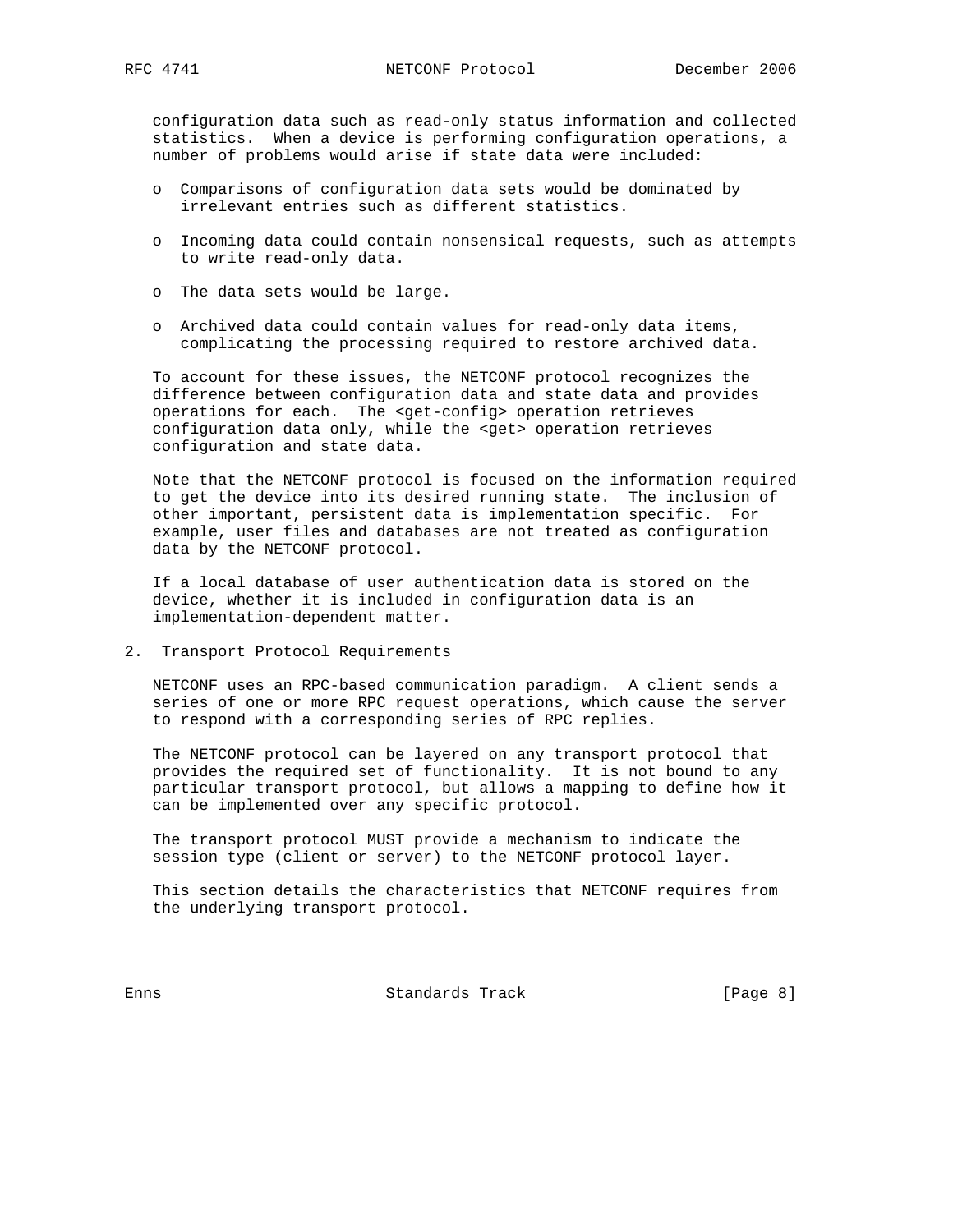configuration data such as read-only status information and collected statistics. When a device is performing configuration operations, a number of problems would arise if state data were included:

- Comparisons of configuration data sets would be dominated by irrelevant entries such as different statistics.
- Incoming data could contain nonsensical requests, such as attempts to write read-only data.
- The data sets would be large.
- Archived data could contain values for read-only data items, complicating the processing required to restore archived data.

To account for these issues, the NETCONF protocol recognizes the difference between configuration data and state data and provides operations for each. The <get-config> operation retrieves configuration data only, while the <get> operation retrieves configuration and state data.

Note that the NETCONF protocol is focused on the information required to get the device into its desired running state. The inclusion of other important, persistent data is implementation specific. For example, user files and databases are not treated as configuration data by the NETCONF protocol.

If a local database of user authentication data is stored on the device, whether it is included in configuration data is an implementation-dependent matter.

## 2. Transport Protocol Requirements

NETCONF uses an RPC-based communication paradigm. A client sends a series of one or more RPC request operations, which cause the server to respond with a corresponding series of RPC replies.

The NETCONF protocol can be layered on any transport protocol that provides the required set of functionality. It is not bound to any particular transport protocol, but allows a mapping to define how it can be implemented over any specific protocol.

The transport protocol MUST provide a mechanism to indicate the session type (client or server) to the NETCONF protocol layer.

This section details the characteristics that NETCONF requires from the underlying transport protocol.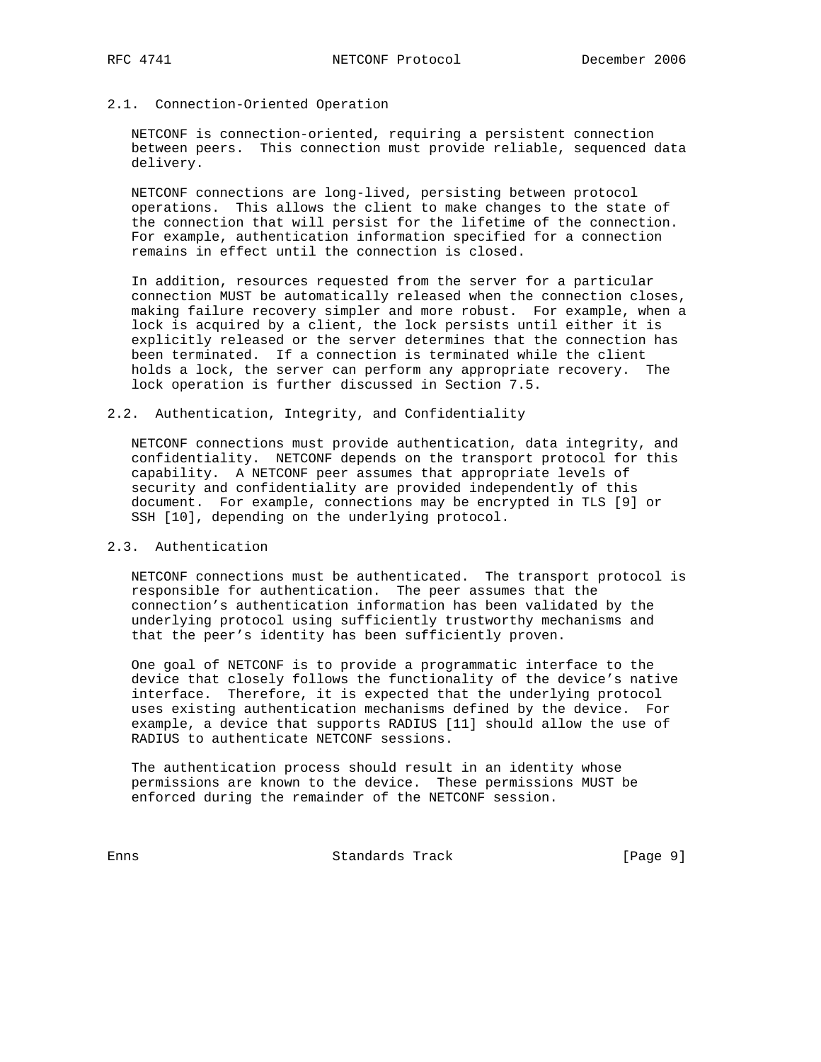### 2.1. Connection-Oriented Operation

NETCONF is connection-oriented, requiring a persistent connection between peers. This connection must provide reliable, sequenced data delivery.

NETCONF connections are long-lived, persisting between protocol operations. This allows the client to make changes to the state of the connection that will persist for the lifetime of the connection. For example, authentication information specified for a connection remains in effect until the connection is closed.

In addition, resources requested from the server for a particular connection MUST be automatically released when the connection closes, making failure recovery simpler and more robust. For example, when a lock is acquired by a client, the lock persists until either it is explicitly released or the server determines that the connection has been terminated. If a connection is terminated while the client holds a lock, the server can perform any appropriate recovery. The lock operation is further discussed in Section 7.5.

### 2.2. Authentication, Integrity, and Confidentiality

NETCONF connections must provide authentication, data integrity, and confidentiality. NETCONF depends on the transport protocol for this capability. A NETCONF peer assumes that appropriate levels of security and confidentiality are provided independently of this document. For example, connections may be encrypted in TLS [9] or SSH [10], depending on the underlying protocol.

### 2.3. Authentication

NETCONF connections must be authenticated. The transport protocol is responsible for authentication. The peer assumes that the connection's authentication information has been validated by the underlying protocol using sufficiently trustworthy mechanisms and that the peer's identity has been sufficiently proven.

One goal of NETCONF is to provide a programmatic interface to the device that closely follows the functionality of the device's native interface. Therefore, it is expected that the underlying protocol uses existing authentication mechanisms defined by the device. For example, a device that supports RADIUS [11] should allow the use of RADIUS to authenticate NETCONF sessions.

The authentication process should result in an identity whose permissions are known to the device. These permissions MUST be enforced during the remainder of the NETCONF session.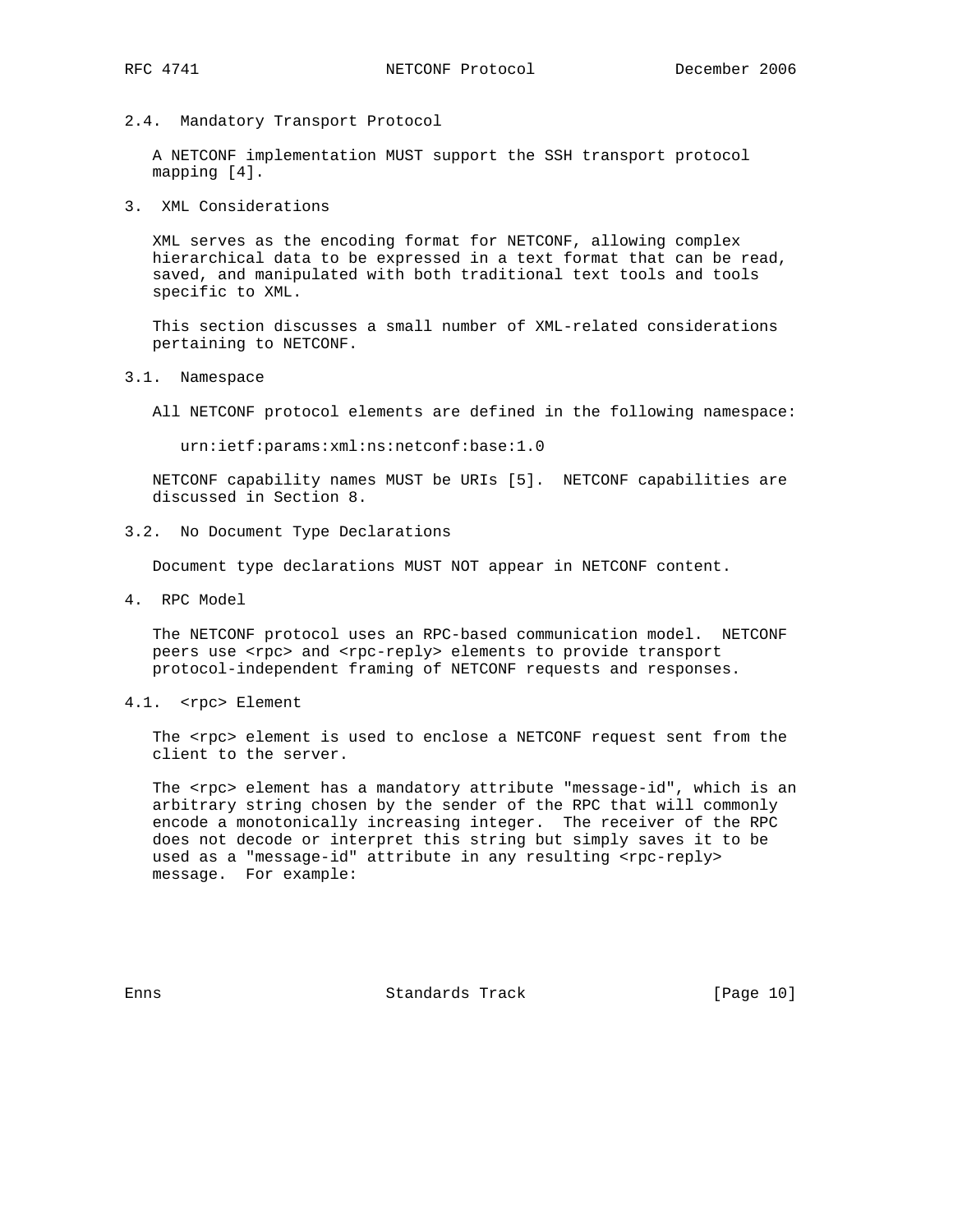### 2.4. Mandatory Transport Protocol

A NETCONF implementation MUST support the SSH transport protocol mapping [4].

## 3. XML Considerations

XML serves as the encoding format for NETCONF, allowing complex hierarchical data to be expressed in a text format that can be read, saved, and manipulated with both traditional text tools and tools specific to XML.

This section discusses a small number of XML-related considerations pertaining to NETCONF.

### 3.1. Namespace

All NETCONF protocol elements are defined in the following namespace:

```
urn:ietf:params:xml:ns:netconf:base:1.0
```

NETCONF capability names MUST be URIs [5]. NETCONF capabilities are discussed in Section 8.

### 3.2. No Document Type Declarations

Document type declarations MUST NOT appear in NETCONF content.

## 4. RPC Model

The NETCONF protocol uses an RPC-based communication model. NETCONF peers use <rpc> and <rpc-reply> elements to provide transport protocol-independent framing of NETCONF requests and responses.

### 4.1. <rpc> Element

The <rpc> element is used to enclose a NETCONF request sent from the client to the server.

The <rpc> element has a mandatory attribute "message-id", which is an arbitrary string chosen by the sender of the RPC that will commonly encode a monotonically increasing integer. The receiver of the RPC does not decode or interpret this string but simply saves it to be used as a "message-id" attribute in any resulting <rpc-reply> message. For example: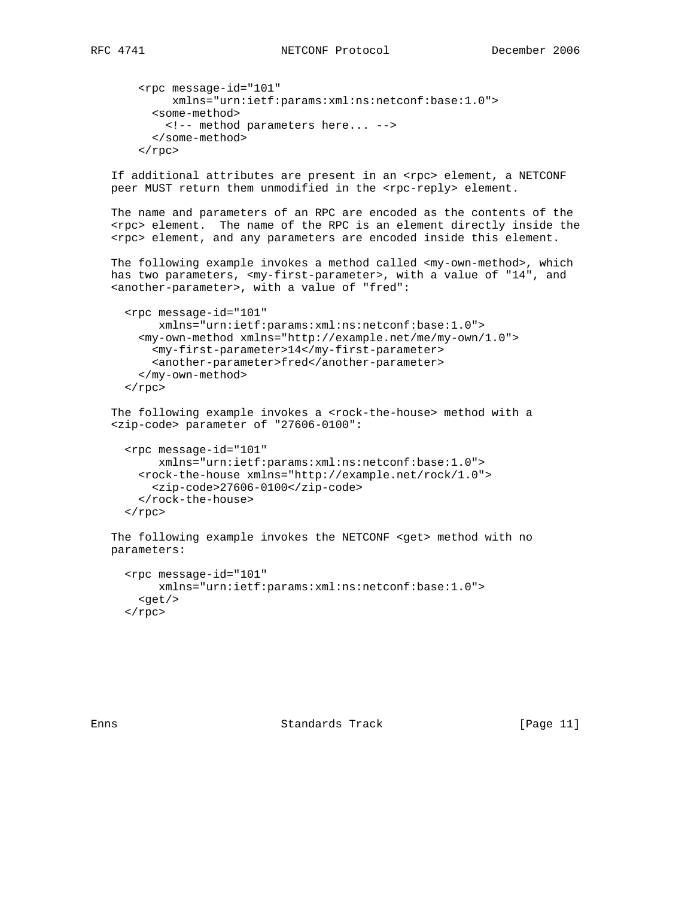```
<rpc message-id="101"
     xmlns="urn:ietf:params:xml:ns:netconf:base:1.0">
  <some-method>
    <!-- method parameters here... -->
  </some-method>
</rpc>
```

If additional attributes are present in an <rpc> element, a NETCONF peer MUST return them unmodified in the <rpc-reply> element.

The name and parameters of an RPC are encoded as the contents of the <rpc> element. The name of the RPC is an element directly inside the <rpc> element, and any parameters are encoded inside this element.

The following example invokes a method called <my-own-method>, which has two parameters, <my-first-parameter>, with a value of "14", and <another-parameter>, with a value of "fred":

```
<rpc message-id="101"
     xmlns="urn:ietf:params:xml:ns:netconf:base:1.0">
  <my-own-method xmlns="http://example.net/me/my-own/1.0">
    <my-first-parameter>14</my-first-parameter>
    <another-parameter>fred</another-parameter>
  </my-own-method>
</rpc>
```

The following example invokes a <rock-the-house> method with a <zip-code> parameter of "27606-0100":

```
<rpc message-id="101"
     xmlns="urn:ietf:params:xml:ns:netconf:base:1.0">
  <rock-the-house xmlns="http://example.net/rock/1.0">
    <zip-code>27606-0100</zip-code>
  </rock-the-house>
</rpc>
```

The following example invokes the NETCONF <get> method with no parameters:

```
<rpc message-id="101"
     xmlns="urn:ietf:params:xml:ns:netconf:base:1.0">
  <get/>
</rpc>
```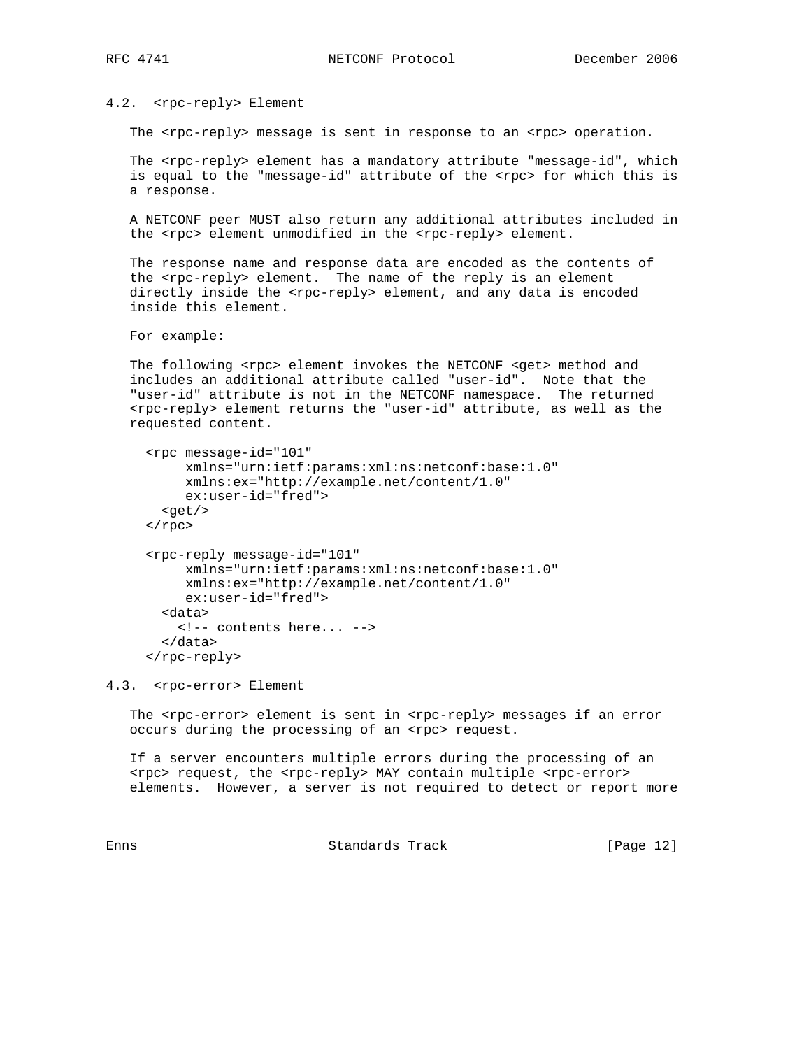### 4.2. <rpc-reply> Element

The <rpc-reply> message is sent in response to an <rpc> operation.

The <rpc-reply> element has a mandatory attribute "message-id", which is equal to the "message-id" attribute of the <rpc> for which this is a response.

A NETCONF peer MUST also return any additional attributes included in the <rpc> element unmodified in the <rpc-reply> element.

The response name and response data are encoded as the contents of the <rpc-reply> element. The name of the reply is an element directly inside the <rpc-reply> element, and any data is encoded inside this element.

For example:

The following <rpc> element invokes the NETCONF <get> method and includes an additional attribute called "user-id". Note that the "user-id" attribute is not in the NETCONF namespace. The returned <rpc-reply> element returns the "user-id" attribute, as well as the requested content.

```
<rpc message-id="101"
     xmlns="urn:ietf:params:xml:ns:netconf:base:1.0"
     xmlns:ex="http://example.net/content/1.0"
     ex:user-id="fred">
  <get/>
</rpc>

<rpc-reply message-id="101"
     xmlns="urn:ietf:params:xml:ns:netconf:base:1.0"
     xmlns:ex="http://example.net/content/1.0"
     ex:user-id="fred">
  <data>
    <!-- contents here... -->
  </data>
</rpc-reply>
```

### 4.3. <rpc-error> Element

The <rpc-error> element is sent in <rpc-reply> messages if an error occurs during the processing of an <rpc> request.

If a server encounters multiple errors during the processing of an <rpc> request, the <rpc-reply> MAY contain multiple <rpc-error> elements. However, a server is not required to detect or report more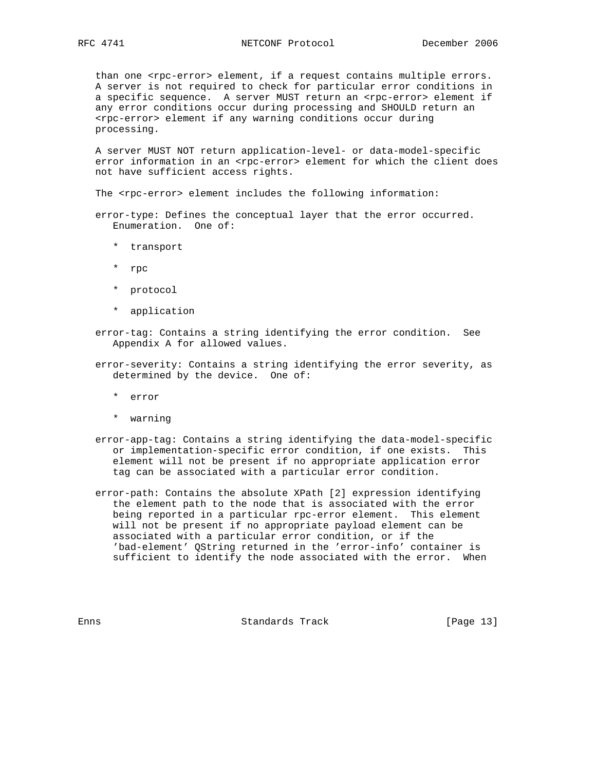than one <rpc-error> element, if a request contains multiple errors. A server is not required to check for particular error conditions in a specific sequence. A server MUST return an <rpc-error> element if any error conditions occur during processing and SHOULD return an <rpc-error> element if any warning conditions occur during processing.

A server MUST NOT return application-level- or data-model-specific error information in an <rpc-error> element for which the client does not have sufficient access rights.

The <rpc-error> element includes the following information:

error-type: Defines the conceptual layer that the error occurred. Enumeration. One of:

* transport
* rpc
* protocol
* application

error-tag: Contains a string identifying the error condition. See Appendix A for allowed values.

error-severity: Contains a string identifying the error severity, as determined by the device. One of:

* error
* warning

error-app-tag: Contains a string identifying the data-model-specific or implementation-specific error condition, if one exists. This element will not be present if no appropriate application error tag can be associated with a particular error condition.

error-path: Contains the absolute XPath [2] expression identifying the element path to the node that is associated with the error being reported in a particular rpc-error element. This element will not be present if no appropriate payload element can be associated with a particular error condition, or if the 'bad-element' QString returned in the 'error-info' container is sufficient to identify the node associated with the error. When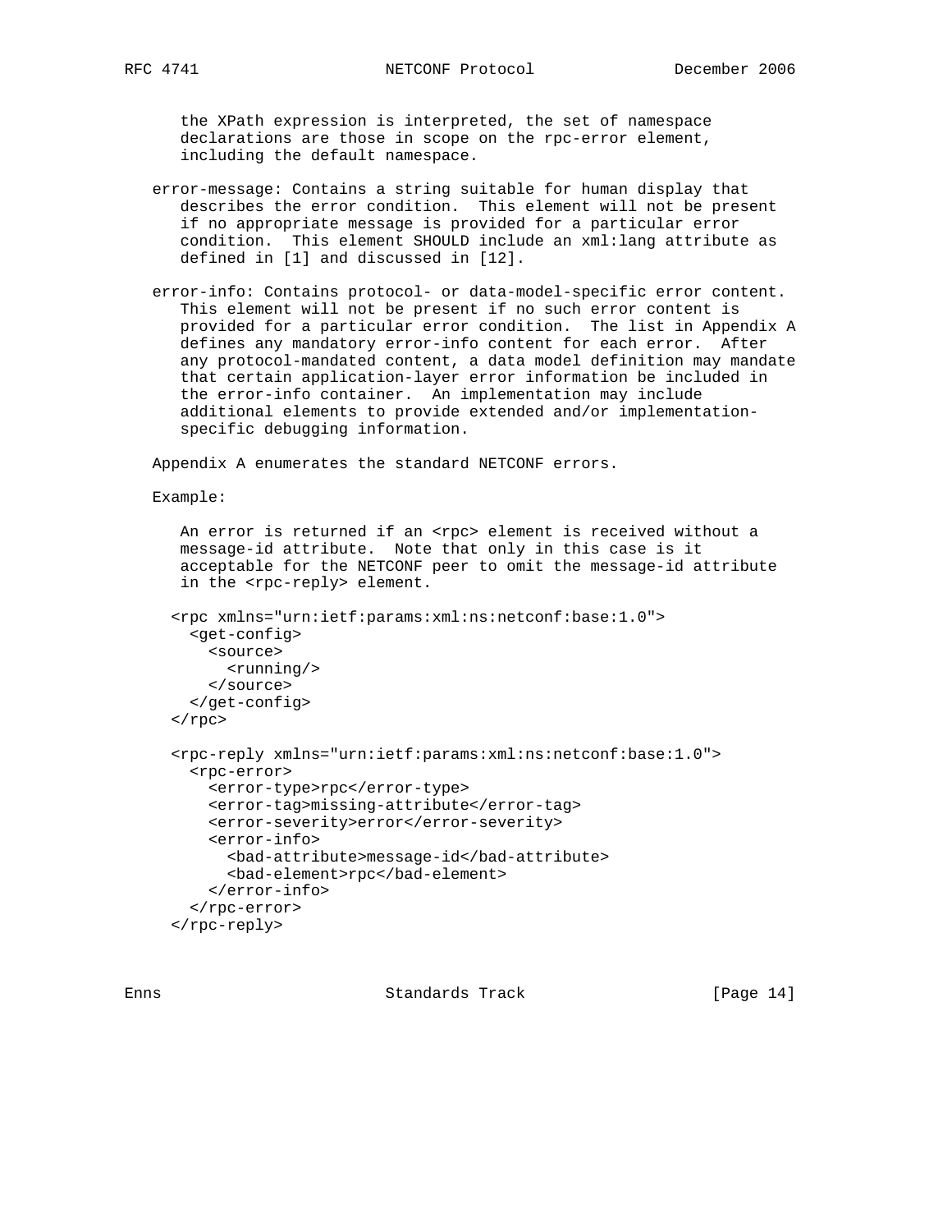the XPath expression is interpreted, the set of namespace declarations are those in scope on the rpc-error element, including the default namespace.

error-message: Contains a string suitable for human display that describes the error condition. This element will not be present if no appropriate message is provided for a particular error condition. This element SHOULD include an xml:lang attribute as defined in [1] and discussed in [12].

error-info: Contains protocol- or data-model-specific error content. This element will not be present if no such error content is provided for a particular error condition. The list in Appendix A defines any mandatory error-info content for each error. After any protocol-mandated content, a data model definition may mandate that certain application-layer error information be included in the error-info container. An implementation may include additional elements to provide extended and/or implementation-specific debugging information.

Appendix A enumerates the standard NETCONF errors.

Example:

An error is returned if an <rpc> element is received without a message-id attribute. Note that only in this case is it acceptable for the NETCONF peer to omit the message-id attribute in the <rpc-reply> element.

```
<rpc xmlns="urn:ietf:params:xml:ns:netconf:base:1.0">
  <get-config>
    <source>
      <running/>
    </source>
  </get-config>
</rpc>

<rpc-reply xmlns="urn:ietf:params:xml:ns:netconf:base:1.0">
  <rpc-error>
    <error-type>rpc</error-type>
    <error-tag>missing-attribute</error-tag>
    <error-severity>error</error-severity>
    <error-info>
      <bad-attribute>message-id</bad-attribute>
      <bad-element>rpc</bad-element>
    </error-info>
  </rpc-error>
</rpc-reply>
```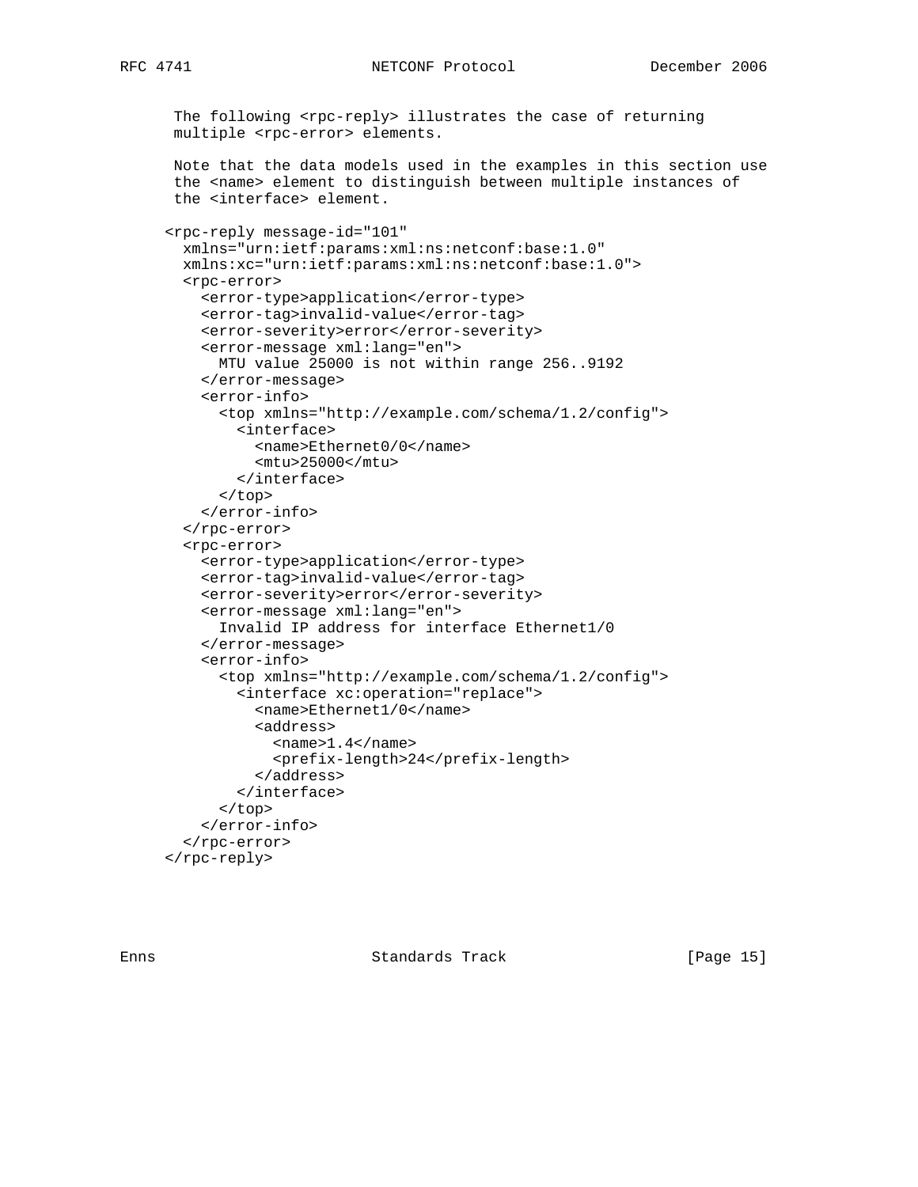The following <rpc-reply> illustrates the case of returning multiple <rpc-error> elements.

Note that the data models used in the examples in this section use the <name> element to distinguish between multiple instances of the <interface> element.

```
<rpc-reply message-id="101"
  xmlns="urn:ietf:params:xml:ns:netconf:base:1.0"
  xmlns:xc="urn:ietf:params:xml:ns:netconf:base:1.0">
  <rpc-error>
    <error-type>application</error-type>
    <error-tag>invalid-value</error-tag>
    <error-severity>error</error-severity>
    <error-message xml:lang="en">
      MTU value 25000 is not within range 256..9192
    </error-message>
    <error-info>
      <top xmlns="http://example.com/schema/1.2/config">
        <interface>
          <name>Ethernet0/0</name>
          <mtu>25000</mtu>
        </interface>
      </top>
    </error-info>
  </rpc-error>
  <rpc-error>
    <error-type>application</error-type>
    <error-tag>invalid-value</error-tag>
    <error-severity>error</error-severity>
    <error-message xml:lang="en">
      Invalid IP address for interface Ethernet1/0
    </error-message>
    <error-info>
      <top xmlns="http://example.com/schema/1.2/config">
        <interface xc:operation="replace">
          <name>Ethernet1/0</name>
          <address>
            <name>1.4</name>
            <prefix-length>24</prefix-length>
          </address>
        </interface>
      </top>
    </error-info>
  </rpc-error>
</rpc-reply>
```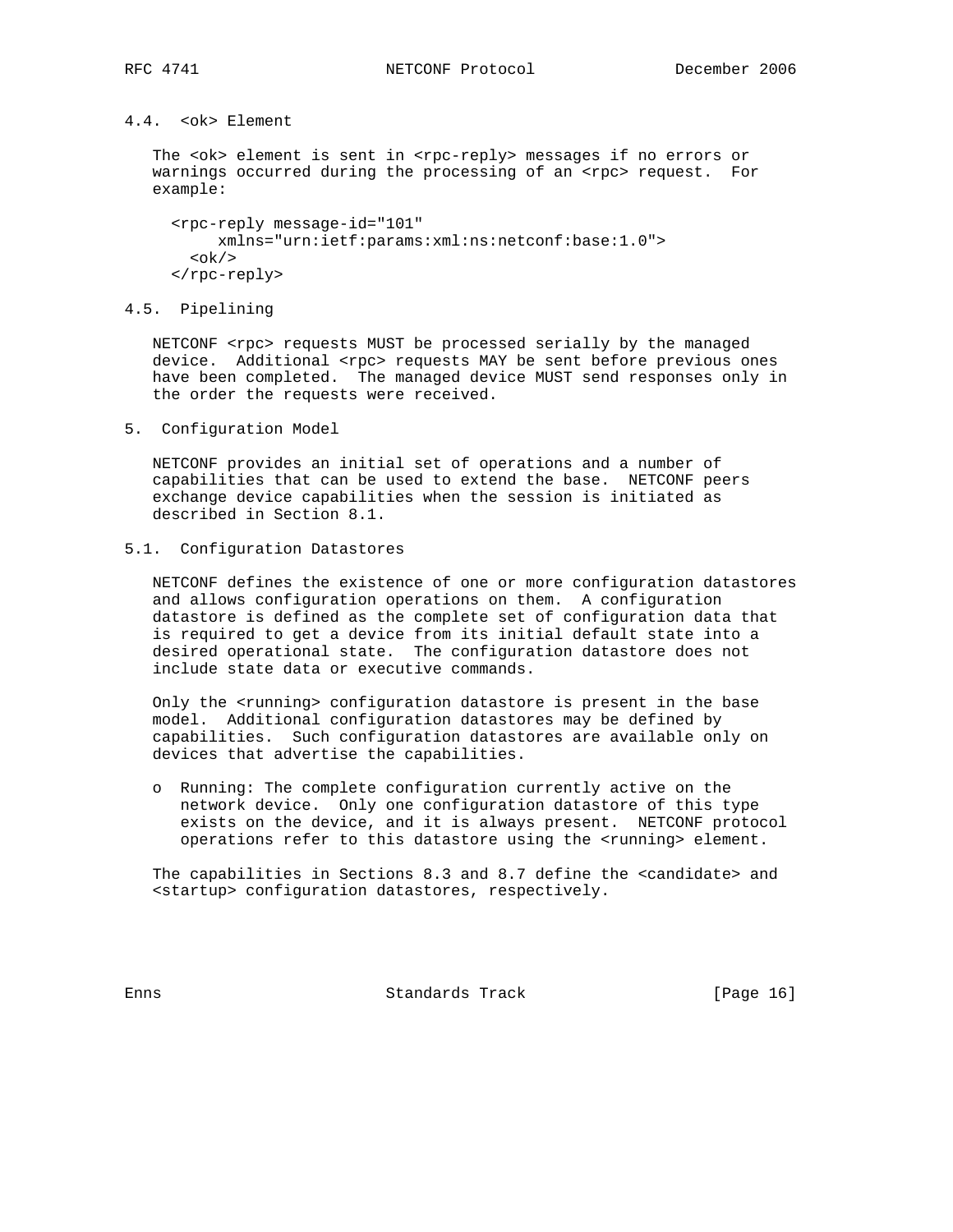### 4.4. <ok> Element

The <ok> element is sent in <rpc-reply> messages if no errors or warnings occurred during the processing of an <rpc> request. For example:

```
<rpc-reply message-id="101"
     xmlns="urn:ietf:params:xml:ns:netconf:base:1.0">
  <ok/>
</rpc-reply>
```

### 4.5. Pipelining

NETCONF <rpc> requests MUST be processed serially by the managed device. Additional <rpc> requests MAY be sent before previous ones have been completed. The managed device MUST send responses only in the order the requests were received.

## 5. Configuration Model

NETCONF provides an initial set of operations and a number of capabilities that can be used to extend the base. NETCONF peers exchange device capabilities when the session is initiated as described in Section 8.1.

### 5.1. Configuration Datastores

NETCONF defines the existence of one or more configuration datastores and allows configuration operations on them. A configuration datastore is defined as the complete set of configuration data that is required to get a device from its initial default state into a desired operational state. The configuration datastore does not include state data or executive commands.

Only the <running> configuration datastore is present in the base model. Additional configuration datastores may be defined by capabilities. Such configuration datastores are available only on devices that advertise the capabilities.

- Running: The complete configuration currently active on the network device. Only one configuration datastore of this type exists on the device, and it is always present. NETCONF protocol operations refer to this datastore using the <running> element.

The capabilities in Sections 8.3 and 8.7 define the <candidate> and <startup> configuration datastores, respectively.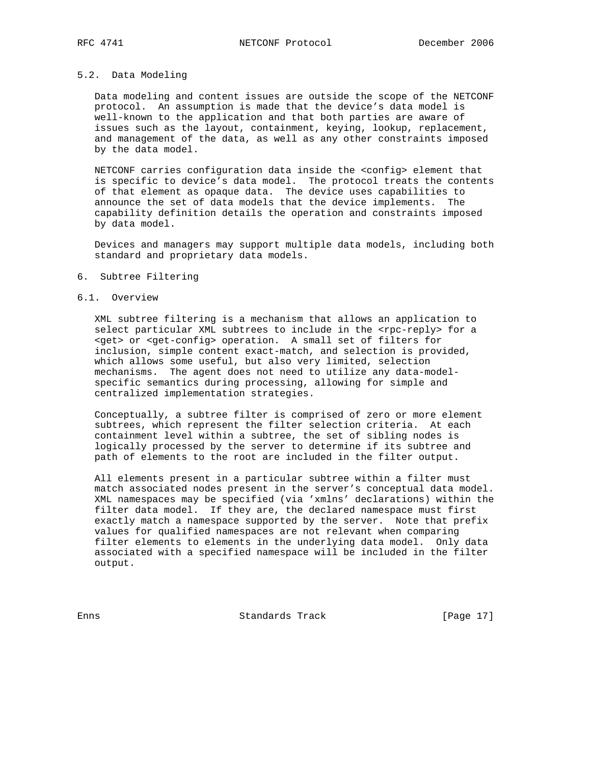### 5.2. Data Modeling

Data modeling and content issues are outside the scope of the NETCONF protocol. An assumption is made that the device's data model is well-known to the application and that both parties are aware of issues such as the layout, containment, keying, lookup, replacement, and management of the data, as well as any other constraints imposed by the data model.

NETCONF carries configuration data inside the <config> element that is specific to device's data model. The protocol treats the contents of that element as opaque data. The device uses capabilities to announce the set of data models that the device implements. The capability definition details the operation and constraints imposed by data model.

Devices and managers may support multiple data models, including both standard and proprietary data models.

## 6. Subtree Filtering

### 6.1. Overview

XML subtree filtering is a mechanism that allows an application to select particular XML subtrees to include in the <rpc-reply> for a <get> or <get-config> operation. A small set of filters for inclusion, simple content exact-match, and selection is provided, which allows some useful, but also very limited, selection mechanisms. The agent does not need to utilize any data-model-specific semantics during processing, allowing for simple and centralized implementation strategies.

Conceptually, a subtree filter is comprised of zero or more element subtrees, which represent the filter selection criteria. At each containment level within a subtree, the set of sibling nodes is logically processed by the server to determine if its subtree and path of elements to the root are included in the filter output.

All elements present in a particular subtree within a filter must match associated nodes present in the server's conceptual data model. XML namespaces may be specified (via 'xmlns' declarations) within the filter data model. If they are, the declared namespace must first exactly match a namespace supported by the server. Note that prefix values for qualified namespaces are not relevant when comparing filter elements to elements in the underlying data model. Only data associated with a specified namespace will be included in the filter output.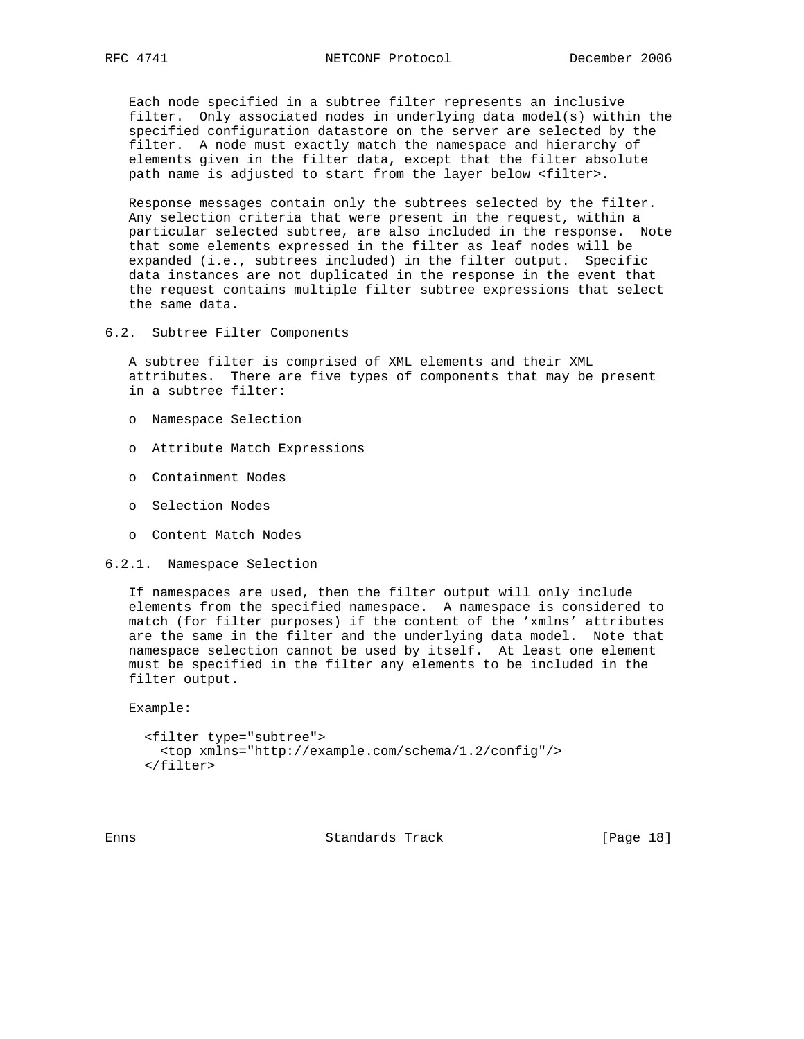Each node specified in a subtree filter represents an inclusive filter. Only associated nodes in underlying data model(s) within the specified configuration datastore on the server are selected by the filter. A node must exactly match the namespace and hierarchy of elements given in the filter data, except that the filter absolute path name is adjusted to start from the layer below <filter>.

Response messages contain only the subtrees selected by the filter. Any selection criteria that were present in the request, within a particular selected subtree, are also included in the response. Note that some elements expressed in the filter as leaf nodes will be expanded (i.e., subtrees included) in the filter output. Specific data instances are not duplicated in the response in the event that the request contains multiple filter subtree expressions that select the same data.

## 6.2. Subtree Filter Components

A subtree filter is comprised of XML elements and their XML attributes. There are five types of components that may be present in a subtree filter:

- Namespace Selection
- Attribute Match Expressions
- Containment Nodes
- Selection Nodes
- Content Match Nodes

### 6.2.1. Namespace Selection

If namespaces are used, then the filter output will only include elements from the specified namespace. A namespace is considered to match (for filter purposes) if the content of the 'xmlns' attributes are the same in the filter and the underlying data model. Note that namespace selection cannot be used by itself. At least one element must be specified in the filter any elements to be included in the filter output.

Example:

```
<filter type="subtree">
  <top xmlns="http://example.com/schema/1.2/config"/>
</filter>
```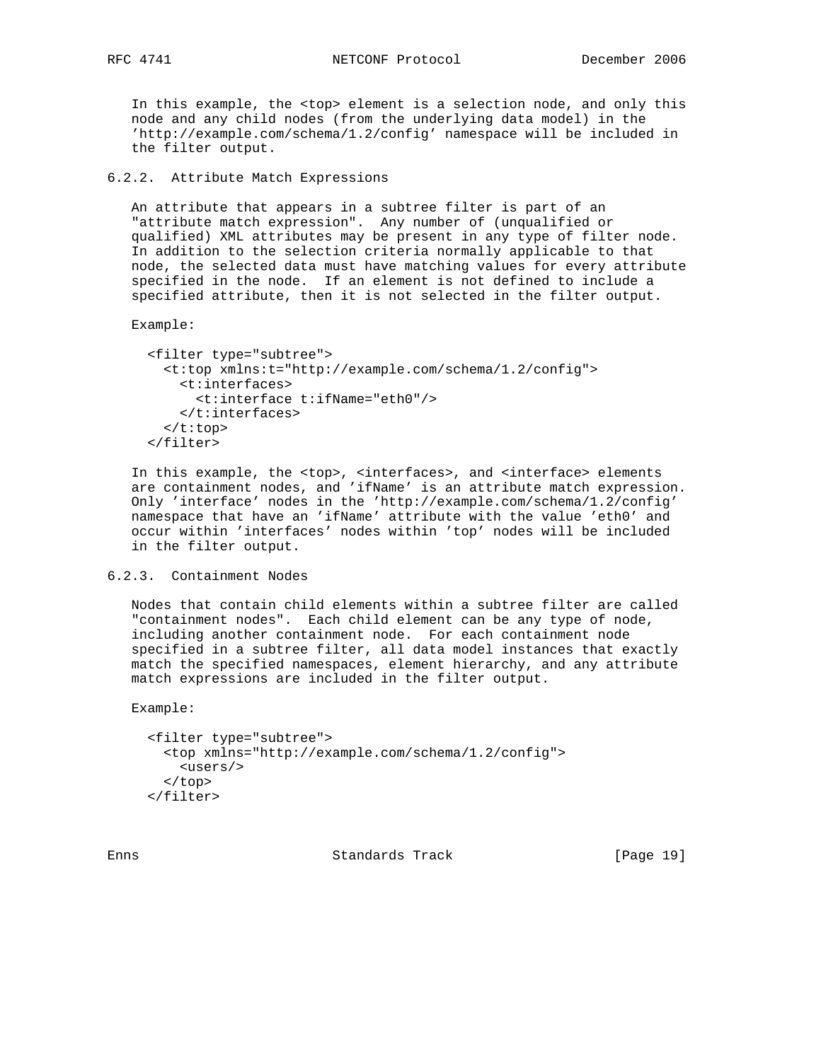In this example, the <top> element is a selection node, and only this node and any child nodes (from the underlying data model) in the 'http://example.com/schema/1.2/config' namespace will be included in the filter output.

### 6.2.2. Attribute Match Expressions

An attribute that appears in a subtree filter is part of an "attribute match expression". Any number of (unqualified or qualified) XML attributes may be present in any type of filter node. In addition to the selection criteria normally applicable to that node, the selected data must have matching values for every attribute specified in the node. If an element is not defined to include a specified attribute, then it is not selected in the filter output.

Example:

```
<filter type="subtree">
  <t:top xmlns:t="http://example.com/schema/1.2/config">
    <t:interfaces>
      <t:interface t:ifName="eth0"/>
    </t:interfaces>
  </t:top>
</filter>
```

In this example, the <top>, <interfaces>, and <interface> elements are containment nodes, and 'ifName' is an attribute match expression. Only 'interface' nodes in the 'http://example.com/schema/1.2/config' namespace that have an 'ifName' attribute with the value 'eth0' and occur within 'interfaces' nodes within 'top' nodes will be included in the filter output.

### 6.2.3. Containment Nodes

Nodes that contain child elements within a subtree filter are called "containment nodes". Each child element can be any type of node, including another containment node. For each containment node specified in a subtree filter, all data model instances that exactly match the specified namespaces, element hierarchy, and any attribute match expressions are included in the filter output.

Example:

```
<filter type="subtree">
  <top xmlns="http://example.com/schema/1.2/config">
    <users/>
  </top>
</filter>
```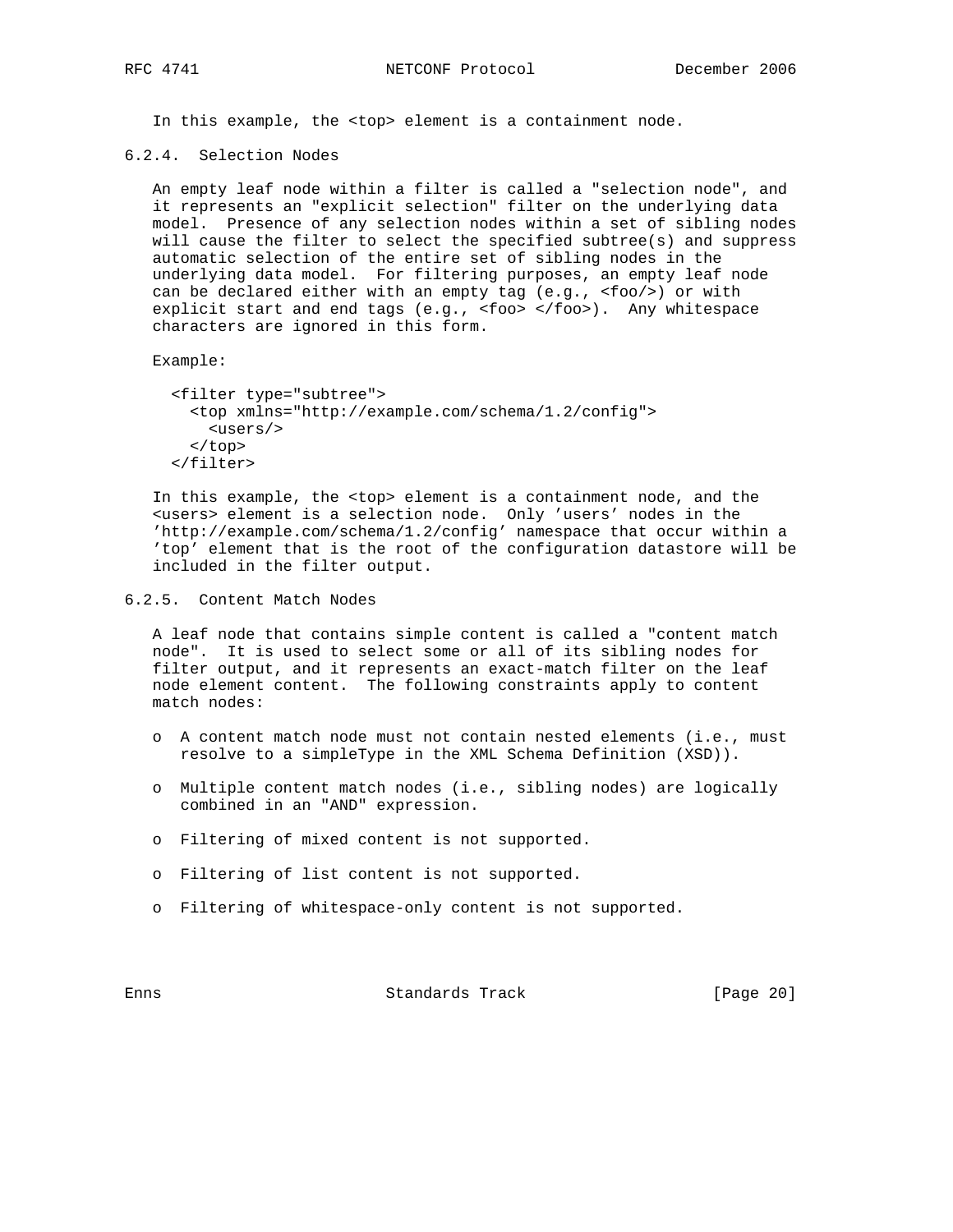In this example, the <top> element is a containment node.

### 6.2.4. Selection Nodes

An empty leaf node within a filter is called a "selection node", and it represents an "explicit selection" filter on the underlying data model. Presence of any selection nodes within a set of sibling nodes will cause the filter to select the specified subtree(s) and suppress automatic selection of the entire set of sibling nodes in the underlying data model. For filtering purposes, an empty leaf node can be declared either with an empty tag (e.g., <foo/>) or with explicit start and end tags (e.g., <foo> </foo>). Any whitespace characters are ignored in this form.

Example:

```
<filter type="subtree">
  <top xmlns="http://example.com/schema/1.2/config">
    <users/>
  </top>
</filter>
```

In this example, the <top> element is a containment node, and the <users> element is a selection node. Only 'users' nodes in the 'http://example.com/schema/1.2/config' namespace that occur within a 'top' element that is the root of the configuration datastore will be included in the filter output.

### 6.2.5. Content Match Nodes

A leaf node that contains simple content is called a "content match node". It is used to select some or all of its sibling nodes for filter output, and it represents an exact-match filter on the leaf node element content. The following constraints apply to content match nodes:

- A content match node must not contain nested elements (i.e., must resolve to a simpleType in the XML Schema Definition (XSD)).
- Multiple content match nodes (i.e., sibling nodes) are logically combined in an "AND" expression.
- Filtering of mixed content is not supported.
- Filtering of list content is not supported.
- Filtering of whitespace-only content is not supported.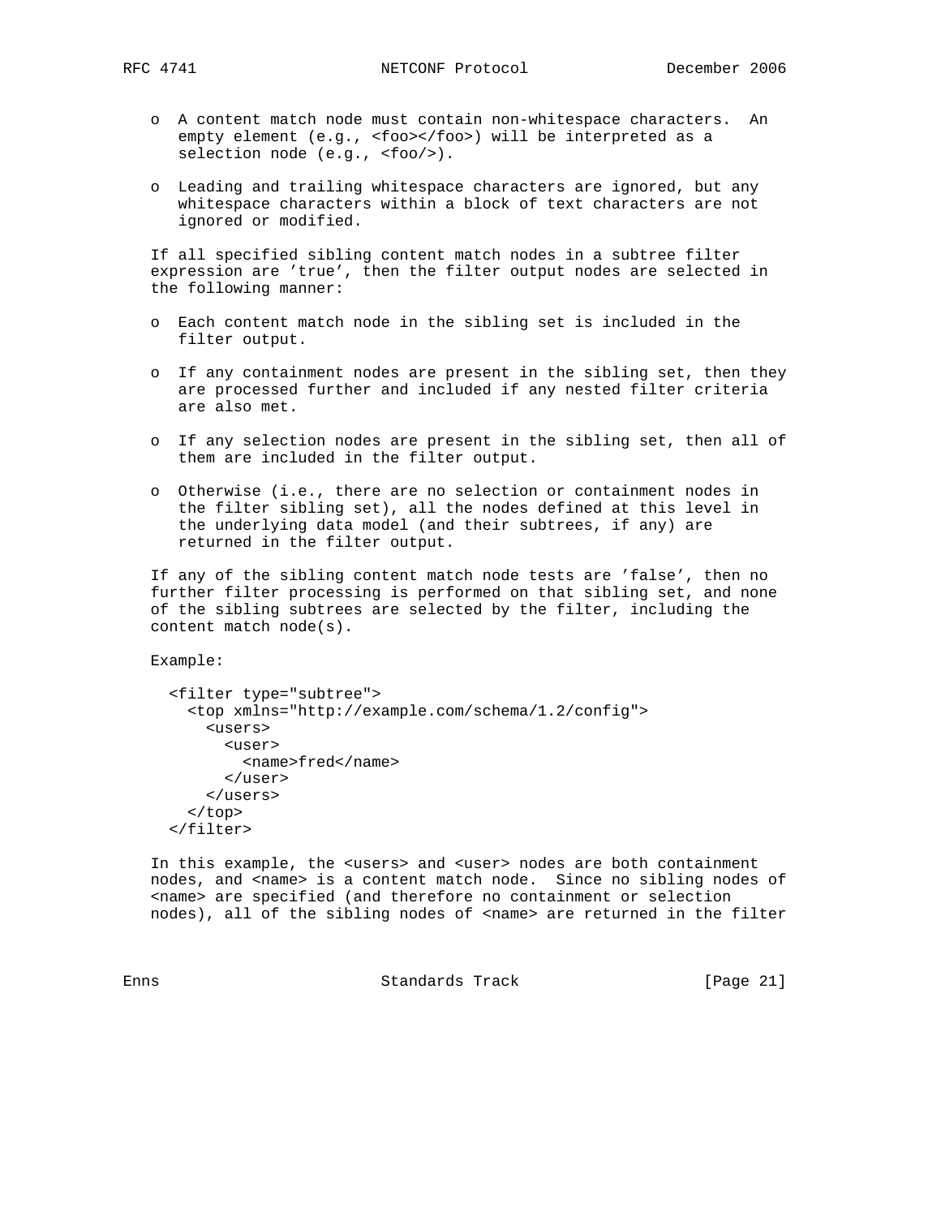- A content match node must contain non-whitespace characters. An empty element (e.g., <foo></foo>) will be interpreted as a selection node (e.g., <foo/>).

- Leading and trailing whitespace characters are ignored, but any whitespace characters within a block of text characters are not ignored or modified.

If all specified sibling content match nodes in a subtree filter expression are 'true', then the filter output nodes are selected in the following manner:

- Each content match node in the sibling set is included in the filter output.

- If any containment nodes are present in the sibling set, then they are processed further and included if any nested filter criteria are also met.

- If any selection nodes are present in the sibling set, then all of them are included in the filter output.

- Otherwise (i.e., there are no selection or containment nodes in the filter sibling set), all the nodes defined at this level in the underlying data model (and their subtrees, if any) are returned in the filter output.

If any of the sibling content match node tests are 'false', then no further filter processing is performed on that sibling set, and none of the sibling subtrees are selected by the filter, including the content match node(s).

Example:

```
<filter type="subtree">
  <top xmlns="http://example.com/schema/1.2/config">
    <users>
      <user>
        <name>fred</name>
      </user>
    </users>
  </top>
</filter>
```

In this example, the <users> and <user> nodes are both containment nodes, and <name> is a content match node. Since no sibling nodes of <name> are specified (and therefore no containment or selection nodes), all of the sibling nodes of <name> are returned in the filter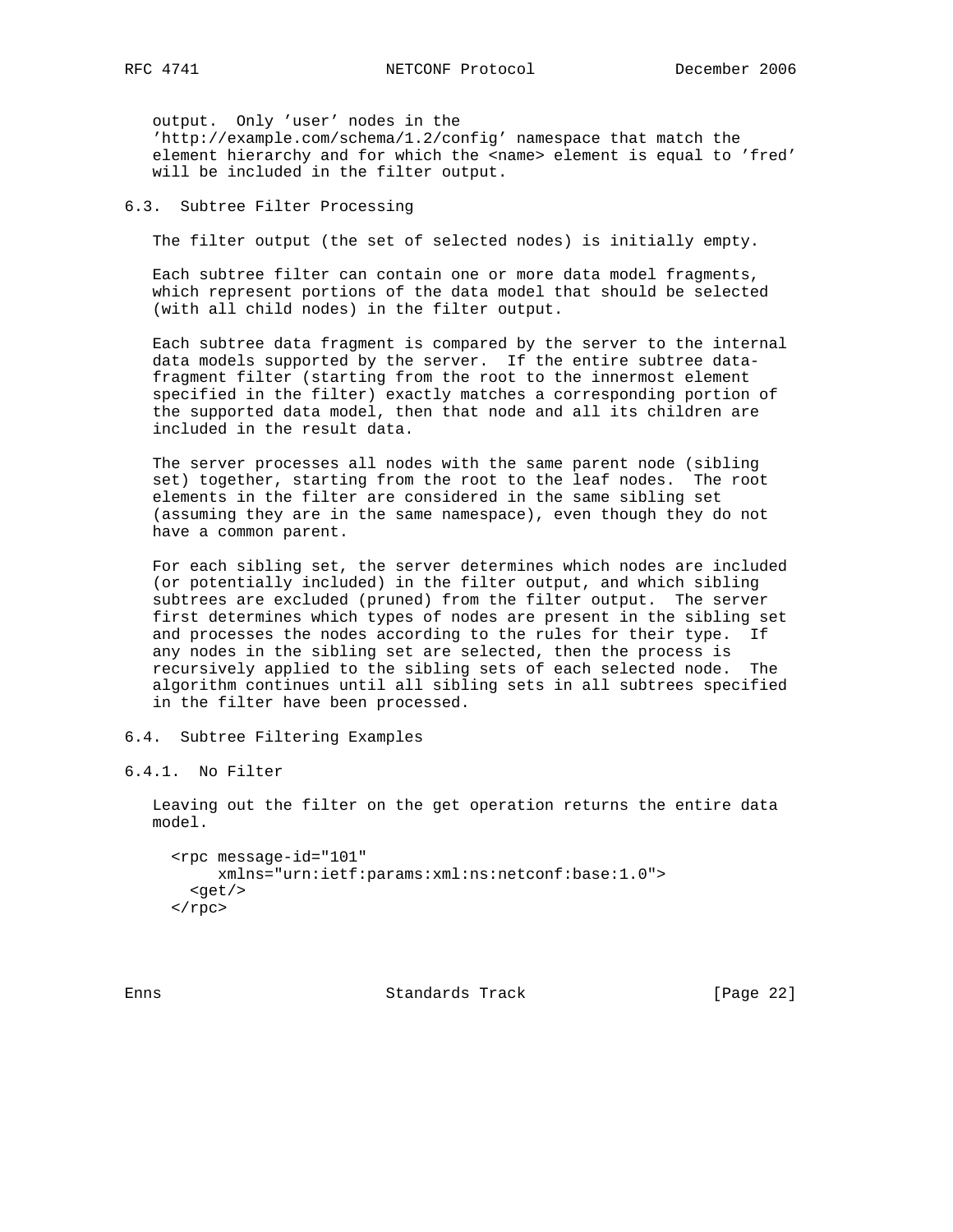output. Only 'user' nodes in the 'http://example.com/schema/1.2/config' namespace that match the element hierarchy and for which the <name> element is equal to 'fred' will be included in the filter output.

## 6.3. Subtree Filter Processing

The filter output (the set of selected nodes) is initially empty.

Each subtree filter can contain one or more data model fragments, which represent portions of the data model that should be selected (with all child nodes) in the filter output.

Each subtree data fragment is compared by the server to the internal data models supported by the server. If the entire subtree data-fragment filter (starting from the root to the innermost element specified in the filter) exactly matches a corresponding portion of the supported data model, then that node and all its children are included in the result data.

The server processes all nodes with the same parent node (sibling set) together, starting from the root to the leaf nodes. The root elements in the filter are considered in the same sibling set (assuming they are in the same namespace), even though they do not have a common parent.

For each sibling set, the server determines which nodes are included (or potentially included) in the filter output, and which sibling subtrees are excluded (pruned) from the filter output. The server first determines which types of nodes are present in the sibling set and processes the nodes according to the rules for their type. If any nodes in the sibling set are selected, then the process is recursively applied to the sibling sets of each selected node. The algorithm continues until all sibling sets in all subtrees specified in the filter have been processed.

## 6.4. Subtree Filtering Examples

### 6.4.1. No Filter

Leaving out the filter on the get operation returns the entire data model.

```
<rpc message-id="101"
     xmlns="urn:ietf:params:xml:ns:netconf:base:1.0">
  <get/>
</rpc>
```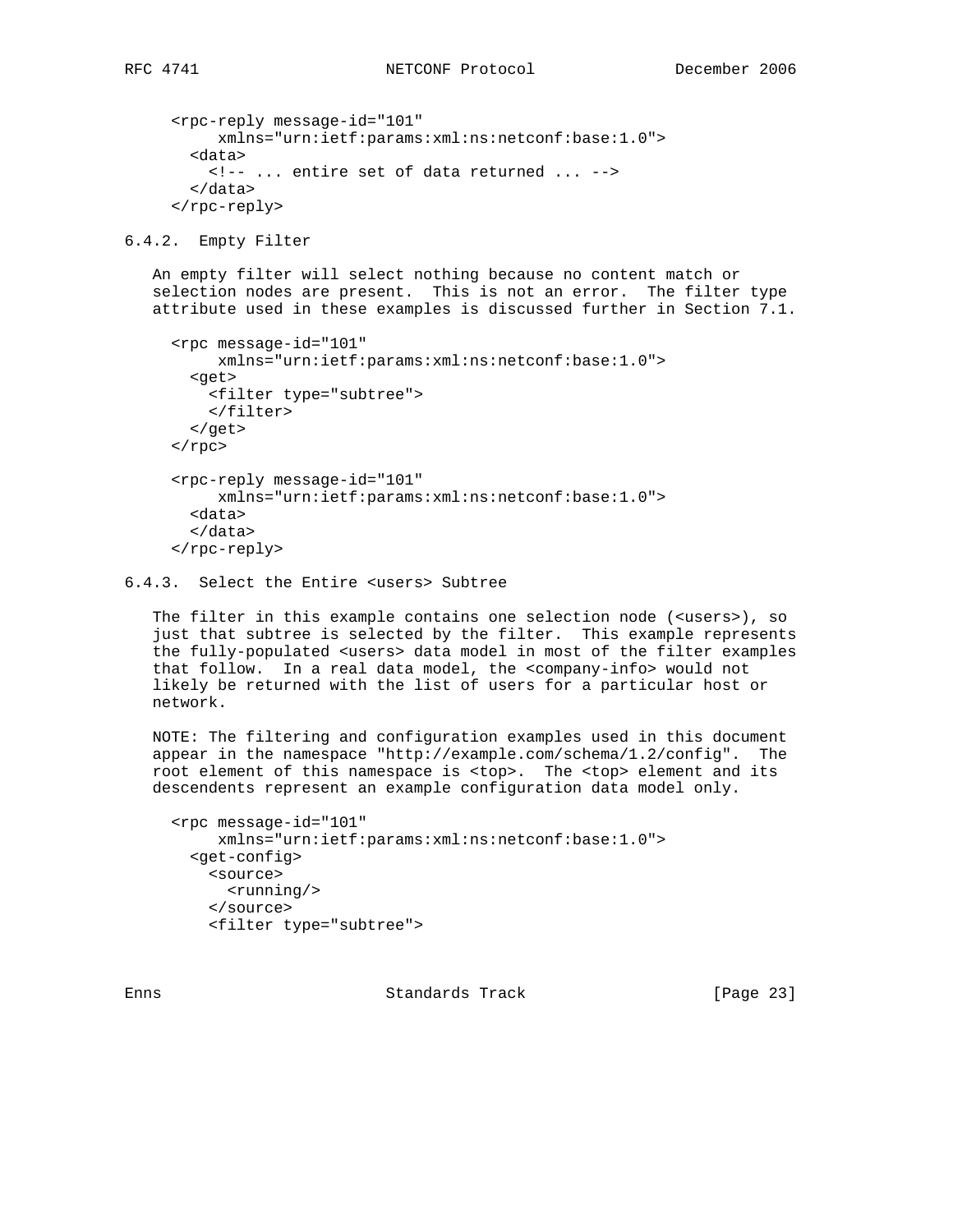```
<rpc-reply message-id="101"
     xmlns="urn:ietf:params:xml:ns:netconf:base:1.0">
  <data>
    <!-- ... entire set of data returned ... -->
  </data>
</rpc-reply>
```

### 6.4.2. Empty Filter

An empty filter will select nothing because no content match or selection nodes are present. This is not an error. The filter type attribute used in these examples is discussed further in Section 7.1.

```
<rpc message-id="101"
     xmlns="urn:ietf:params:xml:ns:netconf:base:1.0">
  <get>
    <filter type="subtree">
    </filter>
  </get>
</rpc>

<rpc-reply message-id="101"
     xmlns="urn:ietf:params:xml:ns:netconf:base:1.0">
  <data>
  </data>
</rpc-reply>
```

### 6.4.3. Select the Entire <users> Subtree

The filter in this example contains one selection node (<users>), so just that subtree is selected by the filter. This example represents the fully-populated <users> data model in most of the filter examples that follow. In a real data model, the <company-info> would not likely be returned with the list of users for a particular host or network.

NOTE: The filtering and configuration examples used in this document appear in the namespace "http://example.com/schema/1.2/config". The root element of this namespace is <top>. The <top> element and its descendents represent an example configuration data model only.

```
<rpc message-id="101"
     xmlns="urn:ietf:params:xml:ns:netconf:base:1.0">
  <get-config>
    <source>
      <running/>
    </source>
    <filter type="subtree">
```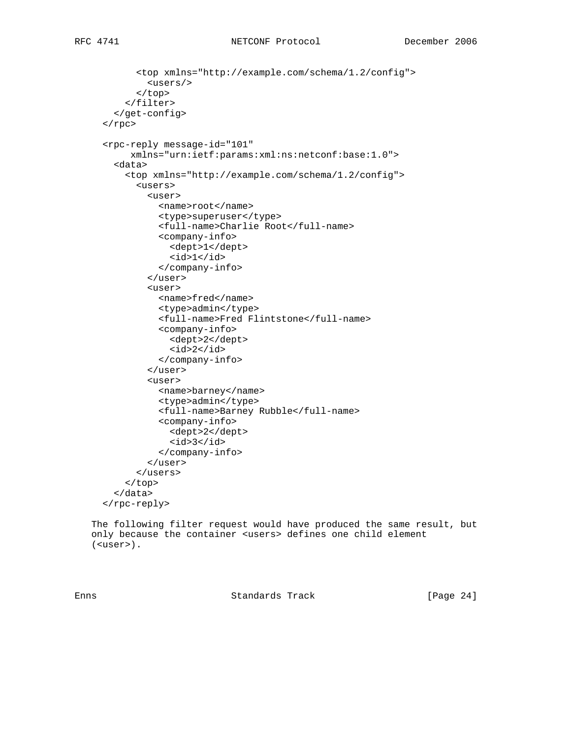```
          <top xmlns="http://example.com/schema/1.2/config">
            <users/>
          </top>
        </filter>
      </get-config>
    </rpc>

    <rpc-reply message-id="101"
         xmlns="urn:ietf:params:xml:ns:netconf:base:1.0">
      <data>
        <top xmlns="http://example.com/schema/1.2/config">
          <users>
            <user>
              <name>root</name>
              <type>superuser</type>
              <full-name>Charlie Root</full-name>
              <company-info>
                <dept>1</dept>
                <id>1</id>
              </company-info>
            </user>
            <user>
              <name>fred</name>
              <type>admin</type>
              <full-name>Fred Flintstone</full-name>
              <company-info>
                <dept>2</dept>
                <id>2</id>
              </company-info>
            </user>
            <user>
              <name>barney</name>
              <type>admin</type>
              <full-name>Barney Rubble</full-name>
              <company-info>
                <dept>2</dept>
                <id>3</id>
              </company-info>
            </user>
          </users>
        </top>
      </data>
    </rpc-reply>
```

The following filter request would have produced the same result, but only because the container <users> defines one child element (<user>).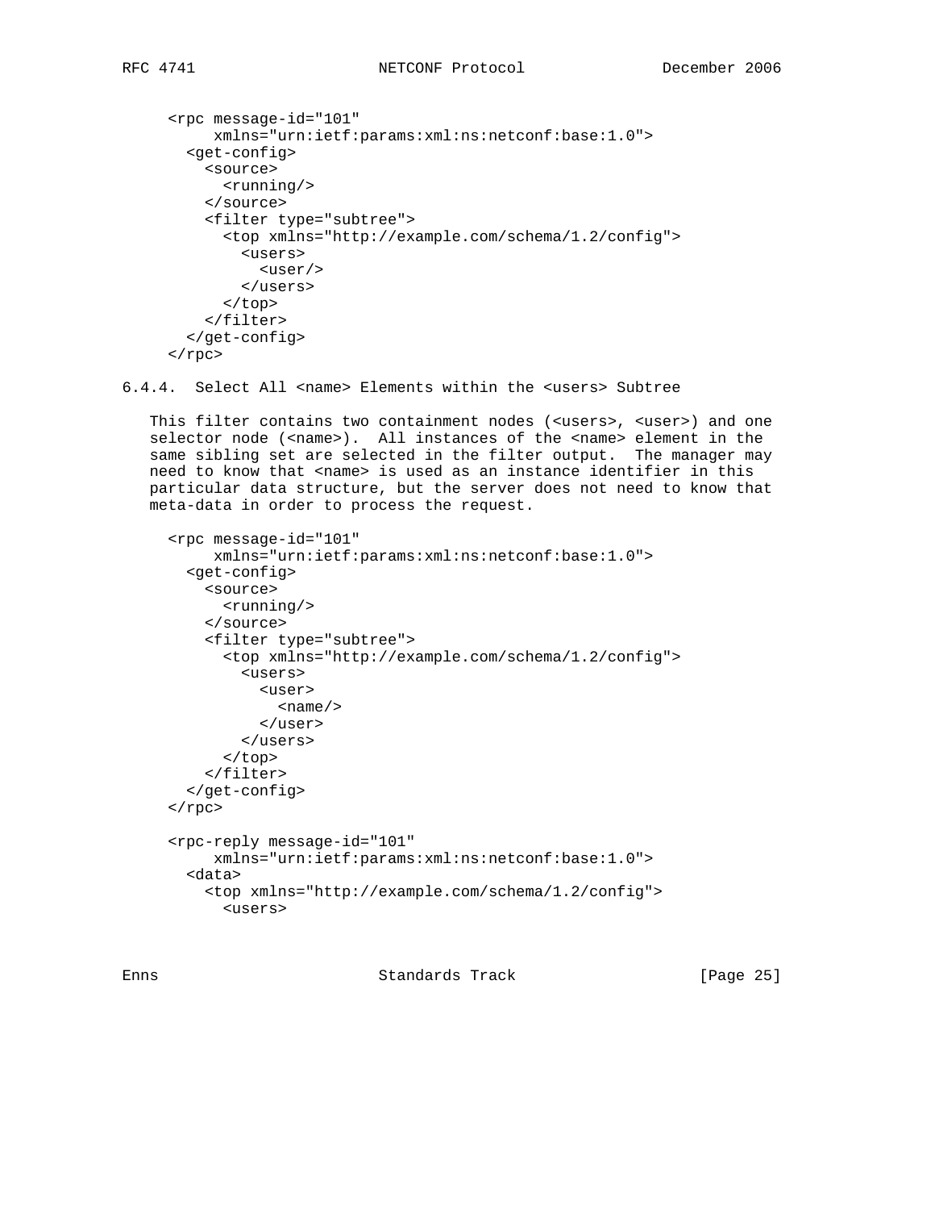```
<rpc message-id="101"
     xmlns="urn:ietf:params:xml:ns:netconf:base:1.0">
  <get-config>
    <source>
      <running/>
    </source>
    <filter type="subtree">
      <top xmlns="http://example.com/schema/1.2/config">
        <users>
          <user/>
        </users>
      </top>
    </filter>
  </get-config>
</rpc>
```

### 6.4.4. Select All <name> Elements within the <users> Subtree

This filter contains two containment nodes (<users>, <user>) and one selector node (<name>). All instances of the <name> element in the same sibling set are selected in the filter output. The manager may need to know that <name> is used as an instance identifier in this particular data structure, but the server does not need to know that meta-data in order to process the request.

```
<rpc message-id="101"
     xmlns="urn:ietf:params:xml:ns:netconf:base:1.0">
  <get-config>
    <source>
      <running/>
    </source>
    <filter type="subtree">
      <top xmlns="http://example.com/schema/1.2/config">
        <users>
          <user>
            <name/>
          </user>
        </users>
      </top>
    </filter>
  </get-config>
</rpc>
```

```
<rpc-reply message-id="101"
     xmlns="urn:ietf:params:xml:ns:netconf:base:1.0">
  <data>
    <top xmlns="http://example.com/schema/1.2/config">
      <users>
```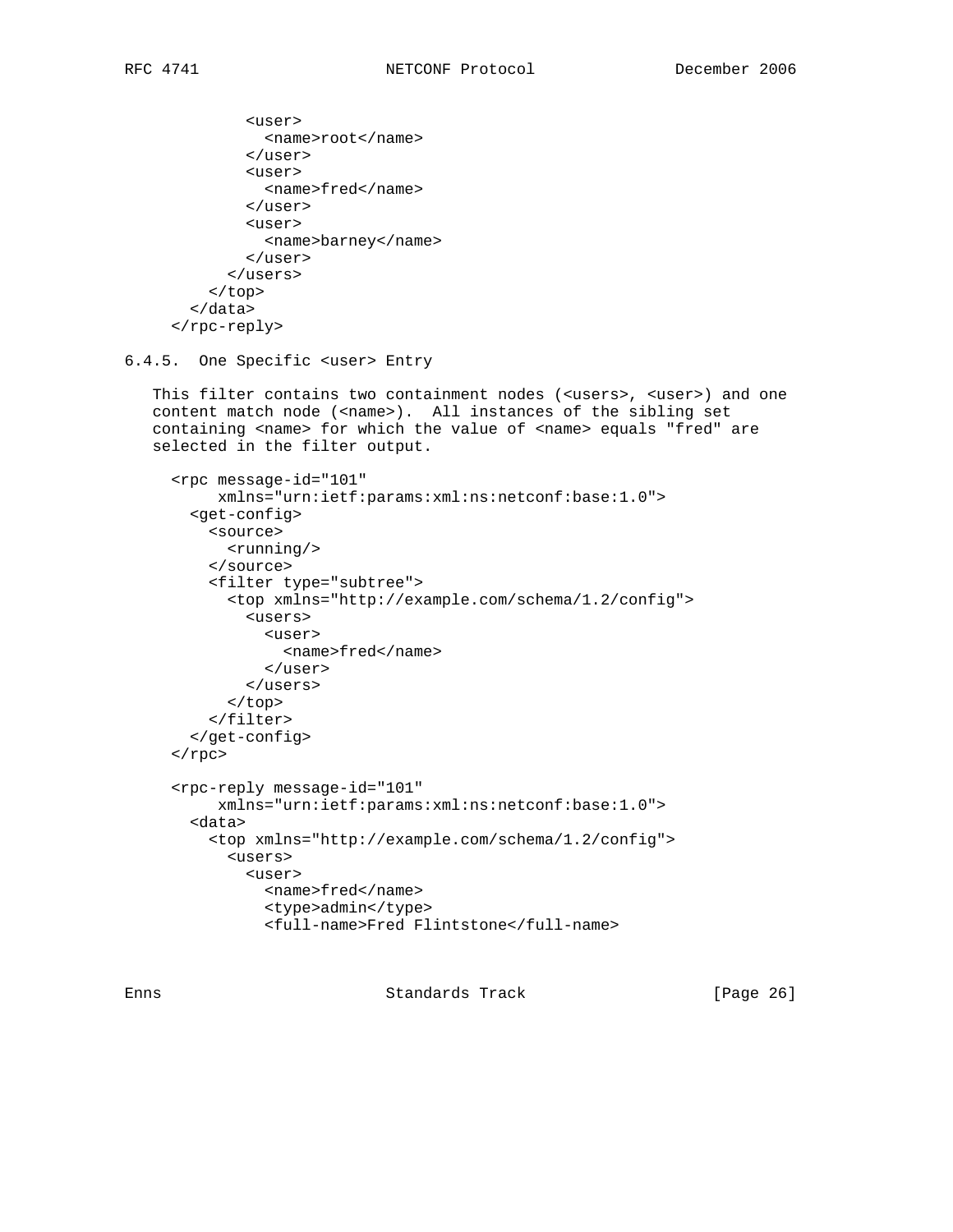```
          <user>
            <name>root</name>
          </user>
          <user>
            <name>fred</name>
          </user>
          <user>
            <name>barney</name>
          </user>
        </users>
      </top>
    </data>
  </rpc-reply>
```

### 6.4.5. One Specific <user> Entry

This filter contains two containment nodes (<users>, <user>) and one content match node (<name>). All instances of the sibling set containing <name> for which the value of <name> equals "fred" are selected in the filter output.

```
  <rpc message-id="101"
       xmlns="urn:ietf:params:xml:ns:netconf:base:1.0">
    <get-config>
      <source>
        <running/>
      </source>
      <filter type="subtree">
        <top xmlns="http://example.com/schema/1.2/config">
          <users>
            <user>
              <name>fred</name>
            </user>
          </users>
        </top>
      </filter>
    </get-config>
  </rpc>

  <rpc-reply message-id="101"
       xmlns="urn:ietf:params:xml:ns:netconf:base:1.0">
    <data>
      <top xmlns="http://example.com/schema/1.2/config">
        <users>
          <user>
            <name>fred</name>
            <type>admin</type>
            <full-name>Fred Flintstone</full-name>
```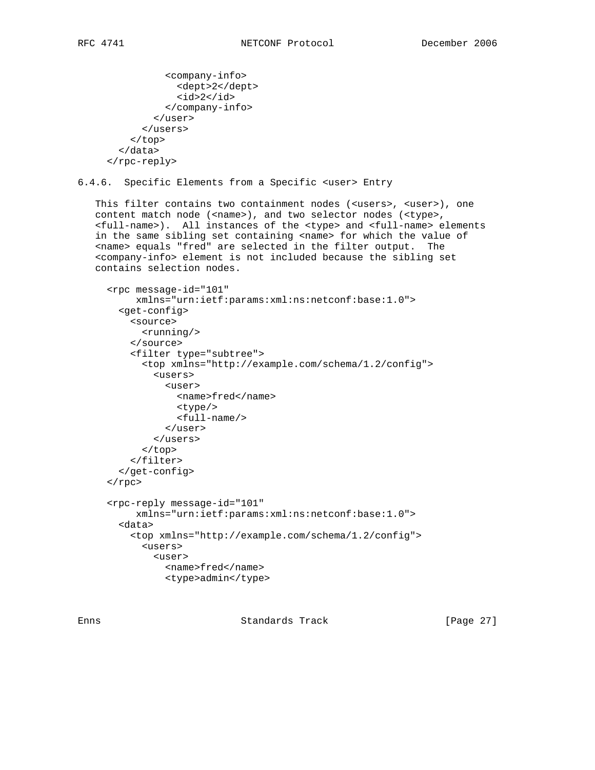```
          <company-info>
            <dept>2</dept>
            <id>2</id>
          </company-info>
        </user>
      </users>
    </top>
  </data>
</rpc-reply>
```

### 6.4.6. Specific Elements from a Specific <user> Entry

This filter contains two containment nodes (<users>, <user>), one content match node (<name>), and two selector nodes (<type>, <full-name>). All instances of the <type> and <full-name> elements in the same sibling set containing <name> for which the value of <name> equals "fred" are selected in the filter output. The <company-info> element is not included because the sibling set contains selection nodes.

```
<rpc message-id="101"
     xmlns="urn:ietf:params:xml:ns:netconf:base:1.0">
  <get-config>
    <source>
      <running/>
    </source>
    <filter type="subtree">
      <top xmlns="http://example.com/schema/1.2/config">
        <users>
          <user>
            <name>fred</name>
            <type/>
            <full-name/>
          </user>
        </users>
      </top>
    </filter>
  </get-config>
</rpc>

<rpc-reply message-id="101"
     xmlns="urn:ietf:params:xml:ns:netconf:base:1.0">
  <data>
    <top xmlns="http://example.com/schema/1.2/config">
      <users>
        <user>
          <name>fred</name>
          <type>admin</type>
```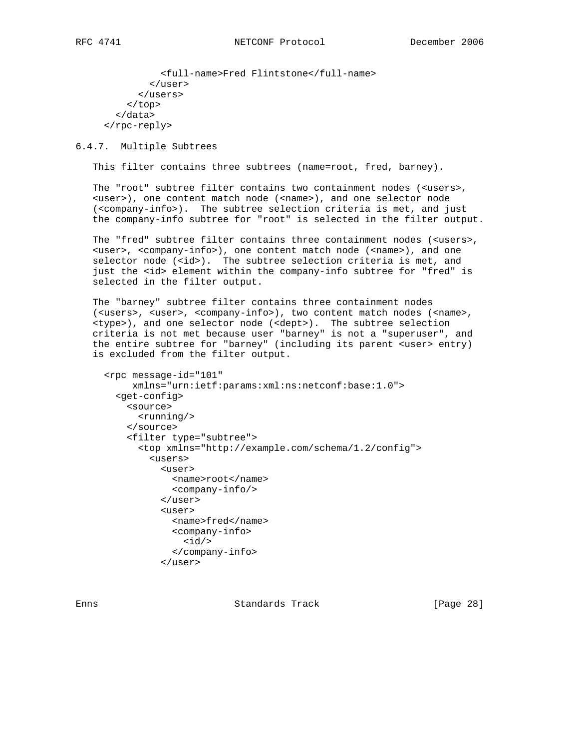```
              <full-name>Fred Flintstone</full-name>
            </user>
          </users>
        </top>
      </data>
    </rpc-reply>
```

### 6.4.7. Multiple Subtrees

This filter contains three subtrees (name=root, fred, barney).

The "root" subtree filter contains two containment nodes (<users>, <user>), one content match node (<name>), and one selector node (<company-info>). The subtree selection criteria is met, and just the company-info subtree for "root" is selected in the filter output.

The "fred" subtree filter contains three containment nodes (<users>, <user>, <company-info>), one content match node (<name>), and one selector node (<id>). The subtree selection criteria is met, and just the <id> element within the company-info subtree for "fred" is selected in the filter output.

The "barney" subtree filter contains three containment nodes (<users>, <user>, <company-info>), two content match nodes (<name>, <type>), and one selector node (<dept>). The subtree selection criteria is not met because user "barney" is not a "superuser", and the entire subtree for "barney" (including its parent <user> entry) is excluded from the filter output.

```
     <rpc message-id="101"
          xmlns="urn:ietf:params:xml:ns:netconf:base:1.0">
       <get-config>
         <source>
           <running/>
         </source>
         <filter type="subtree">
           <top xmlns="http://example.com/schema/1.2/config">
             <users>
               <user>
                 <name>root</name>
                 <company-info/>
               </user>
               <user>
                 <name>fred</name>
                 <company-info>
                   <id/>
                 </company-info>
               </user>
```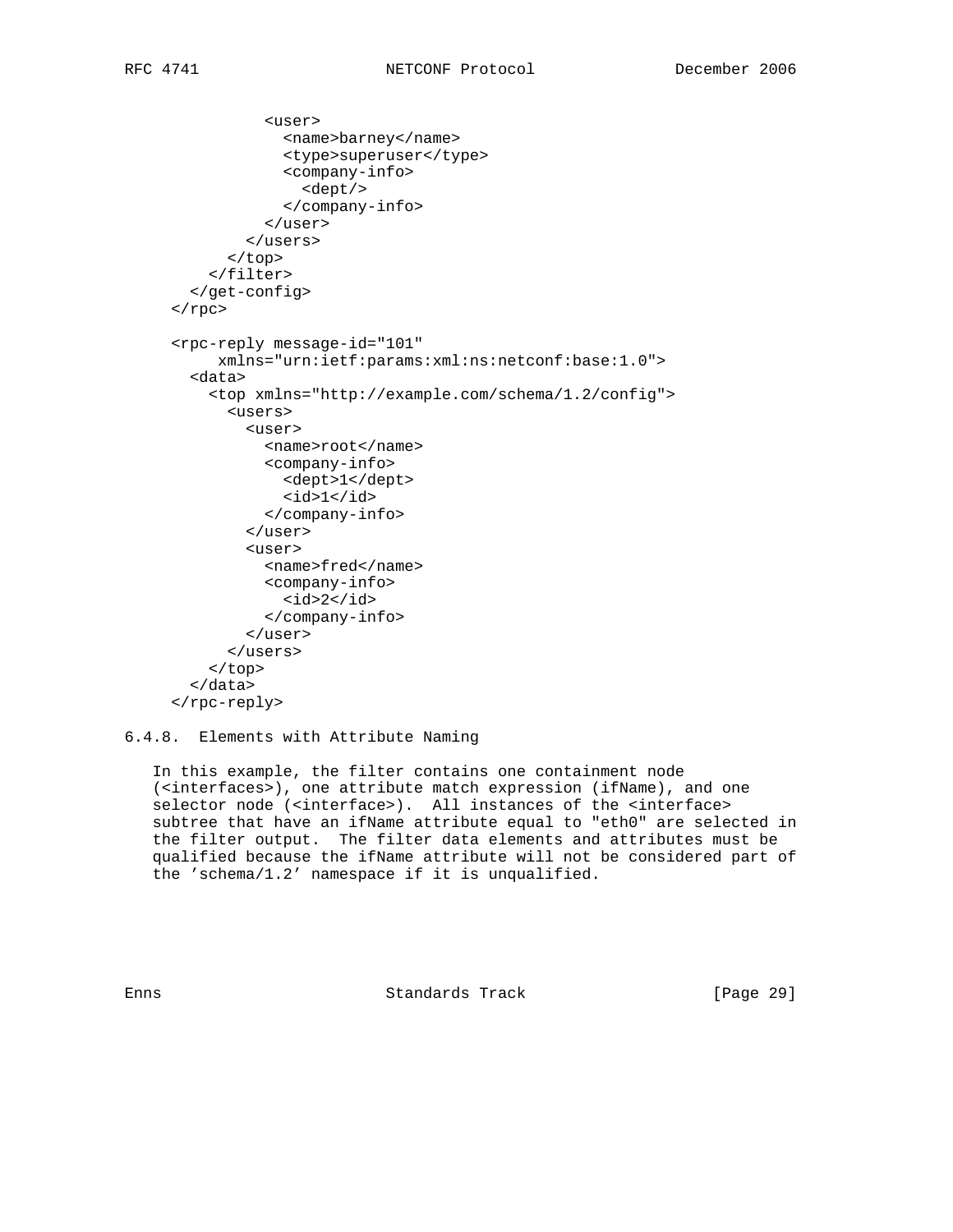```
              <user>
                <name>barney</name>
                <type>superuser</type>
                <company-info>
                  <dept/>
                </company-info>
              </user>
            </users>
          </top>
        </filter>
      </get-config>
    </rpc>

    <rpc-reply message-id="101"
         xmlns="urn:ietf:params:xml:ns:netconf:base:1.0">
      <data>
        <top xmlns="http://example.com/schema/1.2/config">
          <users>
            <user>
              <name>root</name>
              <company-info>
                <dept>1</dept>
                <id>1</id>
              </company-info>
            </user>
            <user>
              <name>fred</name>
              <company-info>
                <id>2</id>
              </company-info>
            </user>
          </users>
        </top>
      </data>
    </rpc-reply>
```

### 6.4.8. Elements with Attribute Naming

In this example, the filter contains one containment node (<interfaces>), one attribute match expression (ifName), and one selector node (<interface>). All instances of the <interface> subtree that have an ifName attribute equal to "eth0" are selected in the filter output. The filter data elements and attributes must be qualified because the ifName attribute will not be considered part of the 'schema/1.2' namespace if it is unqualified.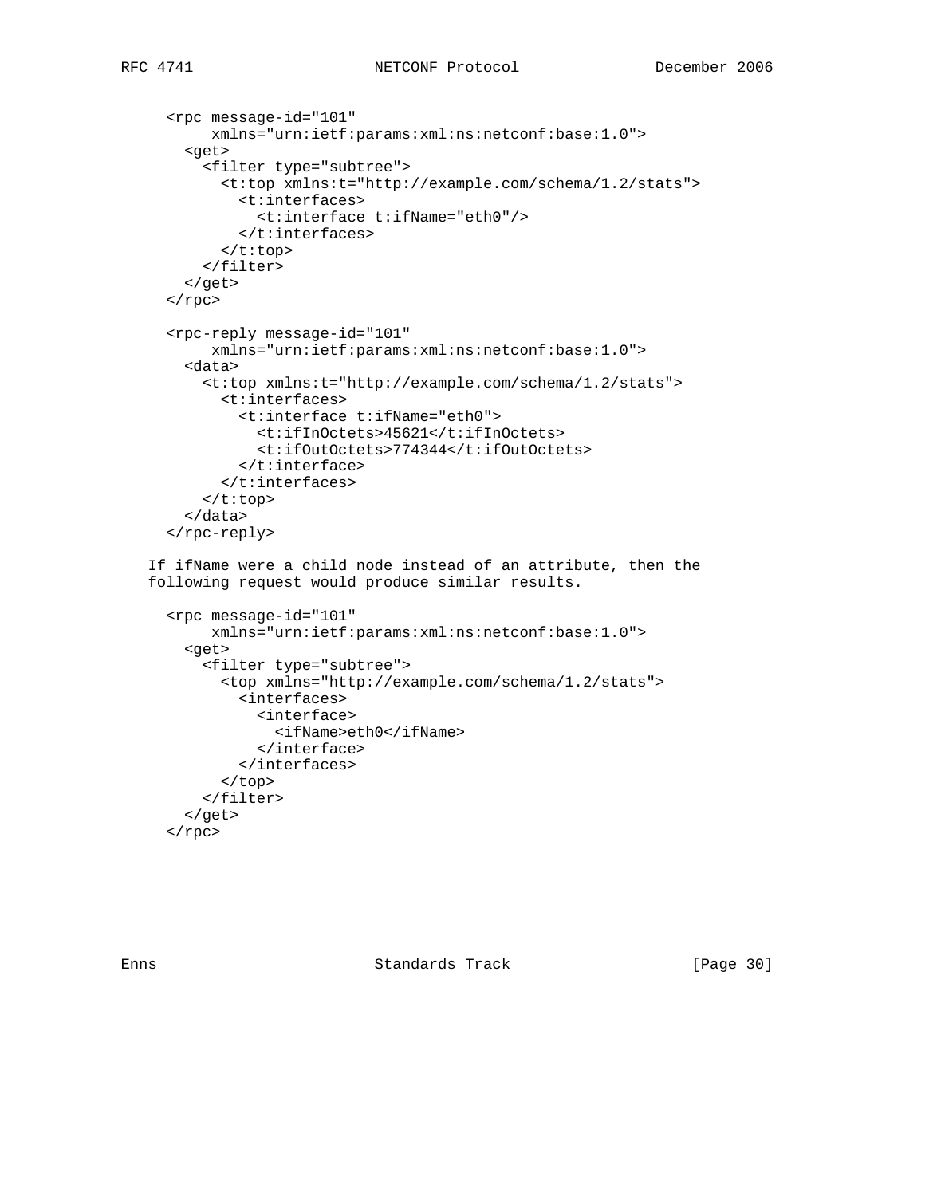```
<rpc message-id="101"
     xmlns="urn:ietf:params:xml:ns:netconf:base:1.0">
  <get>
    <filter type="subtree">
      <t:top xmlns:t="http://example.com/schema/1.2/stats">
        <t:interfaces>
          <t:interface t:ifName="eth0"/>
        </t:interfaces>
      </t:top>
    </filter>
  </get>
</rpc>

<rpc-reply message-id="101"
     xmlns="urn:ietf:params:xml:ns:netconf:base:1.0">
  <data>
    <t:top xmlns:t="http://example.com/schema/1.2/stats">
      <t:interfaces>
        <t:interface t:ifName="eth0">
          <t:ifInOctets>45621</t:ifInOctets>
          <t:ifOutOctets>774344</t:ifOutOctets>
        </t:interface>
      </t:interfaces>
    </t:top>
  </data>
</rpc-reply>
```

If ifName were a child node instead of an attribute, then the following request would produce similar results.

```
<rpc message-id="101"
     xmlns="urn:ietf:params:xml:ns:netconf:base:1.0">
  <get>
    <filter type="subtree">
      <top xmlns="http://example.com/schema/1.2/stats">
        <interfaces>
          <interface>
            <ifName>eth0</ifName>
          </interface>
        </interfaces>
      </top>
    </filter>
  </get>
</rpc>
```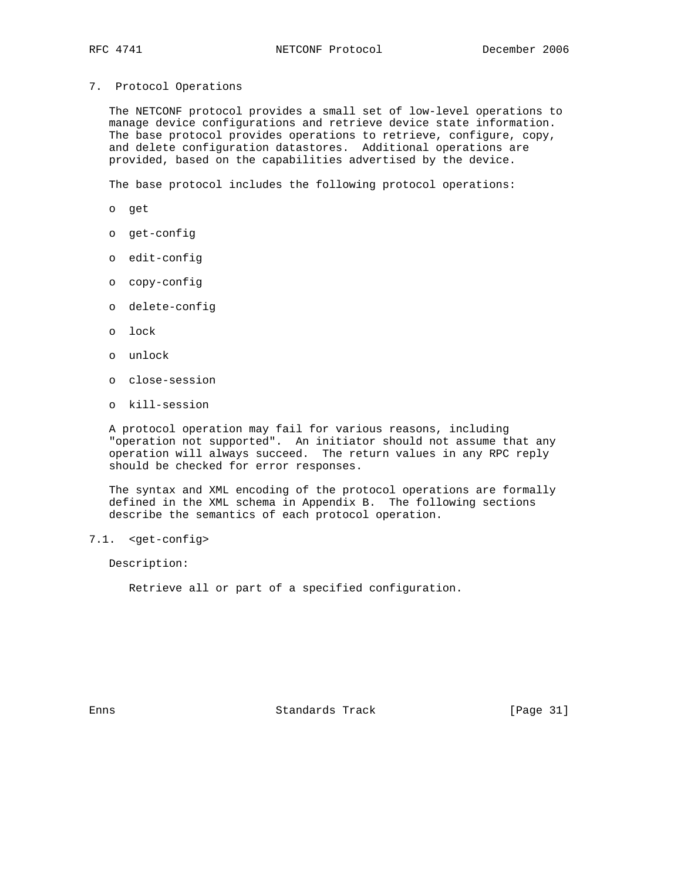## 7. Protocol Operations

The NETCONF protocol provides a small set of low-level operations to manage device configurations and retrieve device state information. The base protocol provides operations to retrieve, configure, copy, and delete configuration datastores. Additional operations are provided, based on the capabilities advertised by the device.

The base protocol includes the following protocol operations:

- get
- get-config
- edit-config
- copy-config
- delete-config
- lock
- unlock
- close-session
- kill-session

A protocol operation may fail for various reasons, including "operation not supported". An initiator should not assume that any operation will always succeed. The return values in any RPC reply should be checked for error responses.

The syntax and XML encoding of the protocol operations are formally defined in the XML schema in Appendix B. The following sections describe the semantics of each protocol operation.

### 7.1. <get-config>

Description:

Retrieve all or part of a specified configuration.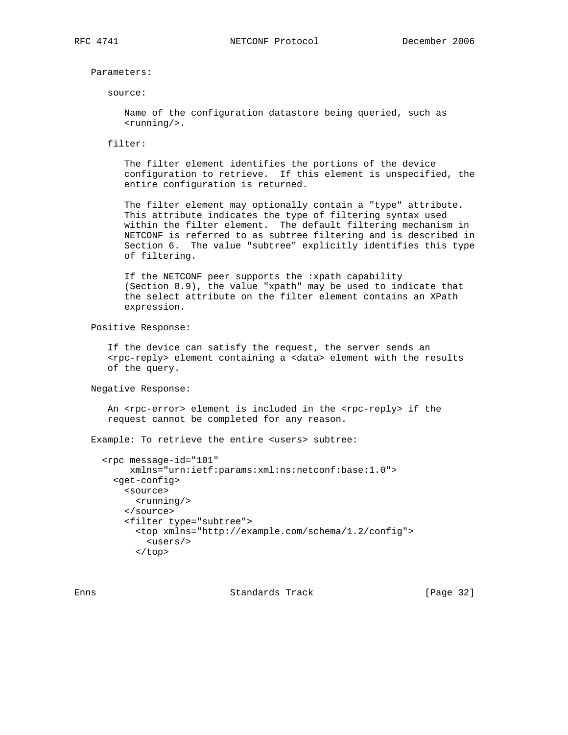Parameters:

source:

Name of the configuration datastore being queried, such as <running/>.

filter:

The filter element identifies the portions of the device configuration to retrieve. If this element is unspecified, the entire configuration is returned.

The filter element may optionally contain a "type" attribute. This attribute indicates the type of filtering syntax used within the filter element. The default filtering mechanism in NETCONF is referred to as subtree filtering and is described in Section 6. The value "subtree" explicitly identifies this type of filtering.

If the NETCONF peer supports the :xpath capability (Section 8.9), the value "xpath" may be used to indicate that the select attribute on the filter element contains an XPath expression.

Positive Response:

If the device can satisfy the request, the server sends an <rpc-reply> element containing a <data> element with the results of the query.

Negative Response:

An <rpc-error> element is included in the <rpc-reply> if the request cannot be completed for any reason.

Example: To retrieve the entire <users> subtree:

```
<rpc message-id="101"
     xmlns="urn:ietf:params:xml:ns:netconf:base:1.0">
  <get-config>
    <source>
      <running/>
    </source>
    <filter type="subtree">
      <top xmlns="http://example.com/schema/1.2/config">
        <users/>
      </top>
```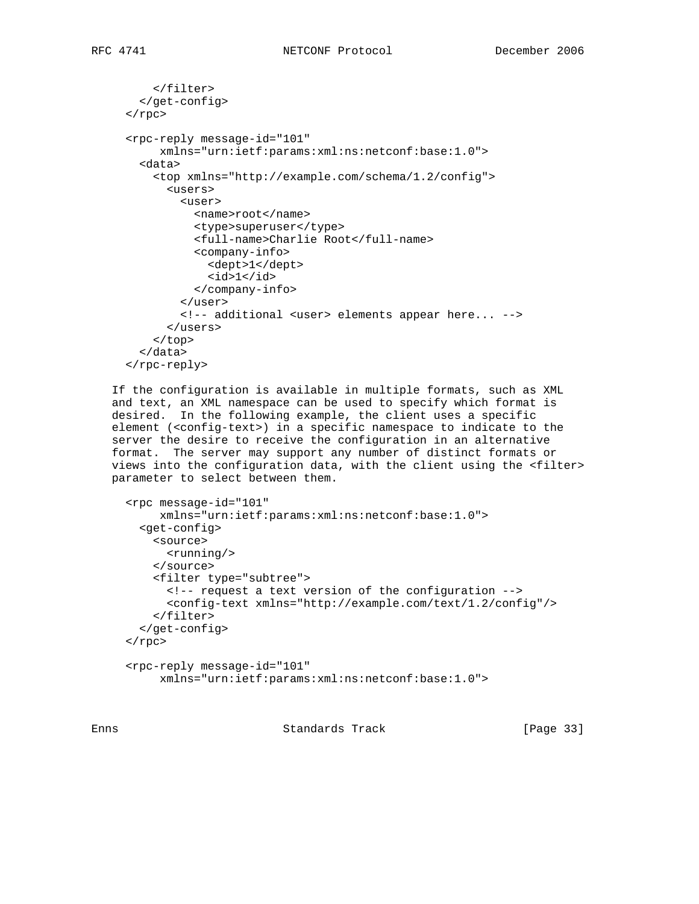```
      </filter>
    </get-config>
  </rpc>

  <rpc-reply message-id="101"
       xmlns="urn:ietf:params:xml:ns:netconf:base:1.0">
    <data>
      <top xmlns="http://example.com/schema/1.2/config">
        <users>
          <user>
            <name>root</name>
            <type>superuser</type>
            <full-name>Charlie Root</full-name>
            <company-info>
              <dept>1</dept>
              <id>1</id>
            </company-info>
          </user>
          <!-- additional <user> elements appear here... -->
        </users>
      </top>
    </data>
  </rpc-reply>
```

If the configuration is available in multiple formats, such as XML and text, an XML namespace can be used to specify which format is desired. In the following example, the client uses a specific element (<config-text>) in a specific namespace to indicate to the server the desire to receive the configuration in an alternative format. The server may support any number of distinct formats or views into the configuration data, with the client using the <filter> parameter to select between them.

```
  <rpc message-id="101"
       xmlns="urn:ietf:params:xml:ns:netconf:base:1.0">
    <get-config>
      <source>
        <running/>
      </source>
      <filter type="subtree">
        <!-- request a text version of the configuration -->
        <config-text xmlns="http://example.com/text/1.2/config"/>
      </filter>
    </get-config>
  </rpc>

  <rpc-reply message-id="101"
       xmlns="urn:ietf:params:xml:ns:netconf:base:1.0">
```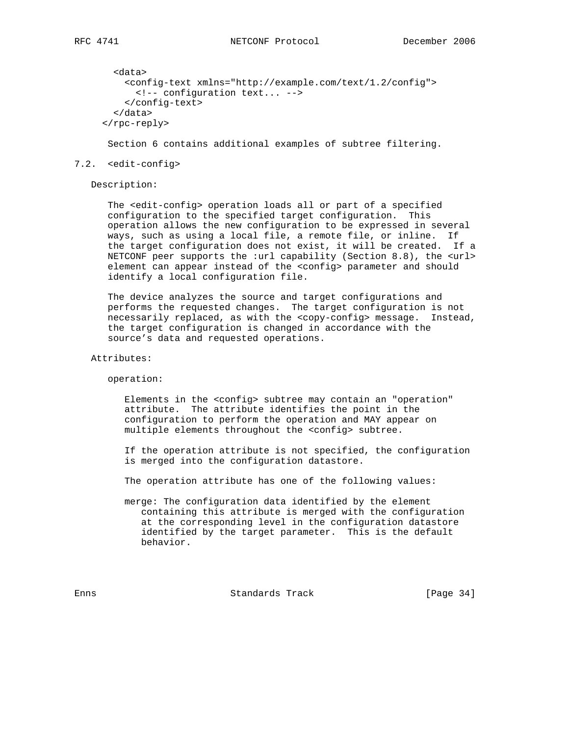```
  <data>
    <config-text xmlns="http://example.com/text/1.2/config">
      <!-- configuration text... -->
    </config-text>
  </data>
</rpc-reply>
```

Section 6 contains additional examples of subtree filtering.

## 7.2. <edit-config>

Description:

The <edit-config> operation loads all or part of a specified configuration to the specified target configuration. This operation allows the new configuration to be expressed in several ways, such as using a local file, a remote file, or inline. If the target configuration does not exist, it will be created. If a NETCONF peer supports the :url capability (Section 8.8), the <url> element can appear instead of the <config> parameter and should identify a local configuration file.

The device analyzes the source and target configurations and performs the requested changes. The target configuration is not necessarily replaced, as with the <copy-config> message. Instead, the target configuration is changed in accordance with the source's data and requested operations.

Attributes:

operation:

Elements in the <config> subtree may contain an "operation" attribute. The attribute identifies the point in the configuration to perform the operation and MAY appear on multiple elements throughout the <config> subtree.

If the operation attribute is not specified, the configuration is merged into the configuration datastore.

The operation attribute has one of the following values:

merge: The configuration data identified by the element containing this attribute is merged with the configuration at the corresponding level in the configuration datastore identified by the target parameter. This is the default behavior.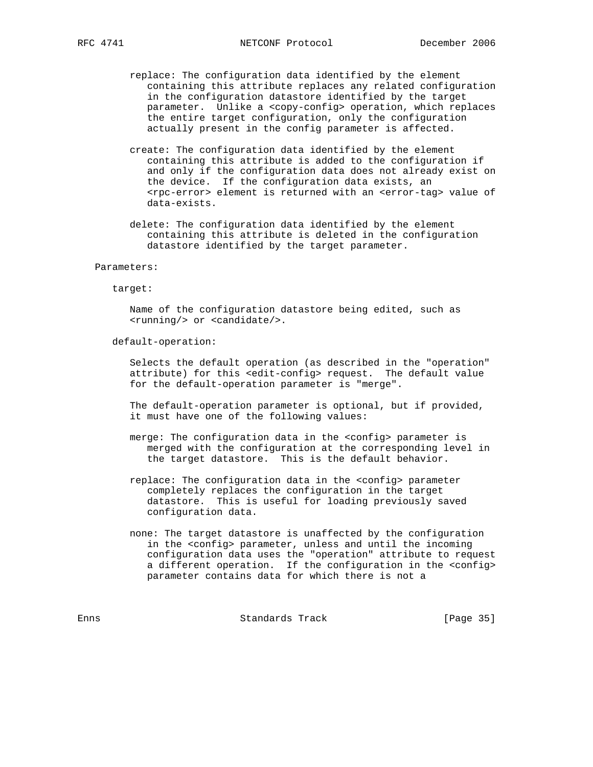replace: The configuration data identified by the element containing this attribute replaces any related configuration in the configuration datastore identified by the target parameter. Unlike a <copy-config> operation, which replaces the entire target configuration, only the configuration actually present in the config parameter is affected.

create: The configuration data identified by the element containing this attribute is added to the configuration if and only if the configuration data does not already exist on the device. If the configuration data exists, an <rpc-error> element is returned with an <error-tag> value of data-exists.

delete: The configuration data identified by the element containing this attribute is deleted in the configuration datastore identified by the target parameter.

Parameters:

target:

Name of the configuration datastore being edited, such as <running/> or <candidate/>.

default-operation:

Selects the default operation (as described in the "operation" attribute) for this <edit-config> request. The default value for the default-operation parameter is "merge".

The default-operation parameter is optional, but if provided, it must have one of the following values:

merge: The configuration data in the <config> parameter is merged with the configuration at the corresponding level in the target datastore. This is the default behavior.

replace: The configuration data in the <config> parameter completely replaces the configuration in the target datastore. This is useful for loading previously saved configuration data.

none: The target datastore is unaffected by the configuration in the <config> parameter, unless and until the incoming configuration data uses the "operation" attribute to request a different operation. If the configuration in the <config> parameter contains data for which there is not a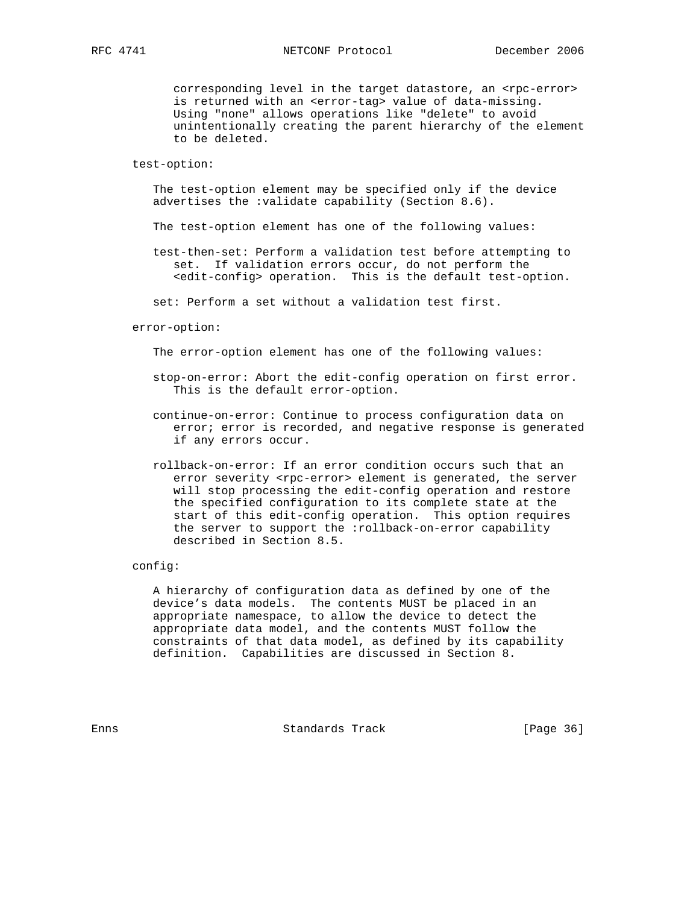corresponding level in the target datastore, an <rpc-error> is returned with an <error-tag> value of data-missing. Using "none" allows operations like "delete" to avoid unintentionally creating the parent hierarchy of the element to be deleted.

test-option:

The test-option element may be specified only if the device advertises the :validate capability (Section 8.6).

The test-option element has one of the following values:

test-then-set: Perform a validation test before attempting to set. If validation errors occur, do not perform the <edit-config> operation. This is the default test-option.

set: Perform a set without a validation test first.

error-option:

The error-option element has one of the following values:

stop-on-error: Abort the edit-config operation on first error. This is the default error-option.

continue-on-error: Continue to process configuration data on error; error is recorded, and negative response is generated if any errors occur.

rollback-on-error: If an error condition occurs such that an error severity <rpc-error> element is generated, the server will stop processing the edit-config operation and restore the specified configuration to its complete state at the start of this edit-config operation. This option requires the server to support the :rollback-on-error capability described in Section 8.5.

config:

A hierarchy of configuration data as defined by one of the device's data models. The contents MUST be placed in an appropriate namespace, to allow the device to detect the appropriate data model, and the contents MUST follow the constraints of that data model, as defined by its capability definition. Capabilities are discussed in Section 8.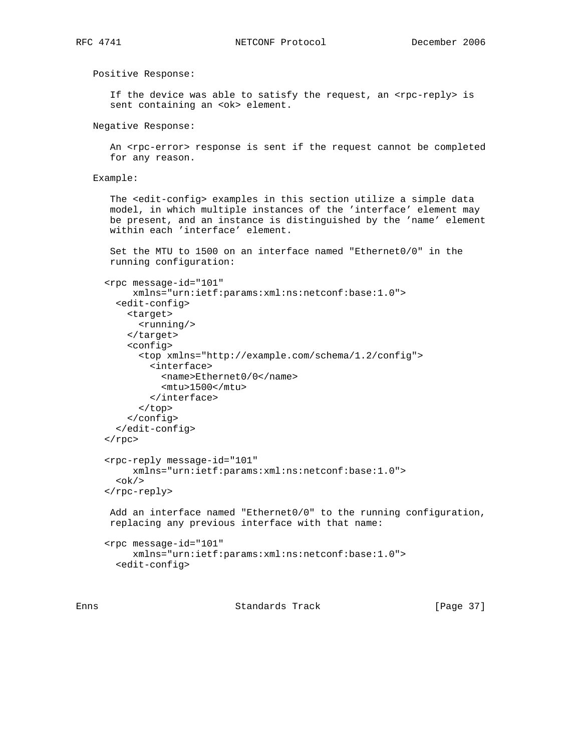Positive Response:

If the device was able to satisfy the request, an <rpc-reply> is sent containing an <ok> element.

Negative Response:

An <rpc-error> response is sent if the request cannot be completed for any reason.

Example:

The <edit-config> examples in this section utilize a simple data model, in which multiple instances of the 'interface' element may be present, and an instance is distinguished by the 'name' element within each 'interface' element.

Set the MTU to 1500 on an interface named "Ethernet0/0" in the running configuration:

```
<rpc message-id="101"
     xmlns="urn:ietf:params:xml:ns:netconf:base:1.0">
  <edit-config>
    <target>
      <running/>
    </target>
    <config>
      <top xmlns="http://example.com/schema/1.2/config">
        <interface>
          <name>Ethernet0/0</name>
          <mtu>1500</mtu>
        </interface>
      </top>
    </config>
  </edit-config>
</rpc>

<rpc-reply message-id="101"
     xmlns="urn:ietf:params:xml:ns:netconf:base:1.0">
  <ok/>
</rpc-reply>
```

Add an interface named "Ethernet0/0" to the running configuration, replacing any previous interface with that name:

```
<rpc message-id="101"
     xmlns="urn:ietf:params:xml:ns:netconf:base:1.0">
  <edit-config>
```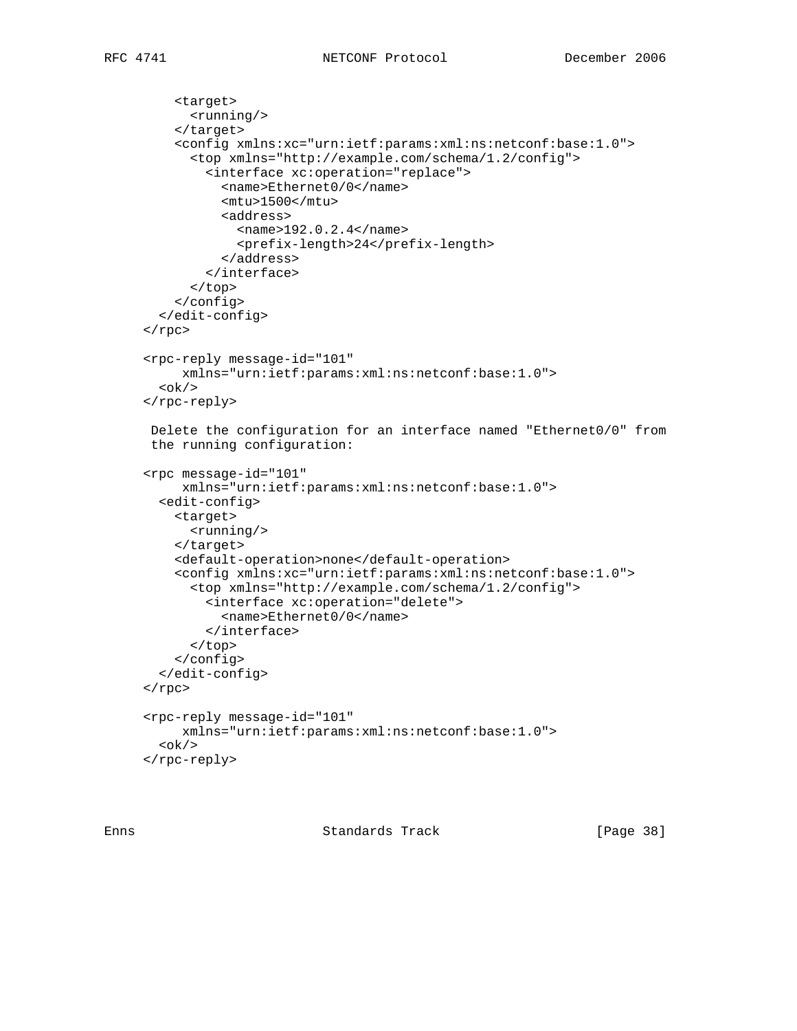```
      <target>
        <running/>
      </target>
      <config xmlns:xc="urn:ietf:params:xml:ns:netconf:base:1.0">
        <top xmlns="http://example.com/schema/1.2/config">
          <interface xc:operation="replace">
            <name>Ethernet0/0</name>
            <mtu>1500</mtu>
            <address>
              <name>192.0.2.4</name>
              <prefix-length>24</prefix-length>
            </address>
          </interface>
        </top>
      </config>
    </edit-config>
  </rpc>

  <rpc-reply message-id="101"
       xmlns="urn:ietf:params:xml:ns:netconf:base:1.0">
    <ok/>
  </rpc-reply>
```

Delete the configuration for an interface named "Ethernet0/0" from the running configuration:

```
  <rpc message-id="101"
       xmlns="urn:ietf:params:xml:ns:netconf:base:1.0">
    <edit-config>
      <target>
        <running/>
      </target>
      <default-operation>none</default-operation>
      <config xmlns:xc="urn:ietf:params:xml:ns:netconf:base:1.0">
        <top xmlns="http://example.com/schema/1.2/config">
          <interface xc:operation="delete">
            <name>Ethernet0/0</name>
          </interface>
        </top>
      </config>
    </edit-config>
  </rpc>

  <rpc-reply message-id="101"
       xmlns="urn:ietf:params:xml:ns:netconf:base:1.0">
    <ok/>
  </rpc-reply>
```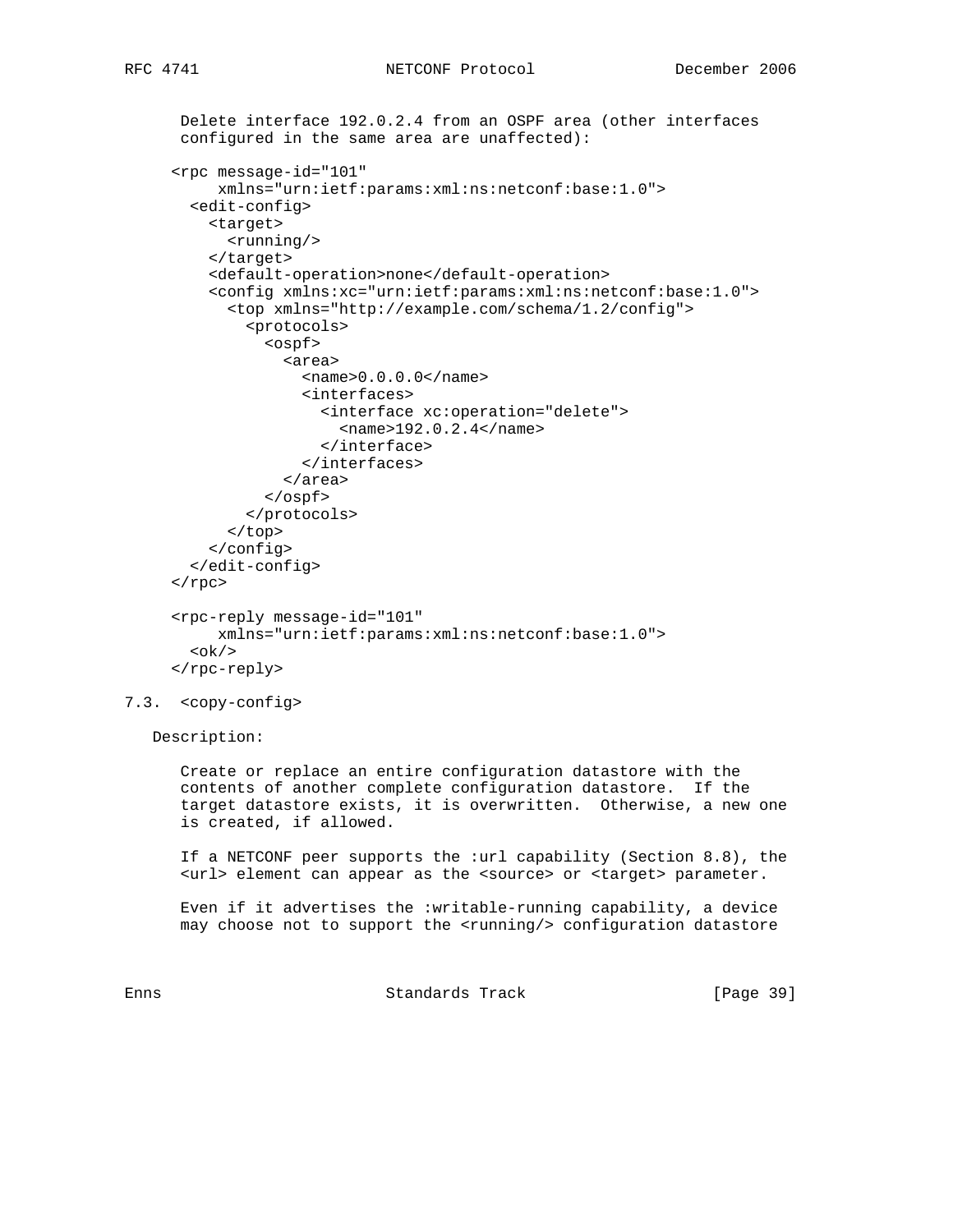Delete interface 192.0.2.4 from an OSPF area (other interfaces configured in the same area are unaffected):

```
<rpc message-id="101"
     xmlns="urn:ietf:params:xml:ns:netconf:base:1.0">
  <edit-config>
    <target>
      <running/>
    </target>
    <default-operation>none</default-operation>
    <config xmlns:xc="urn:ietf:params:xml:ns:netconf:base:1.0">
      <top xmlns="http://example.com/schema/1.2/config">
        <protocols>
          <ospf>
            <area>
              <name>0.0.0.0</name>
              <interfaces>
                <interface xc:operation="delete">
                  <name>192.0.2.4</name>
                </interface>
              </interfaces>
            </area>
          </ospf>
        </protocols>
      </top>
    </config>
  </edit-config>
</rpc>

<rpc-reply message-id="101"
     xmlns="urn:ietf:params:xml:ns:netconf:base:1.0">
  <ok/>
</rpc-reply>
```

## 7.3. <copy-config>

Description:

Create or replace an entire configuration datastore with the contents of another complete configuration datastore. If the target datastore exists, it is overwritten. Otherwise, a new one is created, if allowed.

If a NETCONF peer supports the :url capability (Section 8.8), the <url> element can appear as the <source> or <target> parameter.

Even if it advertises the :writable-running capability, a device may choose not to support the <running/> configuration datastore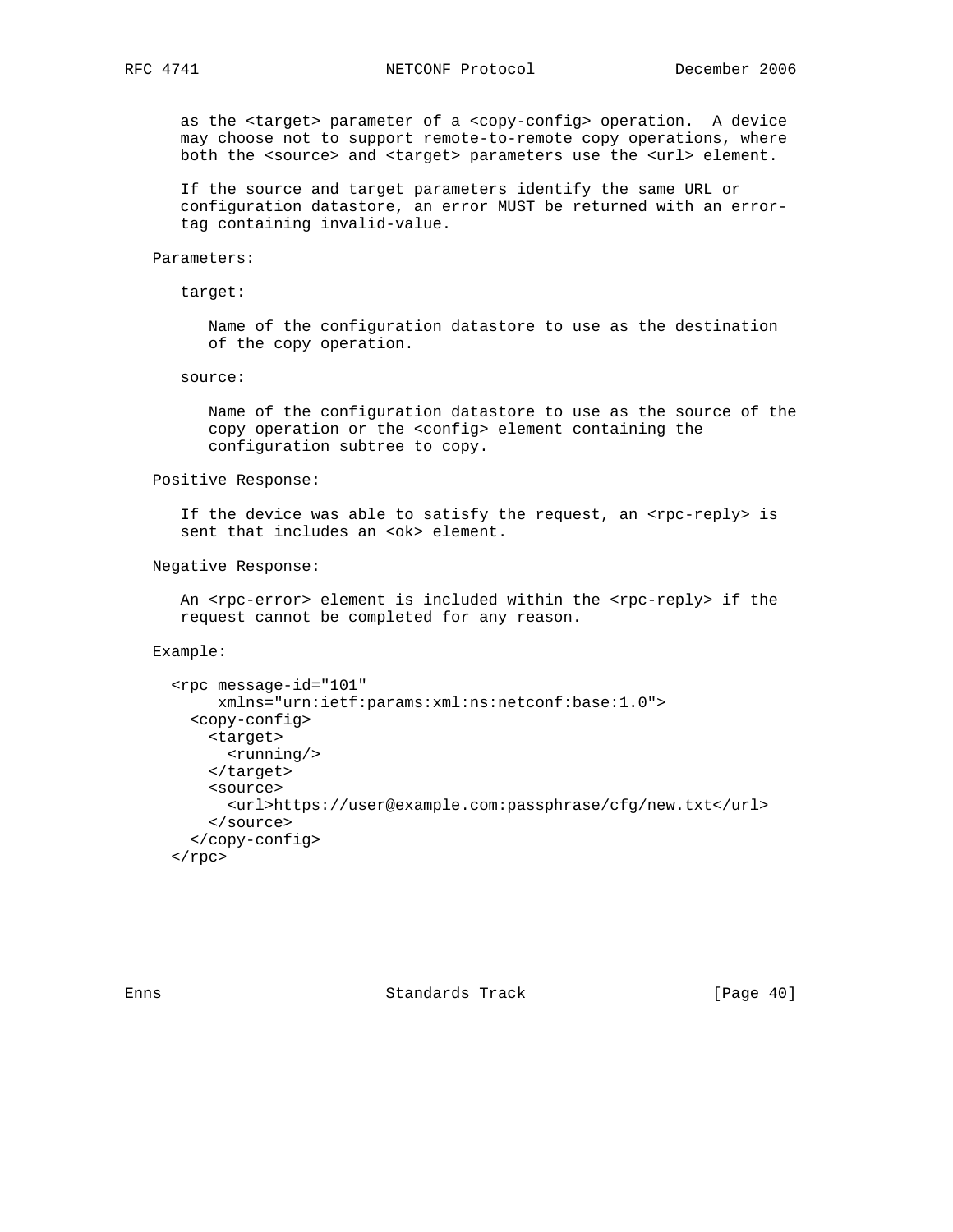as the <target> parameter of a <copy-config> operation. A device may choose not to support remote-to-remote copy operations, where both the <source> and <target> parameters use the <url> element.

If the source and target parameters identify the same URL or configuration datastore, an error MUST be returned with an error-tag containing invalid-value.

Parameters:

target:

Name of the configuration datastore to use as the destination of the copy operation.

source:

Name of the configuration datastore to use as the source of the copy operation or the <config> element containing the configuration subtree to copy.

Positive Response:

If the device was able to satisfy the request, an <rpc-reply> is sent that includes an <ok> element.

Negative Response:

An <rpc-error> element is included within the <rpc-reply> if the request cannot be completed for any reason.

Example:

```
<rpc message-id="101"
     xmlns="urn:ietf:params:xml:ns:netconf:base:1.0">
  <copy-config>
    <target>
      <running/>
    </target>
    <source>
      <url>https://user@example.com:passphrase/cfg/new.txt</url>
    </source>
  </copy-config>
</rpc>
```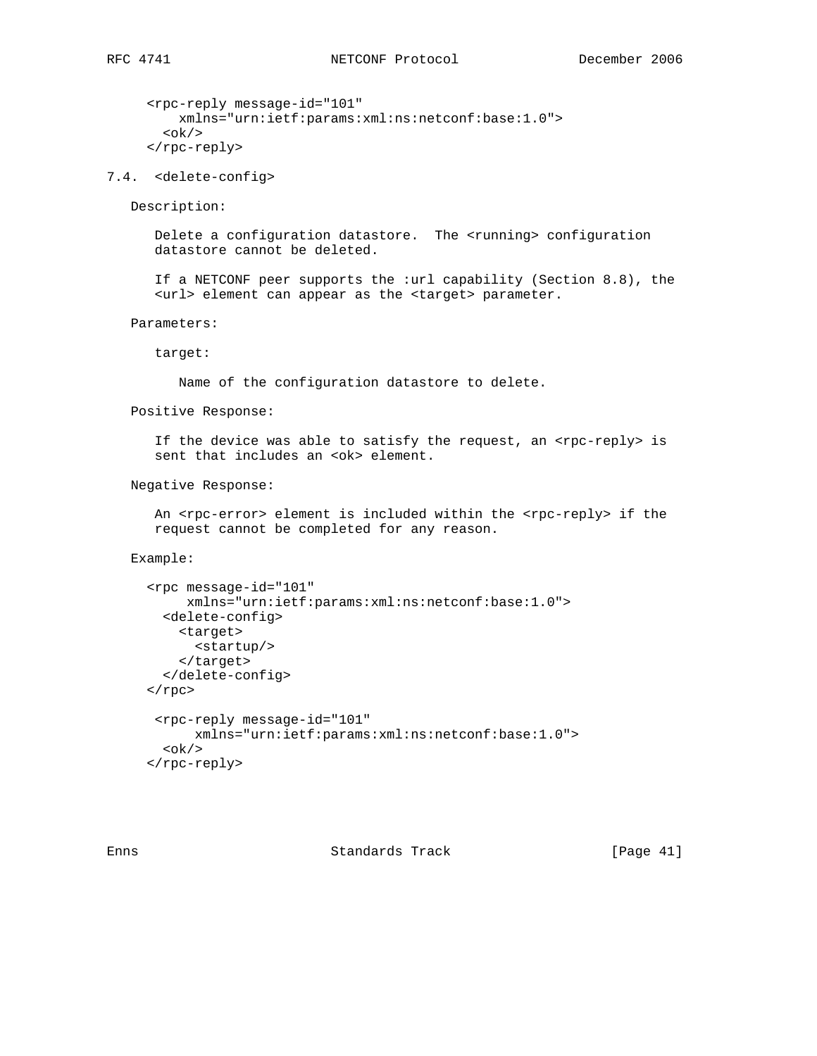```
<rpc-reply message-id="101"
    xmlns="urn:ietf:params:xml:ns:netconf:base:1.0">
  <ok/>
</rpc-reply>
```

### 7.4. <delete-config>

Description:

Delete a configuration datastore. The <running> configuration datastore cannot be deleted.

If a NETCONF peer supports the :url capability (Section 8.8), the <url> element can appear as the <target> parameter.

Parameters:

target:

Name of the configuration datastore to delete.

Positive Response:

If the device was able to satisfy the request, an <rpc-reply> is sent that includes an <ok> element.

Negative Response:

An <rpc-error> element is included within the <rpc-reply> if the request cannot be completed for any reason.

Example:

```
<rpc message-id="101"
     xmlns="urn:ietf:params:xml:ns:netconf:base:1.0">
  <delete-config>
    <target>
      <startup/>
    </target>
  </delete-config>
</rpc>

 <rpc-reply message-id="101"
      xmlns="urn:ietf:params:xml:ns:netconf:base:1.0">
  <ok/>
</rpc-reply>
```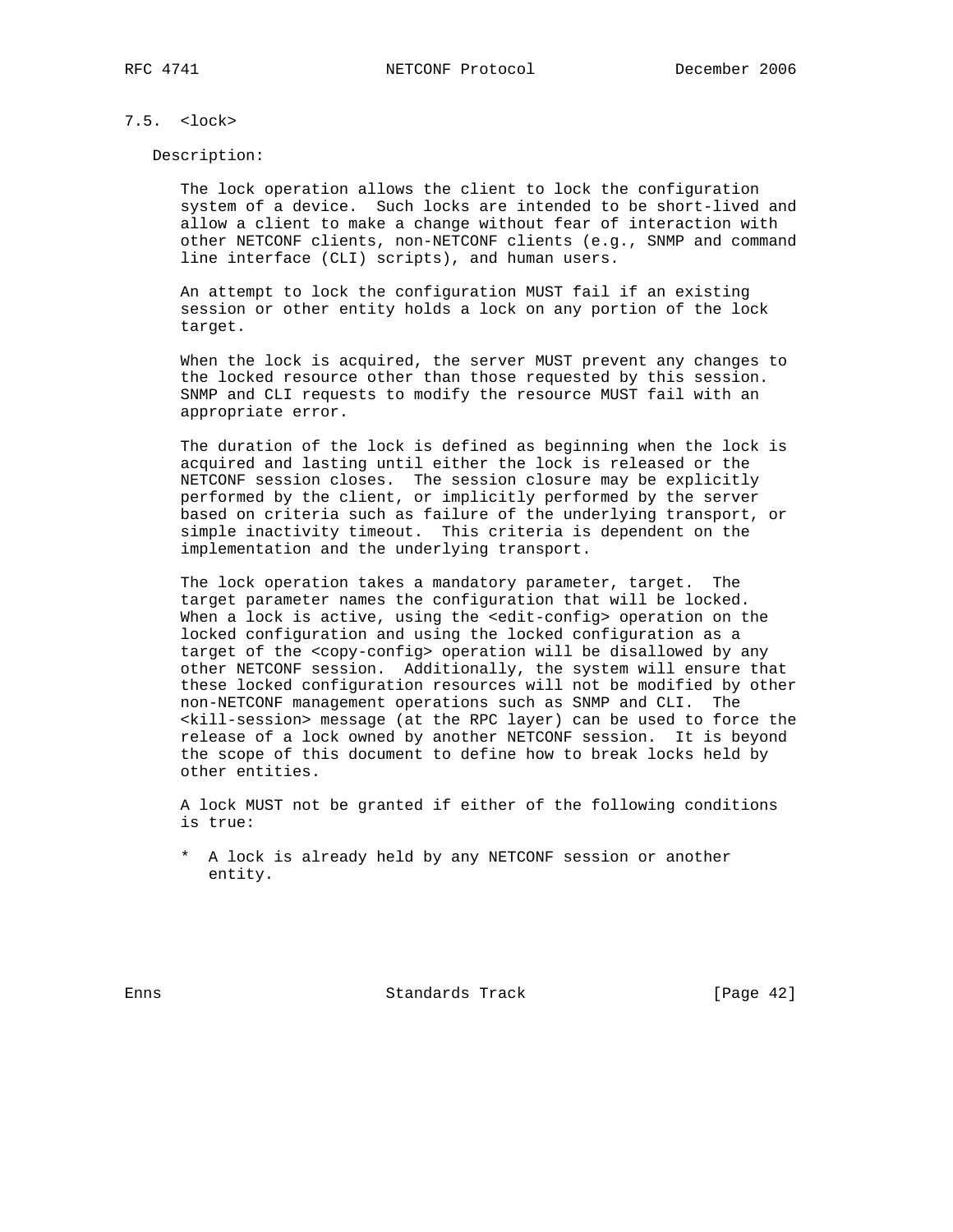### 7.5. <lock>

Description:

The lock operation allows the client to lock the configuration system of a device. Such locks are intended to be short-lived and allow a client to make a change without fear of interaction with other NETCONF clients, non-NETCONF clients (e.g., SNMP and command line interface (CLI) scripts), and human users.

An attempt to lock the configuration MUST fail if an existing session or other entity holds a lock on any portion of the lock target.

When the lock is acquired, the server MUST prevent any changes to the locked resource other than those requested by this session. SNMP and CLI requests to modify the resource MUST fail with an appropriate error.

The duration of the lock is defined as beginning when the lock is acquired and lasting until either the lock is released or the NETCONF session closes. The session closure may be explicitly performed by the client, or implicitly performed by the server based on criteria such as failure of the underlying transport, or simple inactivity timeout. This criteria is dependent on the implementation and the underlying transport.

The lock operation takes a mandatory parameter, target. The target parameter names the configuration that will be locked. When a lock is active, using the <edit-config> operation on the locked configuration and using the locked configuration as a target of the <copy-config> operation will be disallowed by any other NETCONF session. Additionally, the system will ensure that these locked configuration resources will not be modified by other non-NETCONF management operations such as SNMP and CLI. The <kill-session> message (at the RPC layer) can be used to force the release of a lock owned by another NETCONF session. It is beyond the scope of this document to define how to break locks held by other entities.

A lock MUST not be granted if either of the following conditions is true:

* A lock is already held by any NETCONF session or another entity.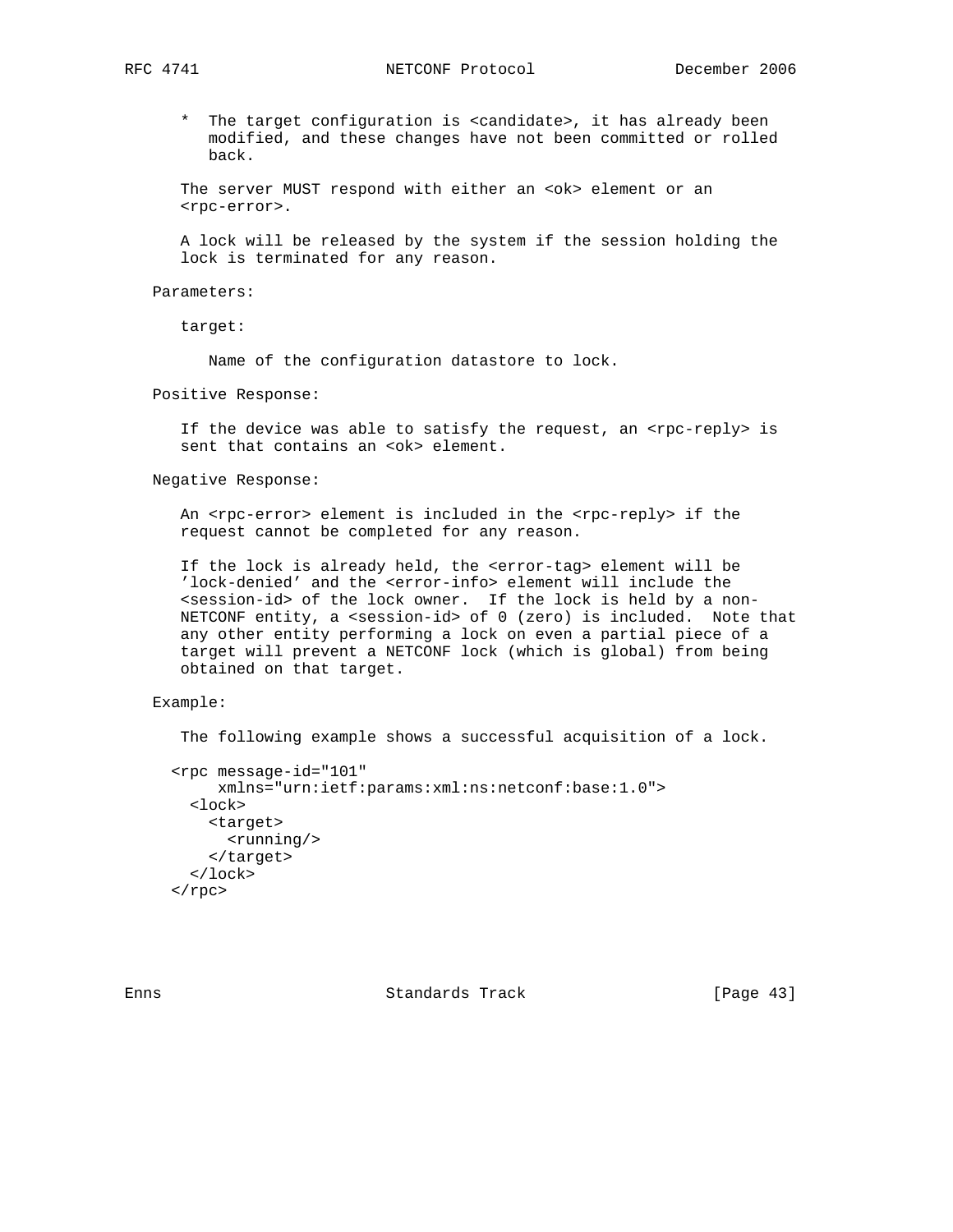* The target configuration is <candidate>, it has already been modified, and these changes have not been committed or rolled back.

The server MUST respond with either an <ok> element or an <rpc-error>.

A lock will be released by the system if the session holding the lock is terminated for any reason.

Parameters:

target:

Name of the configuration datastore to lock.

Positive Response:

If the device was able to satisfy the request, an <rpc-reply> is sent that contains an <ok> element.

Negative Response:

An <rpc-error> element is included in the <rpc-reply> if the request cannot be completed for any reason.

If the lock is already held, the <error-tag> element will be 'lock-denied' and the <error-info> element will include the <session-id> of the lock owner. If the lock is held by a non-NETCONF entity, a <session-id> of 0 (zero) is included. Note that any other entity performing a lock on even a partial piece of a target will prevent a NETCONF lock (which is global) from being obtained on that target.

Example:

The following example shows a successful acquisition of a lock.

```
<rpc message-id="101"
     xmlns="urn:ietf:params:xml:ns:netconf:base:1.0">
  <lock>
    <target>
      <running/>
    </target>
  </lock>
</rpc>
```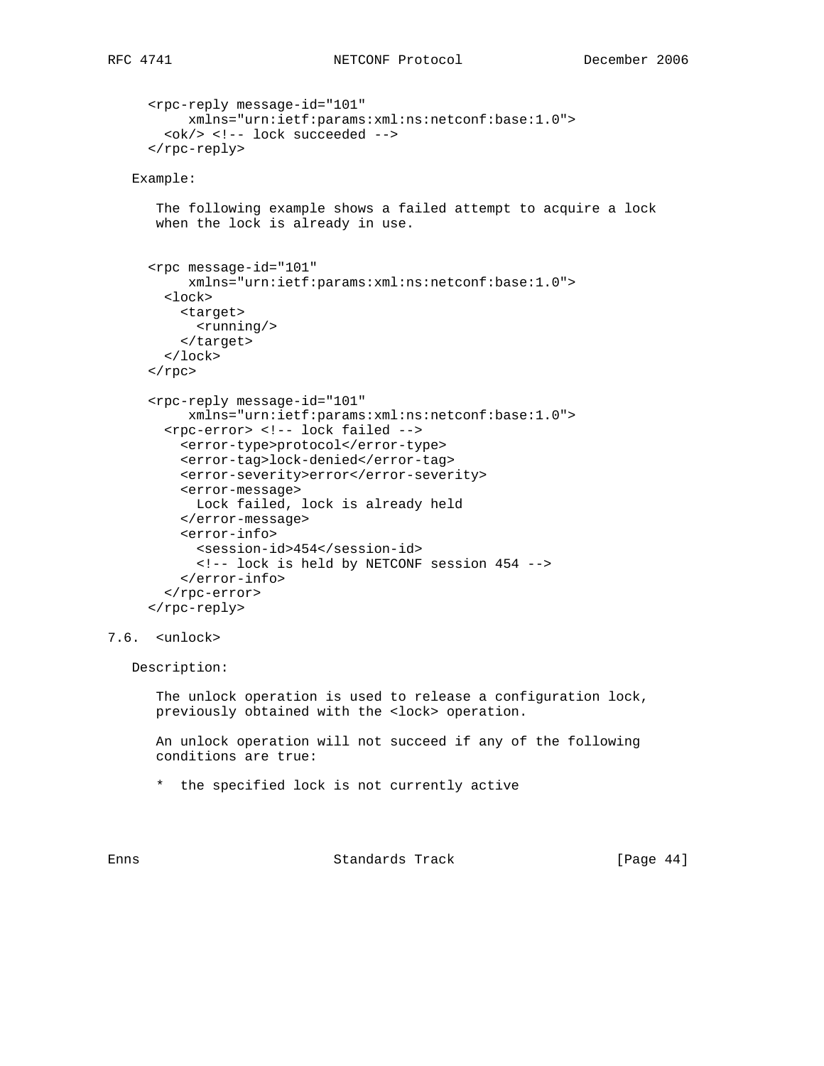```xml
<rpc-reply message-id="101"
     xmlns="urn:ietf:params:xml:ns:netconf:base:1.0">
  <ok/> <!-- lock succeeded -->
</rpc-reply>
```

Example:

The following example shows a failed attempt to acquire a lock when the lock is already in use.

```xml
<rpc message-id="101"
     xmlns="urn:ietf:params:xml:ns:netconf:base:1.0">
  <lock>
    <target>
      <running/>
    </target>
  </lock>
</rpc>

<rpc-reply message-id="101"
     xmlns="urn:ietf:params:xml:ns:netconf:base:1.0">
  <rpc-error> <!-- lock failed -->
    <error-type>protocol</error-type>
    <error-tag>lock-denied</error-tag>
    <error-severity>error</error-severity>
    <error-message>
      Lock failed, lock is already held
    </error-message>
    <error-info>
      <session-id>454</session-id>
      <!-- lock is held by NETCONF session 454 -->
    </error-info>
  </rpc-error>
</rpc-reply>
```

### 7.6. <unlock>

Description:

The unlock operation is used to release a configuration lock, previously obtained with the <lock> operation.

An unlock operation will not succeed if any of the following conditions are true:

* the specified lock is not currently active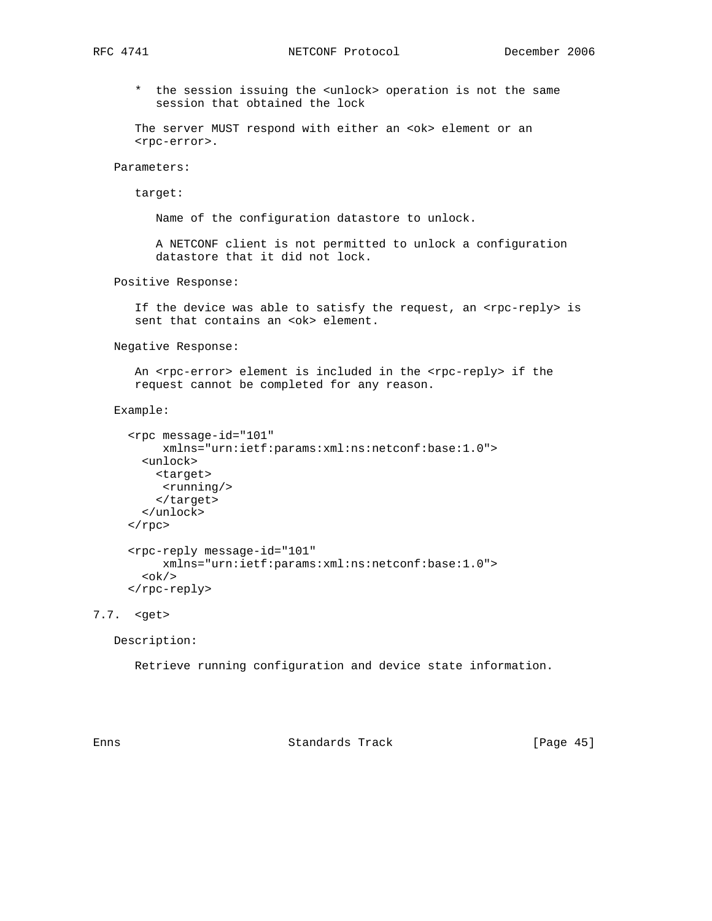* the session issuing the <unlock> operation is not the same session that obtained the lock

The server MUST respond with either an <ok> element or an <rpc-error>.

Parameters:

target:

Name of the configuration datastore to unlock.

A NETCONF client is not permitted to unlock a configuration datastore that it did not lock.

Positive Response:

If the device was able to satisfy the request, an <rpc-reply> is sent that contains an <ok> element.

Negative Response:

An <rpc-error> element is included in the <rpc-reply> if the request cannot be completed for any reason.

Example:

```
<rpc message-id="101"
     xmlns="urn:ietf:params:xml:ns:netconf:base:1.0">
  <unlock>
    <target>
     <running/>
    </target>
  </unlock>
</rpc>

<rpc-reply message-id="101"
     xmlns="urn:ietf:params:xml:ns:netconf:base:1.0">
  <ok/>
</rpc-reply>
```

## 7.7. <get>

Description:

Retrieve running configuration and device state information.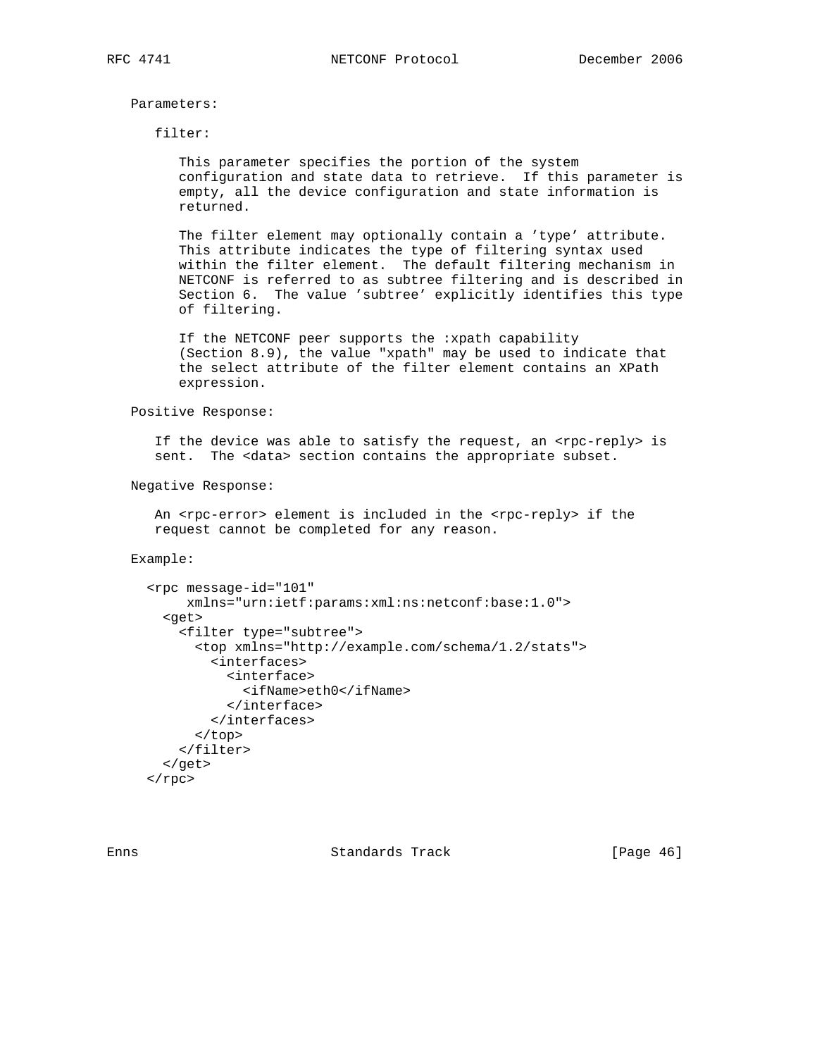Parameters:

filter:

This parameter specifies the portion of the system configuration and state data to retrieve. If this parameter is empty, all the device configuration and state information is returned.

The filter element may optionally contain a 'type' attribute. This attribute indicates the type of filtering syntax used within the filter element. The default filtering mechanism in NETCONF is referred to as subtree filtering and is described in Section 6. The value 'subtree' explicitly identifies this type of filtering.

If the NETCONF peer supports the :xpath capability (Section 8.9), the value "xpath" may be used to indicate that the select attribute of the filter element contains an XPath expression.

Positive Response:

If the device was able to satisfy the request, an <rpc-reply> is sent. The <data> section contains the appropriate subset.

Negative Response:

An <rpc-error> element is included in the <rpc-reply> if the request cannot be completed for any reason.

Example:

```
<rpc message-id="101"
     xmlns="urn:ietf:params:xml:ns:netconf:base:1.0">
  <get>
    <filter type="subtree">
      <top xmlns="http://example.com/schema/1.2/stats">
        <interfaces>
          <interface>
            <ifName>eth0</ifName>
          </interface>
        </interfaces>
      </top>
    </filter>
  </get>
</rpc>
```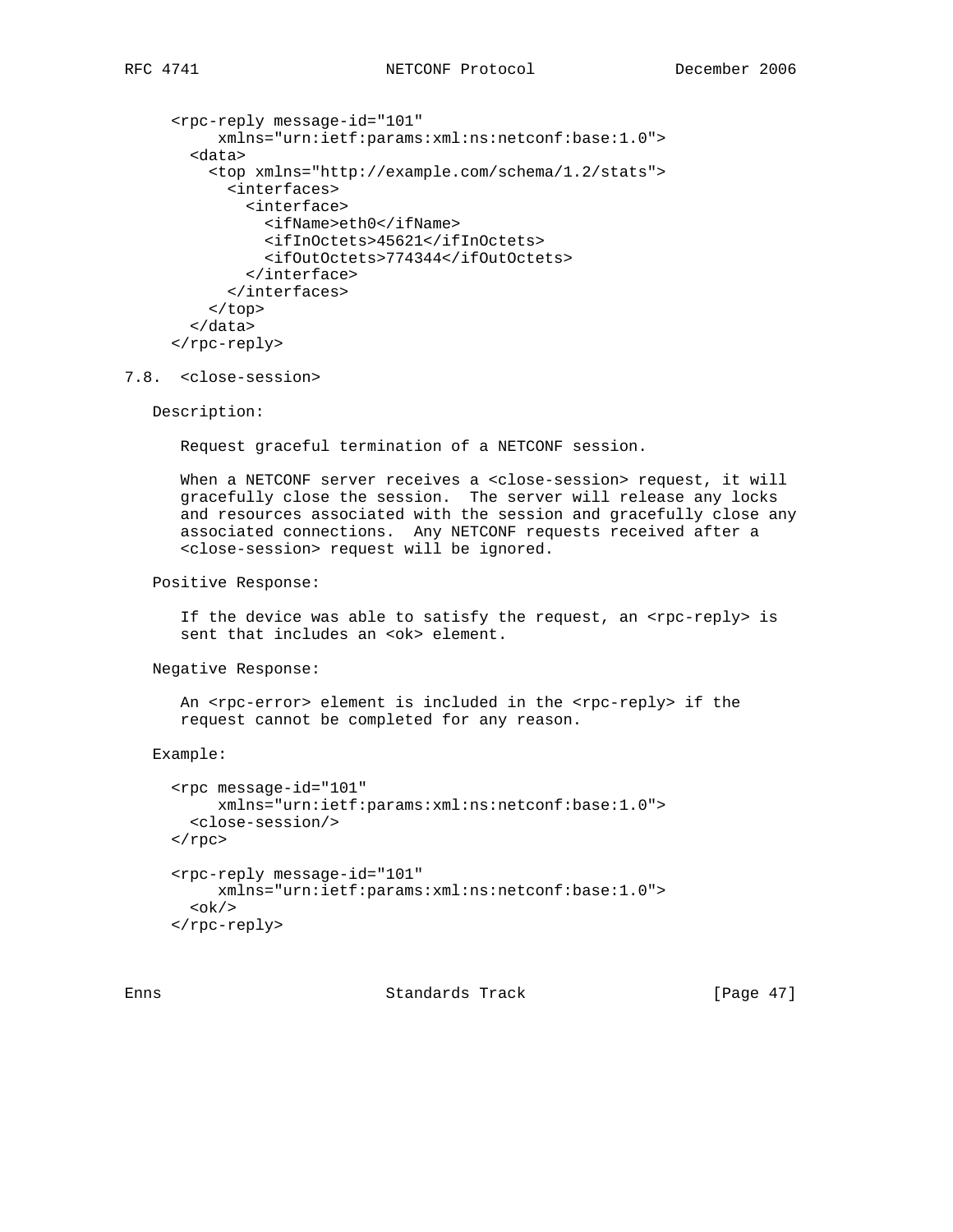```
<rpc-reply message-id="101"
     xmlns="urn:ietf:params:xml:ns:netconf:base:1.0">
  <data>
    <top xmlns="http://example.com/schema/1.2/stats">
      <interfaces>
        <interface>
          <ifName>eth0</ifName>
          <ifInOctets>45621</ifInOctets>
          <ifOutOctets>774344</ifOutOctets>
        </interface>
      </interfaces>
    </top>
  </data>
</rpc-reply>
```

## 7.8. <close-session>

Description:

Request graceful termination of a NETCONF session.

When a NETCONF server receives a <close-session> request, it will gracefully close the session. The server will release any locks and resources associated with the session and gracefully close any associated connections. Any NETCONF requests received after a <close-session> request will be ignored.

Positive Response:

If the device was able to satisfy the request, an <rpc-reply> is sent that includes an <ok> element.

Negative Response:

An <rpc-error> element is included in the <rpc-reply> if the request cannot be completed for any reason.

Example:

```
<rpc message-id="101"
     xmlns="urn:ietf:params:xml:ns:netconf:base:1.0">
  <close-session/>
</rpc>

<rpc-reply message-id="101"
     xmlns="urn:ietf:params:xml:ns:netconf:base:1.0">
  <ok/>
</rpc-reply>
```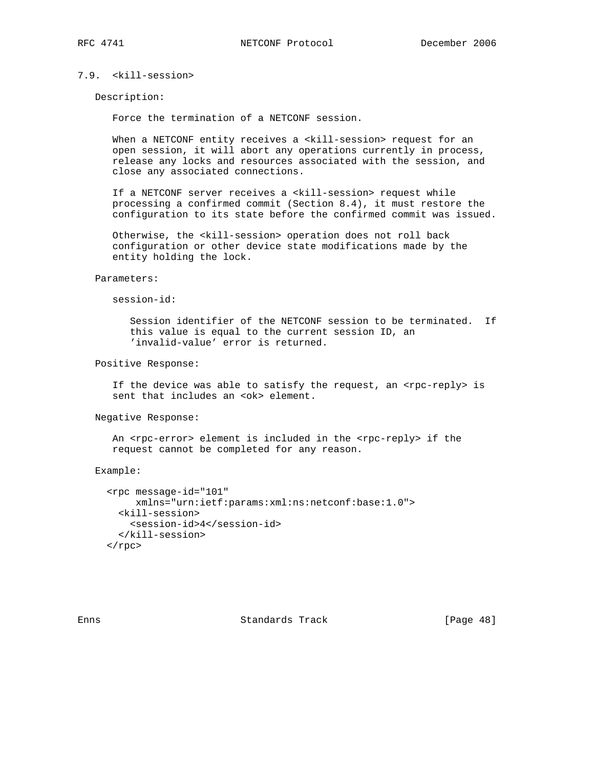### 7.9. <kill-session>

Description:

Force the termination of a NETCONF session.

When a NETCONF entity receives a <kill-session> request for an open session, it will abort any operations currently in process, release any locks and resources associated with the session, and close any associated connections.

If a NETCONF server receives a <kill-session> request while processing a confirmed commit (Section 8.4), it must restore the configuration to its state before the confirmed commit was issued.

Otherwise, the <kill-session> operation does not roll back configuration or other device state modifications made by the entity holding the lock.

Parameters:

session-id:

Session identifier of the NETCONF session to be terminated. If this value is equal to the current session ID, an 'invalid-value' error is returned.

Positive Response:

If the device was able to satisfy the request, an <rpc-reply> is sent that includes an <ok> element.

Negative Response:

An <rpc-error> element is included in the <rpc-reply> if the request cannot be completed for any reason.

Example:

```
<rpc message-id="101"
     xmlns="urn:ietf:params:xml:ns:netconf:base:1.0">
  <kill-session>
    <session-id>4</session-id>
  </kill-session>
</rpc>
```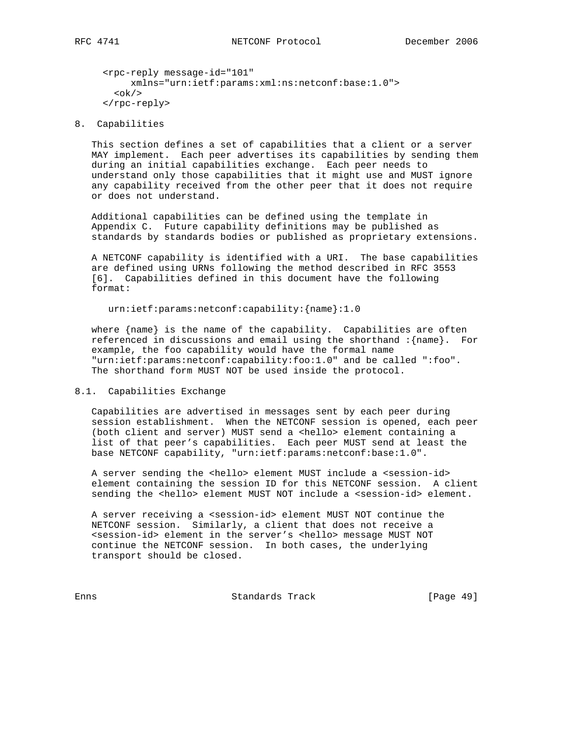```
<rpc-reply message-id="101"
     xmlns="urn:ietf:params:xml:ns:netconf:base:1.0">
  <ok/>
</rpc-reply>
```

## 8. Capabilities

This section defines a set of capabilities that a client or a server MAY implement. Each peer advertises its capabilities by sending them during an initial capabilities exchange. Each peer needs to understand only those capabilities that it might use and MUST ignore any capability received from the other peer that it does not require or does not understand.

Additional capabilities can be defined using the template in Appendix C. Future capability definitions may be published as standards by standards bodies or published as proprietary extensions.

A NETCONF capability is identified with a URI. The base capabilities are defined using URNs following the method described in RFC 3553 [6]. Capabilities defined in this document have the following format:

```
urn:ietf:params:netconf:capability:{name}:1.0
```

where {name} is the name of the capability. Capabilities are often referenced in discussions and email using the shorthand :{name}. For example, the foo capability would have the formal name "urn:ietf:params:netconf:capability:foo:1.0" and be called ":foo". The shorthand form MUST NOT be used inside the protocol.

### 8.1. Capabilities Exchange

Capabilities are advertised in messages sent by each peer during session establishment. When the NETCONF session is opened, each peer (both client and server) MUST send a <hello> element containing a list of that peer's capabilities. Each peer MUST send at least the base NETCONF capability, "urn:ietf:params:netconf:base:1.0".

A server sending the <hello> element MUST include a <session-id> element containing the session ID for this NETCONF session. A client sending the <hello> element MUST NOT include a <session-id> element.

A server receiving a <session-id> element MUST NOT continue the NETCONF session. Similarly, a client that does not receive a <session-id> element in the server's <hello> message MUST NOT continue the NETCONF session. In both cases, the underlying transport should be closed.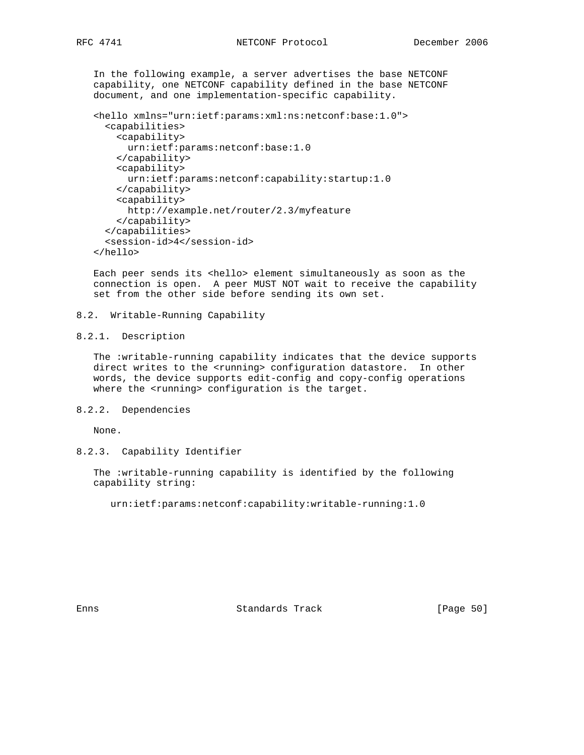In the following example, a server advertises the base NETCONF capability, one NETCONF capability defined in the base NETCONF document, and one implementation-specific capability.

```
<hello xmlns="urn:ietf:params:xml:ns:netconf:base:1.0">
  <capabilities>
    <capability>
      urn:ietf:params:netconf:base:1.0
    </capability>
    <capability>
      urn:ietf:params:netconf:capability:startup:1.0
    </capability>
    <capability>
      http://example.net/router/2.3/myfeature
    </capability>
  </capabilities>
  <session-id>4</session-id>
</hello>
```

Each peer sends its <hello> element simultaneously as soon as the connection is open. A peer MUST NOT wait to receive the capability set from the other side before sending its own set.

## 8.2. Writable-Running Capability

### 8.2.1. Description

The :writable-running capability indicates that the device supports direct writes to the <running> configuration datastore. In other words, the device supports edit-config and copy-config operations where the <running> configuration is the target.

### 8.2.2. Dependencies

None.

### 8.2.3. Capability Identifier

The :writable-running capability is identified by the following capability string:

```
urn:ietf:params:netconf:capability:writable-running:1.0
```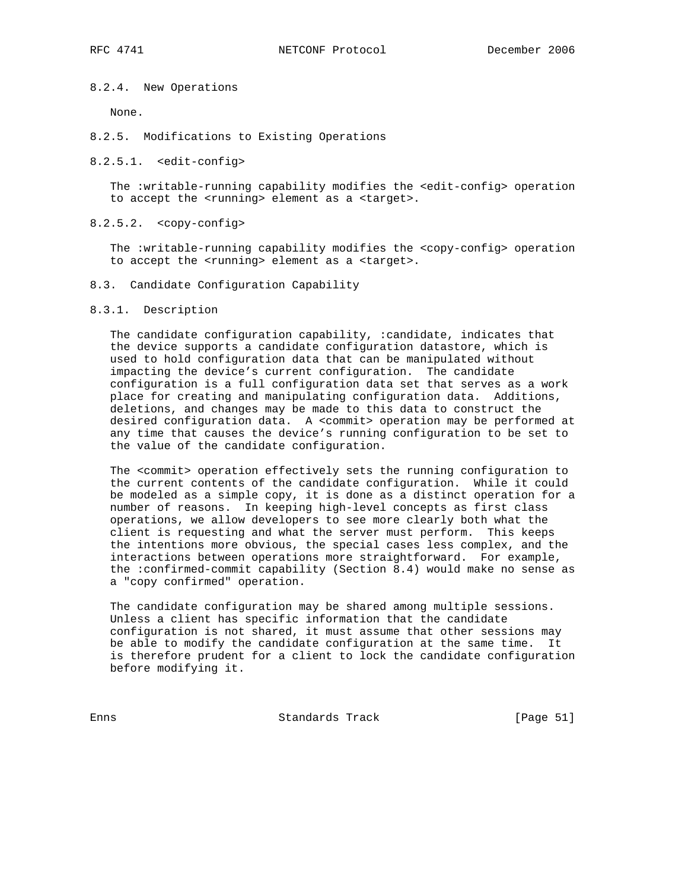#### 8.2.4. New Operations

None.

#### 8.2.5. Modifications to Existing Operations

##### 8.2.5.1. <edit-config>

The :writable-running capability modifies the <edit-config> operation to accept the <running> element as a <target>.

##### 8.2.5.2. <copy-config>

The :writable-running capability modifies the <copy-config> operation to accept the <running> element as a <target>.

### 8.3. Candidate Configuration Capability

#### 8.3.1. Description

The candidate configuration capability, :candidate, indicates that the device supports a candidate configuration datastore, which is used to hold configuration data that can be manipulated without impacting the device's current configuration. The candidate configuration is a full configuration data set that serves as a work place for creating and manipulating configuration data. Additions, deletions, and changes may be made to this data to construct the desired configuration data. A <commit> operation may be performed at any time that causes the device's running configuration to be set to the value of the candidate configuration.

The <commit> operation effectively sets the running configuration to the current contents of the candidate configuration. While it could be modeled as a simple copy, it is done as a distinct operation for a number of reasons. In keeping high-level concepts as first class operations, we allow developers to see more clearly both what the client is requesting and what the server must perform. This keeps the intentions more obvious, the special cases less complex, and the interactions between operations more straightforward. For example, the :confirmed-commit capability (Section 8.4) would make no sense as a "copy confirmed" operation.

The candidate configuration may be shared among multiple sessions. Unless a client has specific information that the candidate configuration is not shared, it must assume that other sessions may be able to modify the candidate configuration at the same time. It is therefore prudent for a client to lock the candidate configuration before modifying it.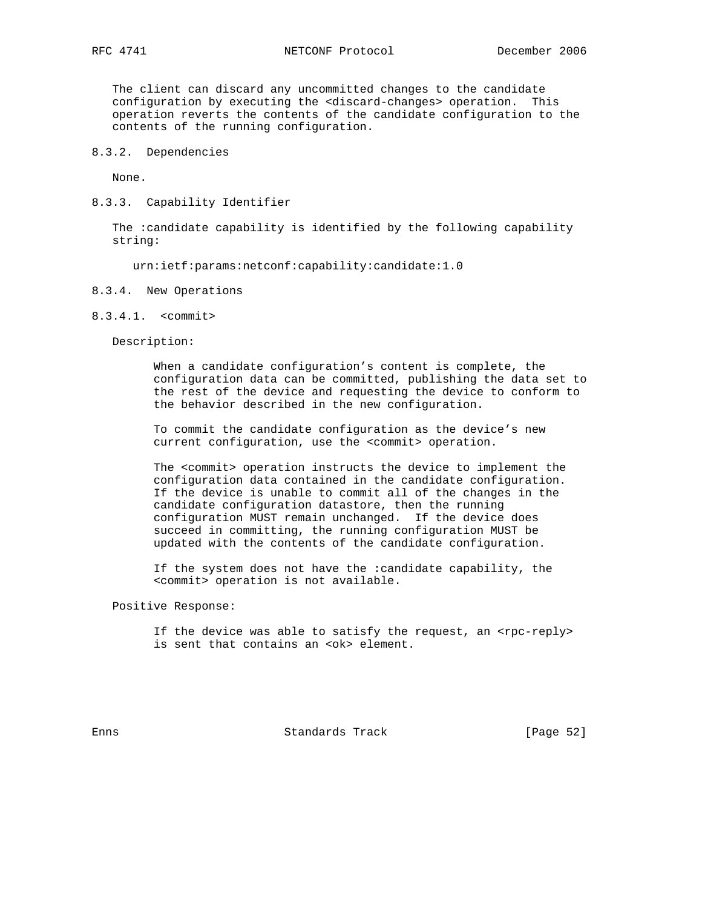The client can discard any uncommitted changes to the candidate configuration by executing the <discard-changes> operation. This operation reverts the contents of the candidate configuration to the contents of the running configuration.

### 8.3.2. Dependencies

None.

### 8.3.3. Capability Identifier

The :candidate capability is identified by the following capability string:

```
urn:ietf:params:netconf:capability:candidate:1.0
```

### 8.3.4. New Operations

#### 8.3.4.1. <commit>

Description:

When a candidate configuration's content is complete, the configuration data can be committed, publishing the data set to the rest of the device and requesting the device to conform to the behavior described in the new configuration.

To commit the candidate configuration as the device's new current configuration, use the <commit> operation.

The <commit> operation instructs the device to implement the configuration data contained in the candidate configuration. If the device is unable to commit all of the changes in the candidate configuration datastore, then the running configuration MUST remain unchanged. If the device does succeed in committing, the running configuration MUST be updated with the contents of the candidate configuration.

If the system does not have the :candidate capability, the <commit> operation is not available.

Positive Response:

If the device was able to satisfy the request, an <rpc-reply> is sent that contains an <ok> element.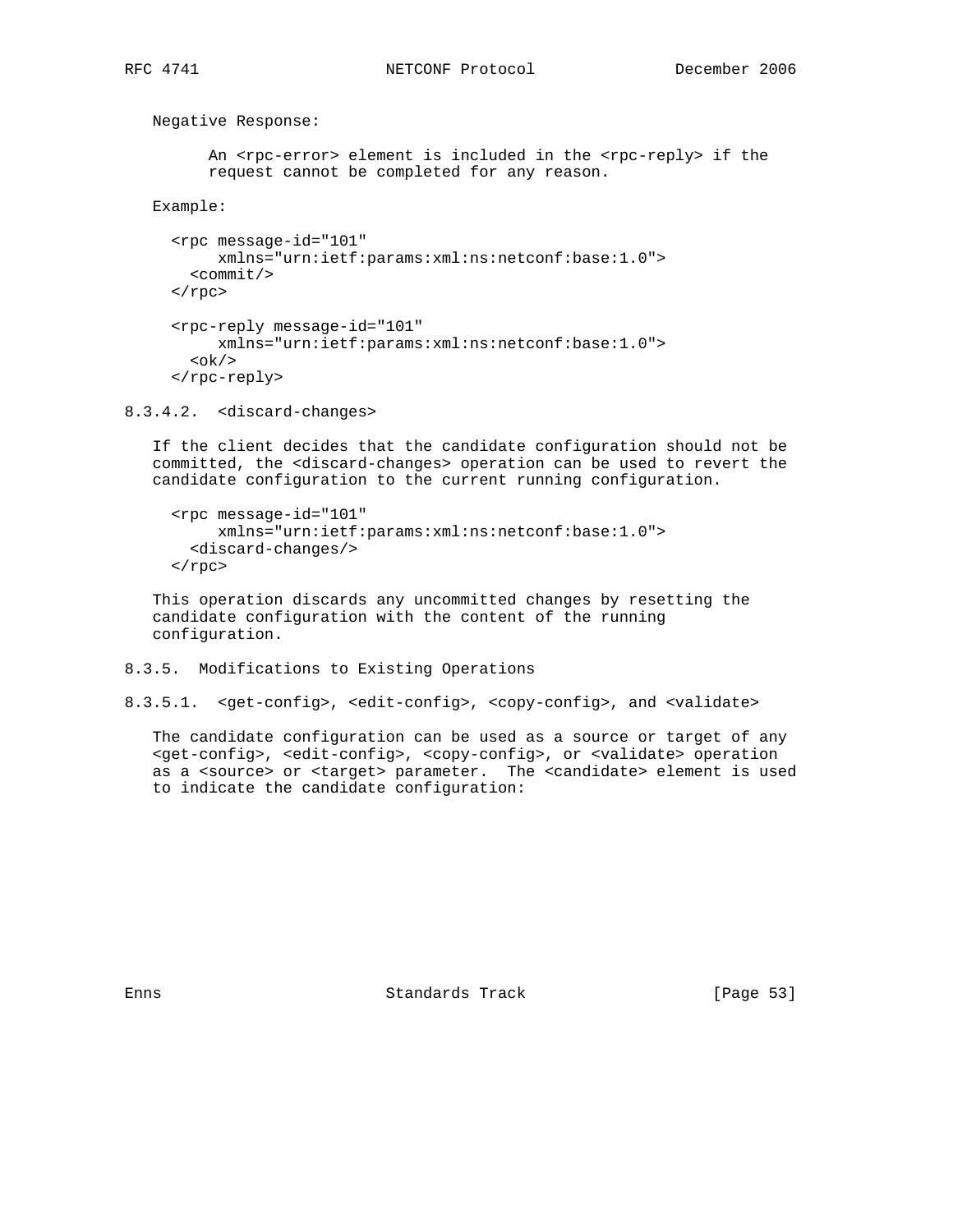Negative Response:

An <rpc-error> element is included in the <rpc-reply> if the request cannot be completed for any reason.

Example:

```
<rpc message-id="101"
     xmlns="urn:ietf:params:xml:ns:netconf:base:1.0">
  <commit/>
</rpc>

<rpc-reply message-id="101"
     xmlns="urn:ietf:params:xml:ns:netconf:base:1.0">
  <ok/>
</rpc-reply>
```

#### 8.3.4.2. <discard-changes>

If the client decides that the candidate configuration should not be committed, the <discard-changes> operation can be used to revert the candidate configuration to the current running configuration.

```
<rpc message-id="101"
     xmlns="urn:ietf:params:xml:ns:netconf:base:1.0">
  <discard-changes/>
</rpc>
```

This operation discards any uncommitted changes by resetting the candidate configuration with the content of the running configuration.

### 8.3.5. Modifications to Existing Operations

#### 8.3.5.1. <get-config>, <edit-config>, <copy-config>, and <validate>

The candidate configuration can be used as a source or target of any <get-config>, <edit-config>, <copy-config>, or <validate> operation as a <source> or <target> parameter. The <candidate> element is used to indicate the candidate configuration: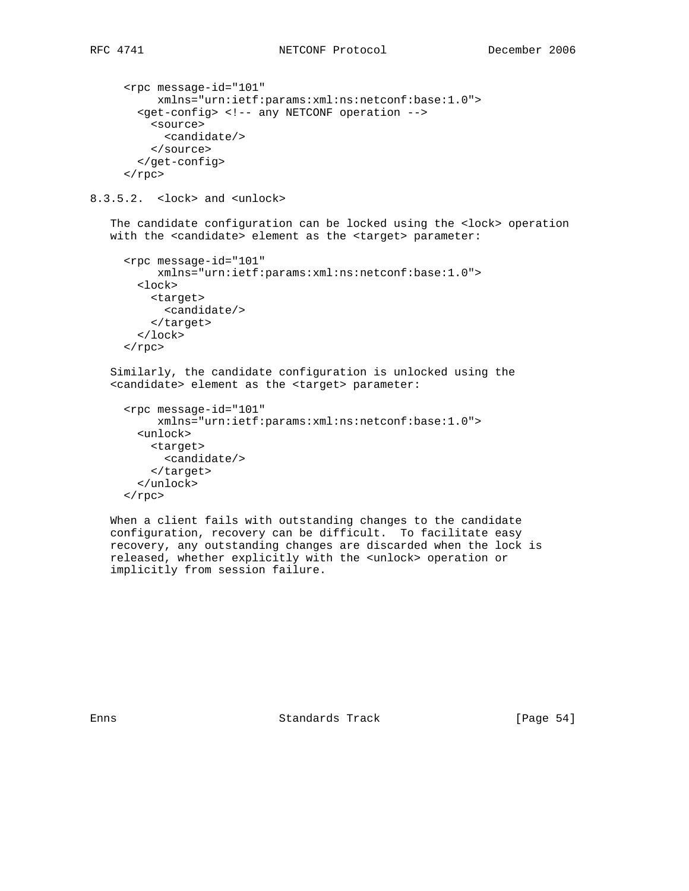```
<rpc message-id="101"
     xmlns="urn:ietf:params:xml:ns:netconf:base:1.0">
  <get-config> <!-- any NETCONF operation -->
    <source>
      <candidate/>
    </source>
  </get-config>
</rpc>
```

#### 8.3.5.2. <lock> and <unlock>

The candidate configuration can be locked using the <lock> operation with the <candidate> element as the <target> parameter:

```
<rpc message-id="101"
     xmlns="urn:ietf:params:xml:ns:netconf:base:1.0">
  <lock>
    <target>
      <candidate/>
    </target>
  </lock>
</rpc>
```

Similarly, the candidate configuration is unlocked using the <candidate> element as the <target> parameter:

```
<rpc message-id="101"
     xmlns="urn:ietf:params:xml:ns:netconf:base:1.0">
  <unlock>
    <target>
      <candidate/>
    </target>
  </unlock>
</rpc>
```

When a client fails with outstanding changes to the candidate configuration, recovery can be difficult. To facilitate easy recovery, any outstanding changes are discarded when the lock is released, whether explicitly with the <unlock> operation or implicitly from session failure.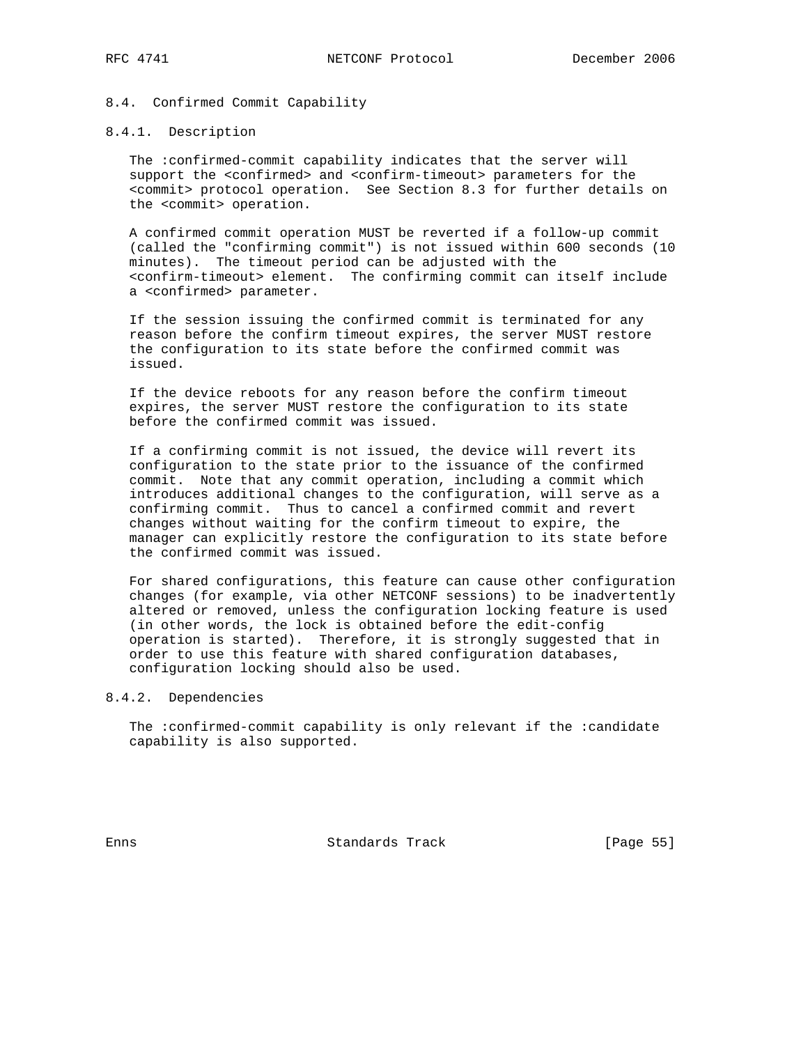### 8.4. Confirmed Commit Capability

#### 8.4.1. Description

The :confirmed-commit capability indicates that the server will support the <confirmed> and <confirm-timeout> parameters for the <commit> protocol operation. See Section 8.3 for further details on the <commit> operation.

A confirmed commit operation MUST be reverted if a follow-up commit (called the "confirming commit") is not issued within 600 seconds (10 minutes). The timeout period can be adjusted with the <confirm-timeout> element. The confirming commit can itself include a <confirmed> parameter.

If the session issuing the confirmed commit is terminated for any reason before the confirm timeout expires, the server MUST restore the configuration to its state before the confirmed commit was issued.

If the device reboots for any reason before the confirm timeout expires, the server MUST restore the configuration to its state before the confirmed commit was issued.

If a confirming commit is not issued, the device will revert its configuration to the state prior to the issuance of the confirmed commit. Note that any commit operation, including a commit which introduces additional changes to the configuration, will serve as a confirming commit. Thus to cancel a confirmed commit and revert changes without waiting for the confirm timeout to expire, the manager can explicitly restore the configuration to its state before the confirmed commit was issued.

For shared configurations, this feature can cause other configuration changes (for example, via other NETCONF sessions) to be inadvertently altered or removed, unless the configuration locking feature is used (in other words, the lock is obtained before the edit-config operation is started). Therefore, it is strongly suggested that in order to use this feature with shared configuration databases, configuration locking should also be used.

#### 8.4.2. Dependencies

The :confirmed-commit capability is only relevant if the :candidate capability is also supported.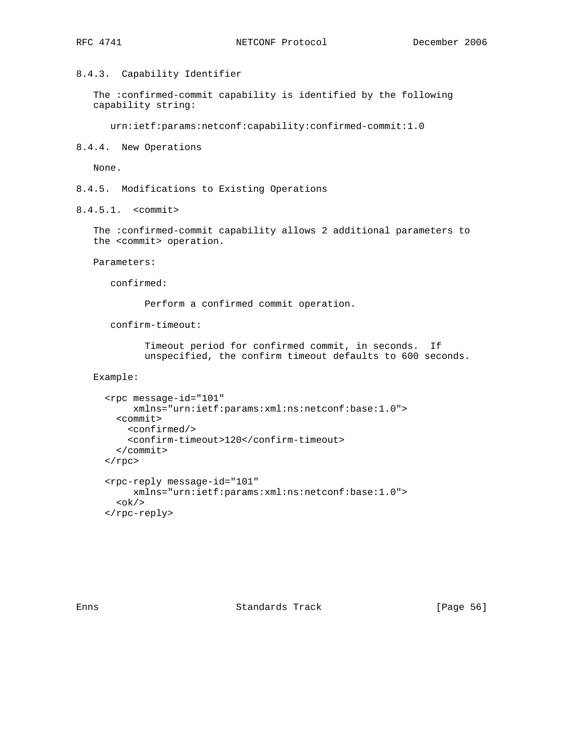### 8.4.3. Capability Identifier

The :confirmed-commit capability is identified by the following capability string:

urn:ietf:params:netconf:capability:confirmed-commit:1.0

### 8.4.4. New Operations

None.

### 8.4.5. Modifications to Existing Operations

#### 8.4.5.1. <commit>

The :confirmed-commit capability allows 2 additional parameters to the <commit> operation.

Parameters:

confirmed:

Perform a confirmed commit operation.

confirm-timeout:

Timeout period for confirmed commit, in seconds. If unspecified, the confirm timeout defaults to 600 seconds.

Example:

```
<rpc message-id="101"
     xmlns="urn:ietf:params:xml:ns:netconf:base:1.0">
  <commit>
    <confirmed/>
    <confirm-timeout>120</confirm-timeout>
  </commit>
</rpc>

<rpc-reply message-id="101"
     xmlns="urn:ietf:params:xml:ns:netconf:base:1.0">
  <ok/>
</rpc-reply>
```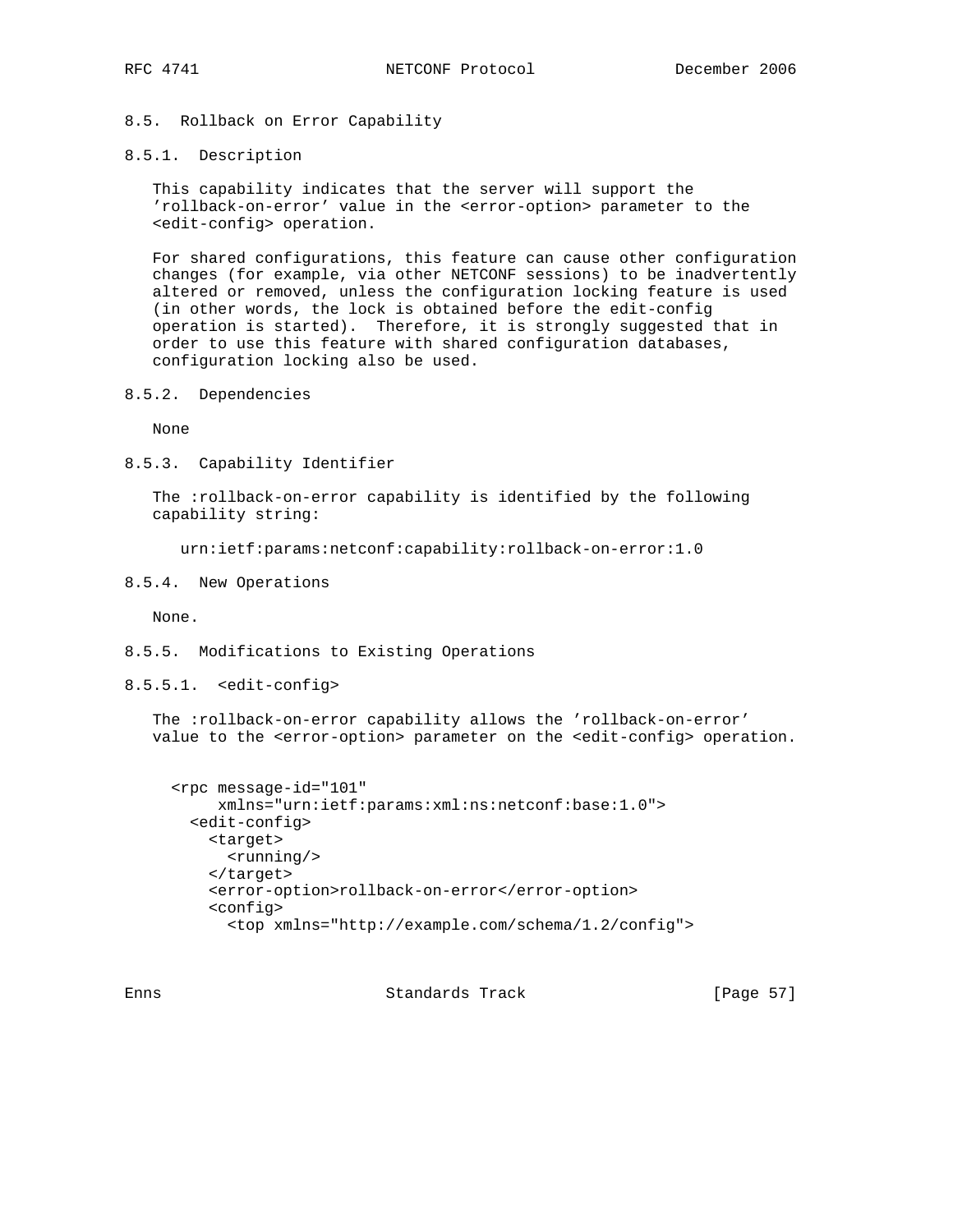## 8.5. Rollback on Error Capability

### 8.5.1. Description

This capability indicates that the server will support the 'rollback-on-error' value in the <error-option> parameter to the <edit-config> operation.

For shared configurations, this feature can cause other configuration changes (for example, via other NETCONF sessions) to be inadvertently altered or removed, unless the configuration locking feature is used (in other words, the lock is obtained before the edit-config operation is started). Therefore, it is strongly suggested that in order to use this feature with shared configuration databases, configuration locking also be used.

### 8.5.2. Dependencies

None

### 8.5.3. Capability Identifier

The :rollback-on-error capability is identified by the following capability string:

```
urn:ietf:params:netconf:capability:rollback-on-error:1.0
```

### 8.5.4. New Operations

None.

### 8.5.5. Modifications to Existing Operations

#### 8.5.5.1. <edit-config>

The :rollback-on-error capability allows the 'rollback-on-error' value to the <error-option> parameter on the <edit-config> operation.

```
<rpc message-id="101"
     xmlns="urn:ietf:params:xml:ns:netconf:base:1.0">
  <edit-config>
    <target>
      <running/>
    </target>
    <error-option>rollback-on-error</error-option>
    <config>
      <top xmlns="http://example.com/schema/1.2/config">
```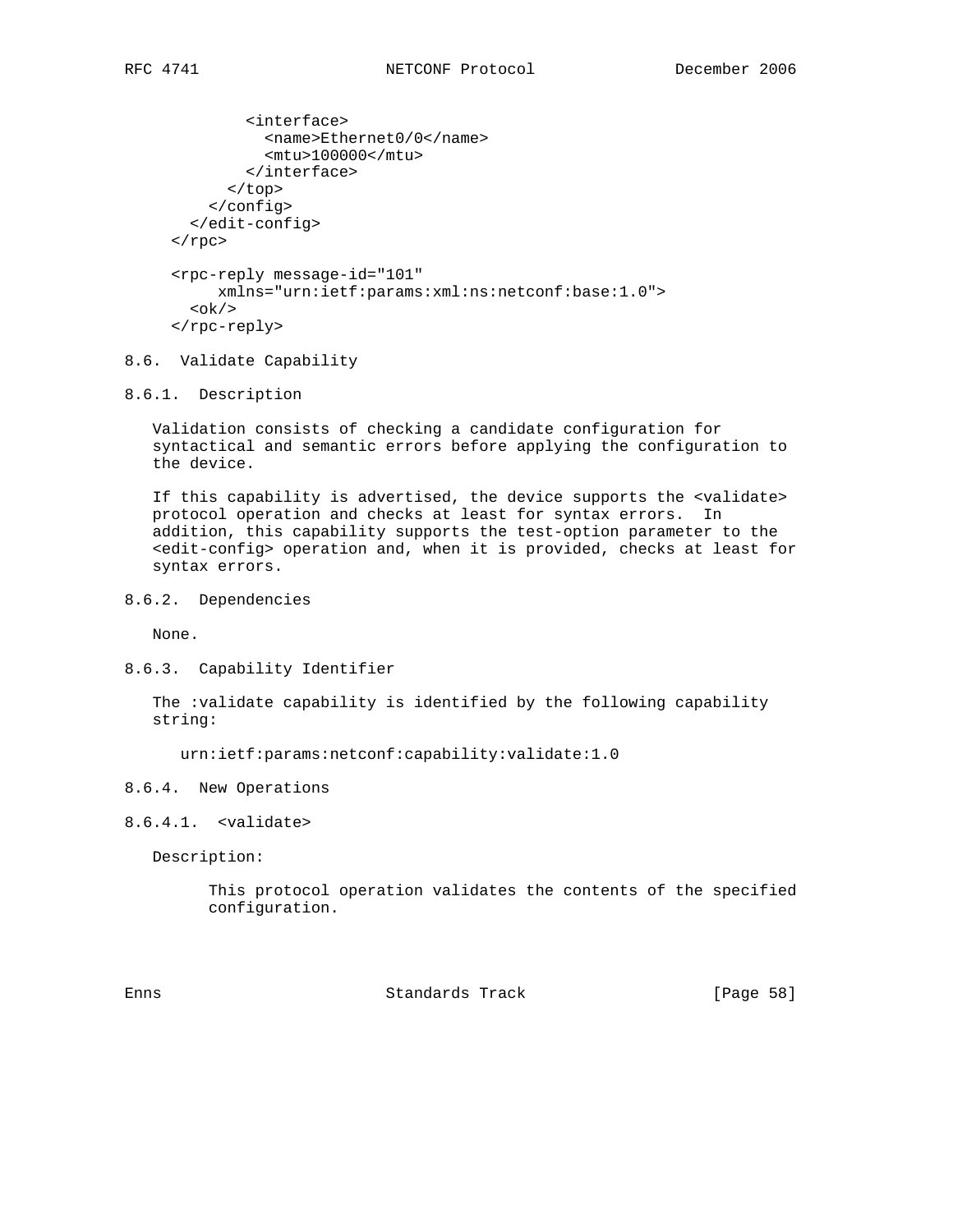```
            <interface>
              <name>Ethernet0/0</name>
              <mtu>100000</mtu>
            </interface>
          </top>
        </config>
      </edit-config>
    </rpc>

    <rpc-reply message-id="101"
         xmlns="urn:ietf:params:xml:ns:netconf:base:1.0">
      <ok/>
    </rpc-reply>
```

## 8.6. Validate Capability

### 8.6.1. Description

Validation consists of checking a candidate configuration for syntactical and semantic errors before applying the configuration to the device.

If this capability is advertised, the device supports the <validate> protocol operation and checks at least for syntax errors. In addition, this capability supports the test-option parameter to the <edit-config> operation and, when it is provided, checks at least for syntax errors.

### 8.6.2. Dependencies

None.

### 8.6.3. Capability Identifier

The :validate capability is identified by the following capability string:

```
urn:ietf:params:netconf:capability:validate:1.0
```

### 8.6.4. New Operations

#### 8.6.4.1. <validate>

Description:

This protocol operation validates the contents of the specified configuration.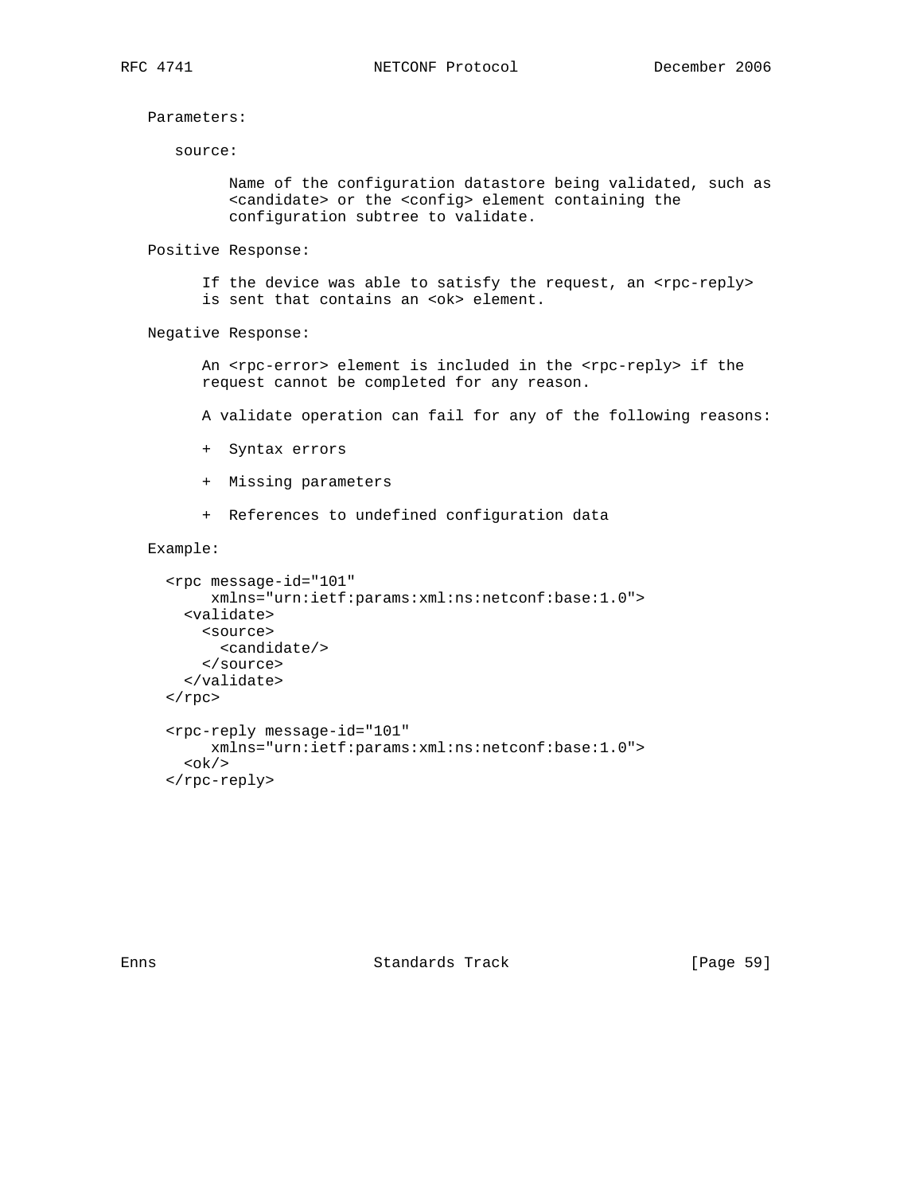Parameters:

source:

Name of the configuration datastore being validated, such as <candidate> or the <config> element containing the configuration subtree to validate.

Positive Response:

If the device was able to satisfy the request, an <rpc-reply> is sent that contains an <ok> element.

Negative Response:

An <rpc-error> element is included in the <rpc-reply> if the request cannot be completed for any reason.

A validate operation can fail for any of the following reasons:

+ Syntax errors

+ Missing parameters

+ References to undefined configuration data

Example:

```
<rpc message-id="101"
     xmlns="urn:ietf:params:xml:ns:netconf:base:1.0">
  <validate>
    <source>
      <candidate/>
    </source>
  </validate>
</rpc>

<rpc-reply message-id="101"
     xmlns="urn:ietf:params:xml:ns:netconf:base:1.0">
  <ok/>
</rpc-reply>
```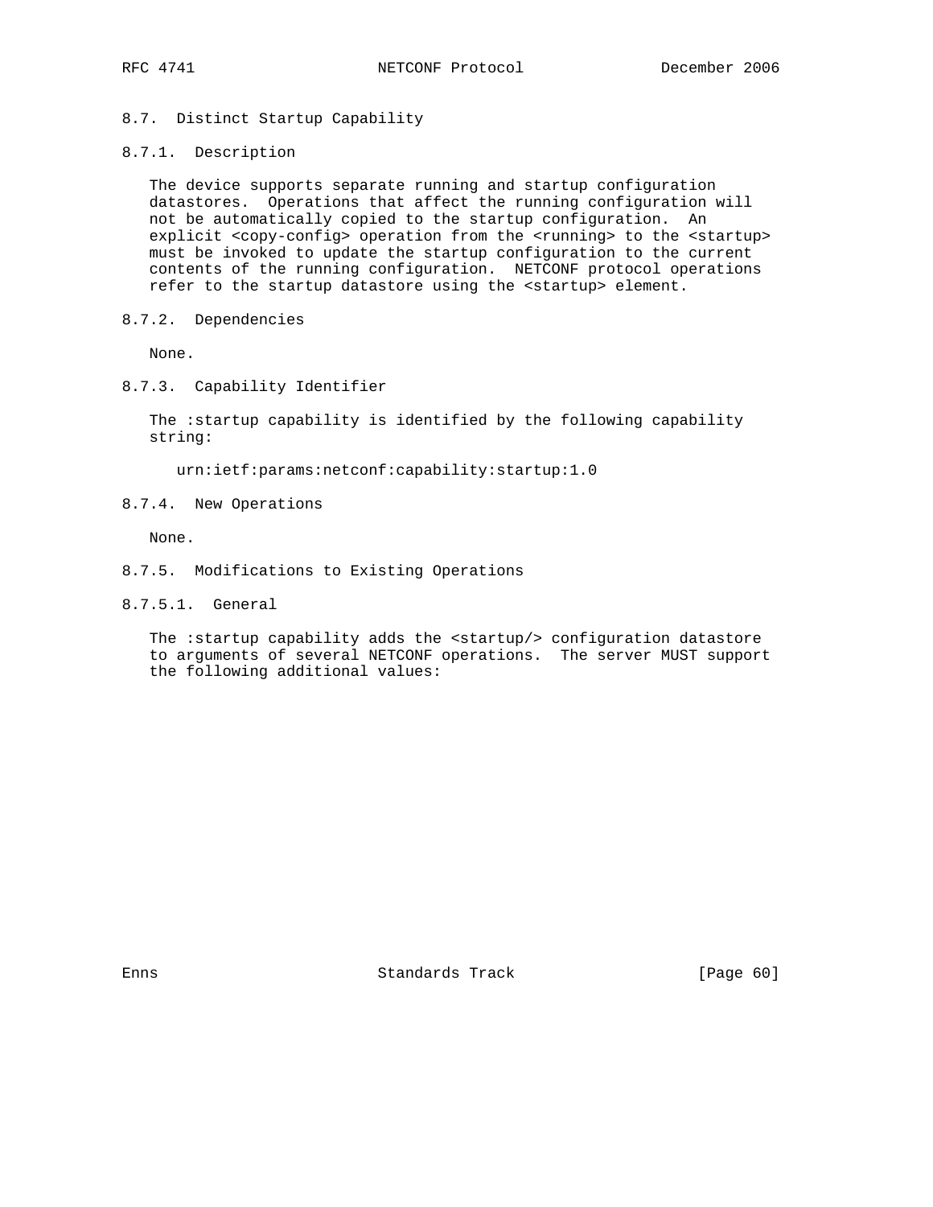### 8.7. Distinct Startup Capability

#### 8.7.1. Description

The device supports separate running and startup configuration datastores. Operations that affect the running configuration will not be automatically copied to the startup configuration. An explicit <copy-config> operation from the <running> to the <startup> must be invoked to update the startup configuration to the current contents of the running configuration. NETCONF protocol operations refer to the startup datastore using the <startup> element.

#### 8.7.2. Dependencies

None.

#### 8.7.3. Capability Identifier

The :startup capability is identified by the following capability string:

```
urn:ietf:params:netconf:capability:startup:1.0
```

#### 8.7.4. New Operations

None.

#### 8.7.5. Modifications to Existing Operations

##### 8.7.5.1. General

The :startup capability adds the <startup/> configuration datastore to arguments of several NETCONF operations. The server MUST support the following additional values: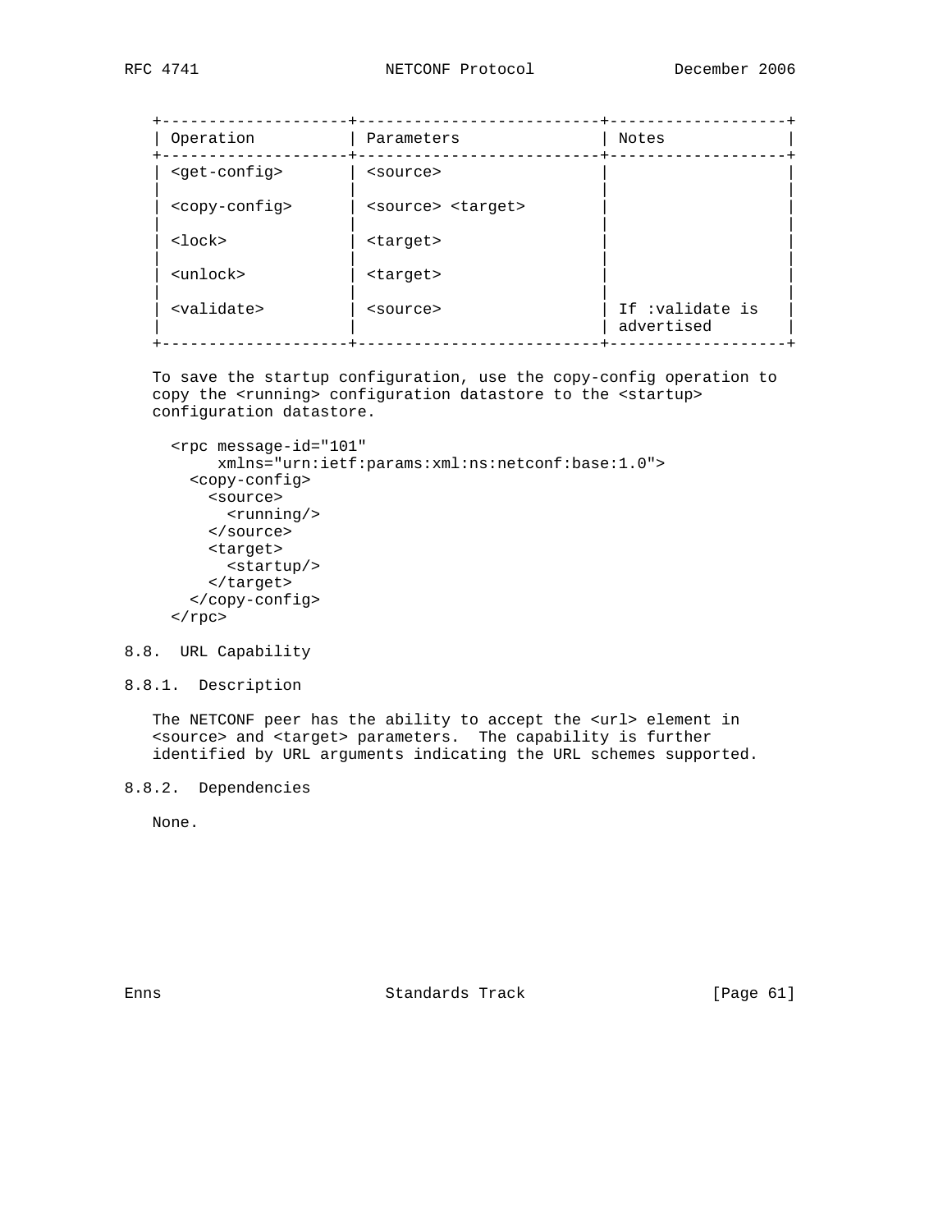| Operation | Parameters | Notes |
| --- | --- | --- |
| <get-config> | <source> | |
| <copy-config> | <source> <target> | |
| <lock> | <target> | |
| <unlock> | <target> | |
| <validate> | <source> | If :validate is advertised |

To save the startup configuration, use the copy-config operation to copy the <running> configuration datastore to the <startup> configuration datastore.

```
<rpc message-id="101"
     xmlns="urn:ietf:params:xml:ns:netconf:base:1.0">
  <copy-config>
    <source>
      <running/>
    </source>
    <target>
      <startup/>
    </target>
  </copy-config>
</rpc>
```

## 8.8. URL Capability

### 8.8.1. Description

The NETCONF peer has the ability to accept the <url> element in <source> and <target> parameters. The capability is further identified by URL arguments indicating the URL schemes supported.

### 8.8.2. Dependencies

None.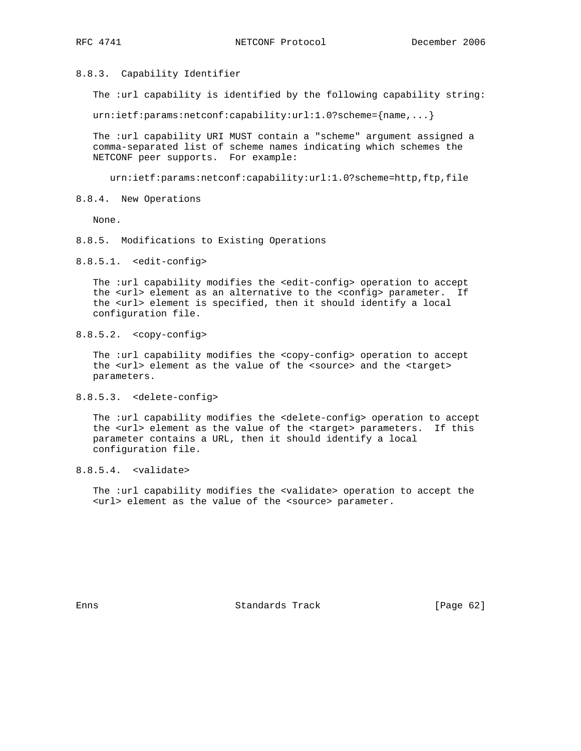#### 8.8.3. Capability Identifier

The :url capability is identified by the following capability string:

```
urn:ietf:params:netconf:capability:url:1.0?scheme={name,...}
```

The :url capability URI MUST contain a "scheme" argument assigned a comma-separated list of scheme names indicating which schemes the NETCONF peer supports. For example:

```
urn:ietf:params:netconf:capability:url:1.0?scheme=http,ftp,file
```

#### 8.8.4. New Operations

None.

#### 8.8.5. Modifications to Existing Operations

##### 8.8.5.1. <edit-config>

The :url capability modifies the <edit-config> operation to accept the <url> element as an alternative to the <config> parameter. If the <url> element is specified, then it should identify a local configuration file.

##### 8.8.5.2. <copy-config>

The :url capability modifies the <copy-config> operation to accept the <url> element as the value of the <source> and the <target> parameters.

##### 8.8.5.3. <delete-config>

The :url capability modifies the <delete-config> operation to accept the <url> element as the value of the <target> parameters. If this parameter contains a URL, then it should identify a local configuration file.

##### 8.8.5.4. <validate>

The :url capability modifies the <validate> operation to accept the <url> element as the value of the <source> parameter.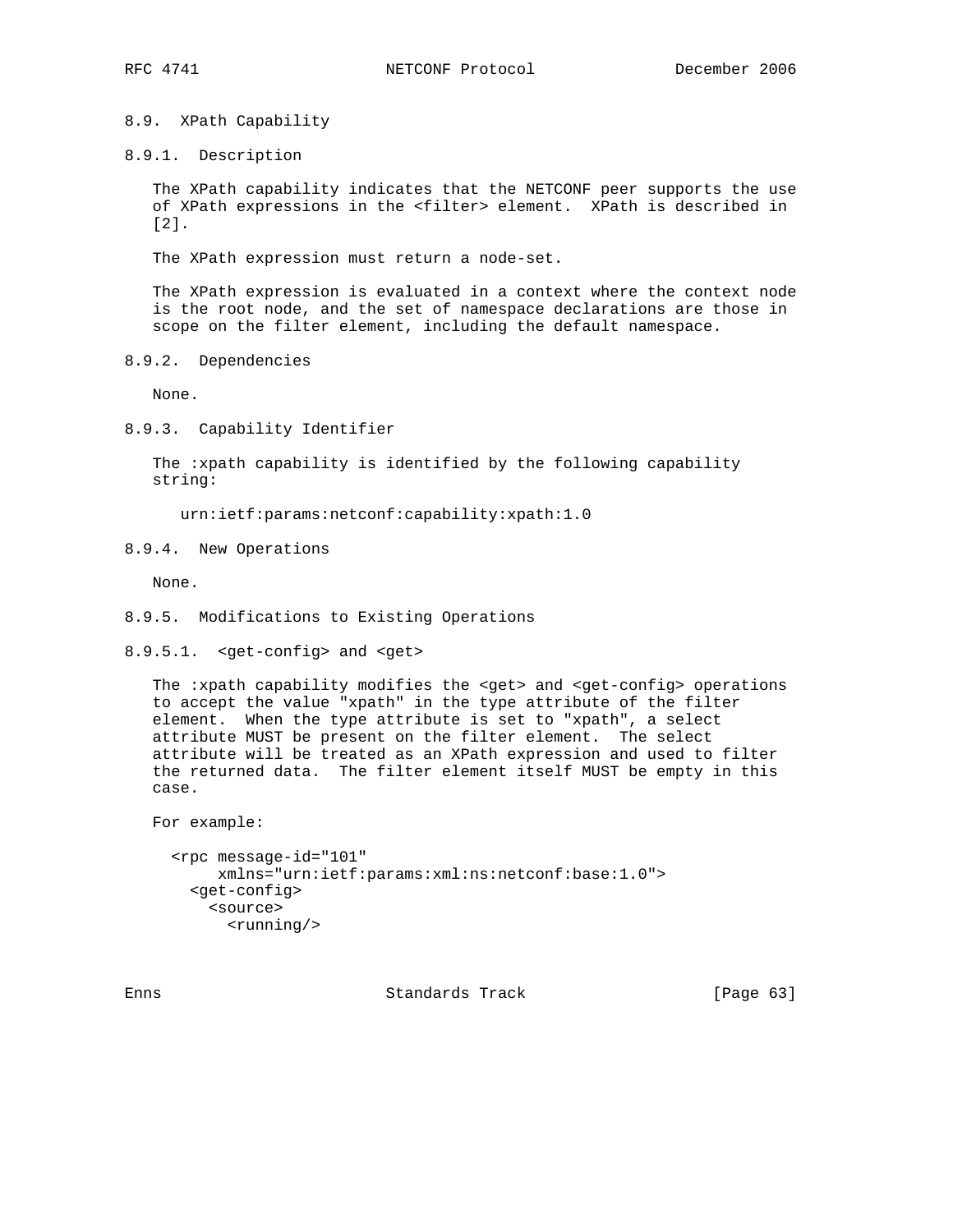### 8.9. XPath Capability

#### 8.9.1. Description

The XPath capability indicates that the NETCONF peer supports the use of XPath expressions in the <filter> element. XPath is described in [2].

The XPath expression must return a node-set.

The XPath expression is evaluated in a context where the context node is the root node, and the set of namespace declarations are those in scope on the filter element, including the default namespace.

#### 8.9.2. Dependencies

None.

#### 8.9.3. Capability Identifier

The :xpath capability is identified by the following capability string:

```
urn:ietf:params:netconf:capability:xpath:1.0
```

#### 8.9.4. New Operations

None.

#### 8.9.5. Modifications to Existing Operations

##### 8.9.5.1. <get-config> and <get>

The :xpath capability modifies the <get> and <get-config> operations to accept the value "xpath" in the type attribute of the filter element. When the type attribute is set to "xpath", a select attribute MUST be present on the filter element. The select attribute will be treated as an XPath expression and used to filter the returned data. The filter element itself MUST be empty in this case.

For example:

```
<rpc message-id="101"
     xmlns="urn:ietf:params:xml:ns:netconf:base:1.0">
  <get-config>
    <source>
      <running/>
```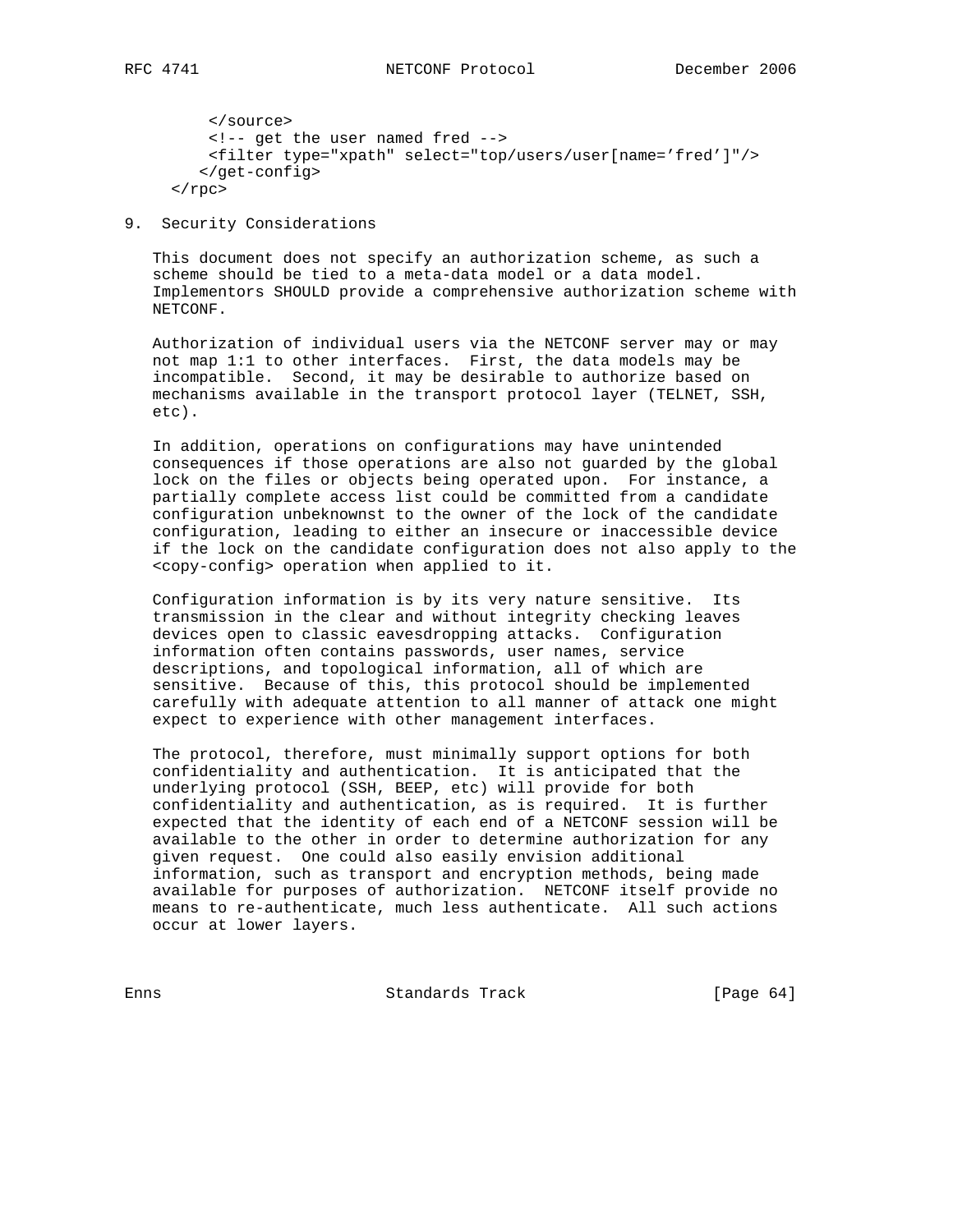```
     </source>
     <!-- get the user named fred -->
     <filter type="xpath" select="top/users/user[name='fred']"/>
    </get-config>
  </rpc>
```

## 9. Security Considerations

This document does not specify an authorization scheme, as such a scheme should be tied to a meta-data model or a data model. Implementors SHOULD provide a comprehensive authorization scheme with NETCONF.

Authorization of individual users via the NETCONF server may or may not map 1:1 to other interfaces. First, the data models may be incompatible. Second, it may be desirable to authorize based on mechanisms available in the transport protocol layer (TELNET, SSH, etc).

In addition, operations on configurations may have unintended consequences if those operations are also not guarded by the global lock on the files or objects being operated upon. For instance, a partially complete access list could be committed from a candidate configuration unbeknownst to the owner of the lock of the candidate configuration, leading to either an insecure or inaccessible device if the lock on the candidate configuration does not also apply to the <copy-config> operation when applied to it.

Configuration information is by its very nature sensitive. Its transmission in the clear and without integrity checking leaves devices open to classic eavesdropping attacks. Configuration information often contains passwords, user names, service descriptions, and topological information, all of which are sensitive. Because of this, this protocol should be implemented carefully with adequate attention to all manner of attack one might expect to experience with other management interfaces.

The protocol, therefore, must minimally support options for both confidentiality and authentication. It is anticipated that the underlying protocol (SSH, BEEP, etc) will provide for both confidentiality and authentication, as is required. It is further expected that the identity of each end of a NETCONF session will be available to the other in order to determine authorization for any given request. One could also easily envision additional information, such as transport and encryption methods, being made available for purposes of authorization. NETCONF itself provide no means to re-authenticate, much less authenticate. All such actions occur at lower layers.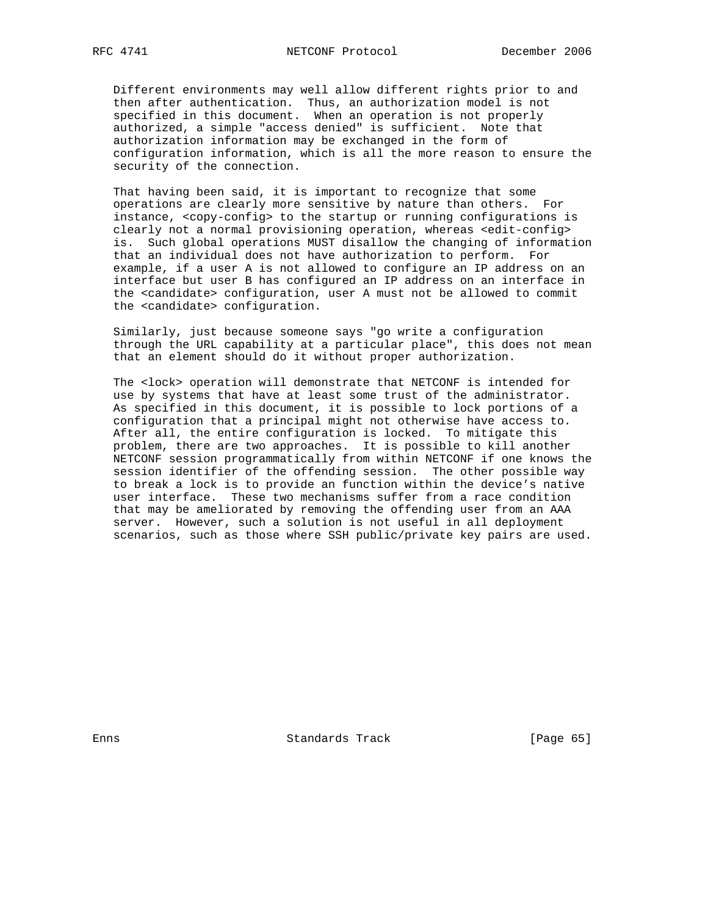Different environments may well allow different rights prior to and then after authentication. Thus, an authorization model is not specified in this document. When an operation is not properly authorized, a simple "access denied" is sufficient. Note that authorization information may be exchanged in the form of configuration information, which is all the more reason to ensure the security of the connection.

That having been said, it is important to recognize that some operations are clearly more sensitive by nature than others. For instance, <copy-config> to the startup or running configurations is clearly not a normal provisioning operation, whereas <edit-config> is. Such global operations MUST disallow the changing of information that an individual does not have authorization to perform. For example, if a user A is not allowed to configure an IP address on an interface but user B has configured an IP address on an interface in the <candidate> configuration, user A must not be allowed to commit the <candidate> configuration.

Similarly, just because someone says "go write a configuration through the URL capability at a particular place", this does not mean that an element should do it without proper authorization.

The <lock> operation will demonstrate that NETCONF is intended for use by systems that have at least some trust of the administrator. As specified in this document, it is possible to lock portions of a configuration that a principal might not otherwise have access to. After all, the entire configuration is locked. To mitigate this problem, there are two approaches. It is possible to kill another NETCONF session programmatically from within NETCONF if one knows the session identifier of the offending session. The other possible way to break a lock is to provide an function within the device's native user interface. These two mechanisms suffer from a race condition that may be ameliorated by removing the offending user from an AAA server. However, such a solution is not useful in all deployment scenarios, such as those where SSH public/private key pairs are used.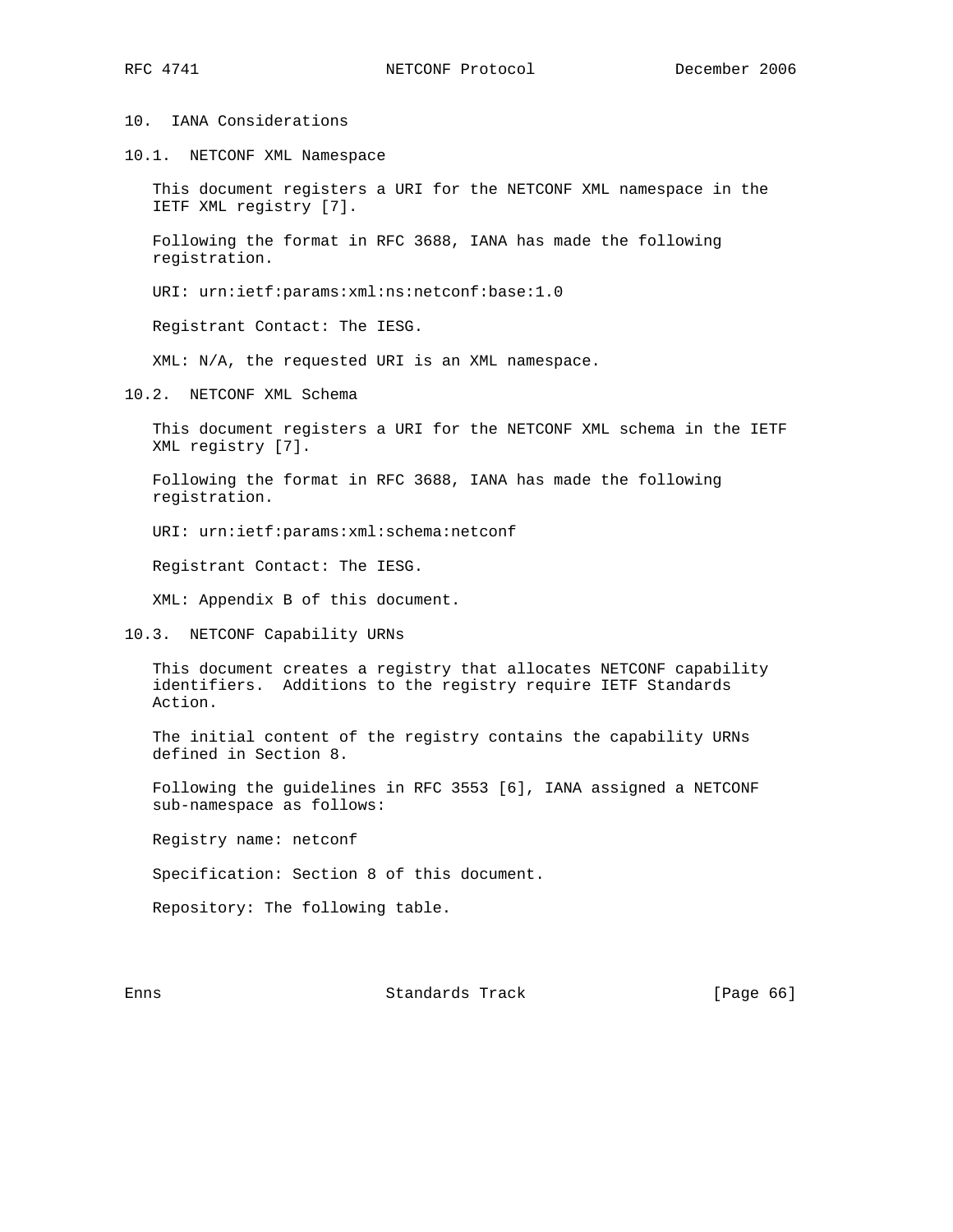## 10. IANA Considerations

### 10.1. NETCONF XML Namespace

This document registers a URI for the NETCONF XML namespace in the IETF XML registry [7].

Following the format in RFC 3688, IANA has made the following registration.

URI: urn:ietf:params:xml:ns:netconf:base:1.0

Registrant Contact: The IESG.

XML: N/A, the requested URI is an XML namespace.

### 10.2. NETCONF XML Schema

This document registers a URI for the NETCONF XML schema in the IETF XML registry [7].

Following the format in RFC 3688, IANA has made the following registration.

URI: urn:ietf:params:xml:schema:netconf

Registrant Contact: The IESG.

XML: Appendix B of this document.

### 10.3. NETCONF Capability URNs

This document creates a registry that allocates NETCONF capability identifiers. Additions to the registry require IETF Standards Action.

The initial content of the registry contains the capability URNs defined in Section 8.

Following the guidelines in RFC 3553 [6], IANA assigned a NETCONF sub-namespace as follows:

Registry name: netconf

Specification: Section 8 of this document.

Repository: The following table.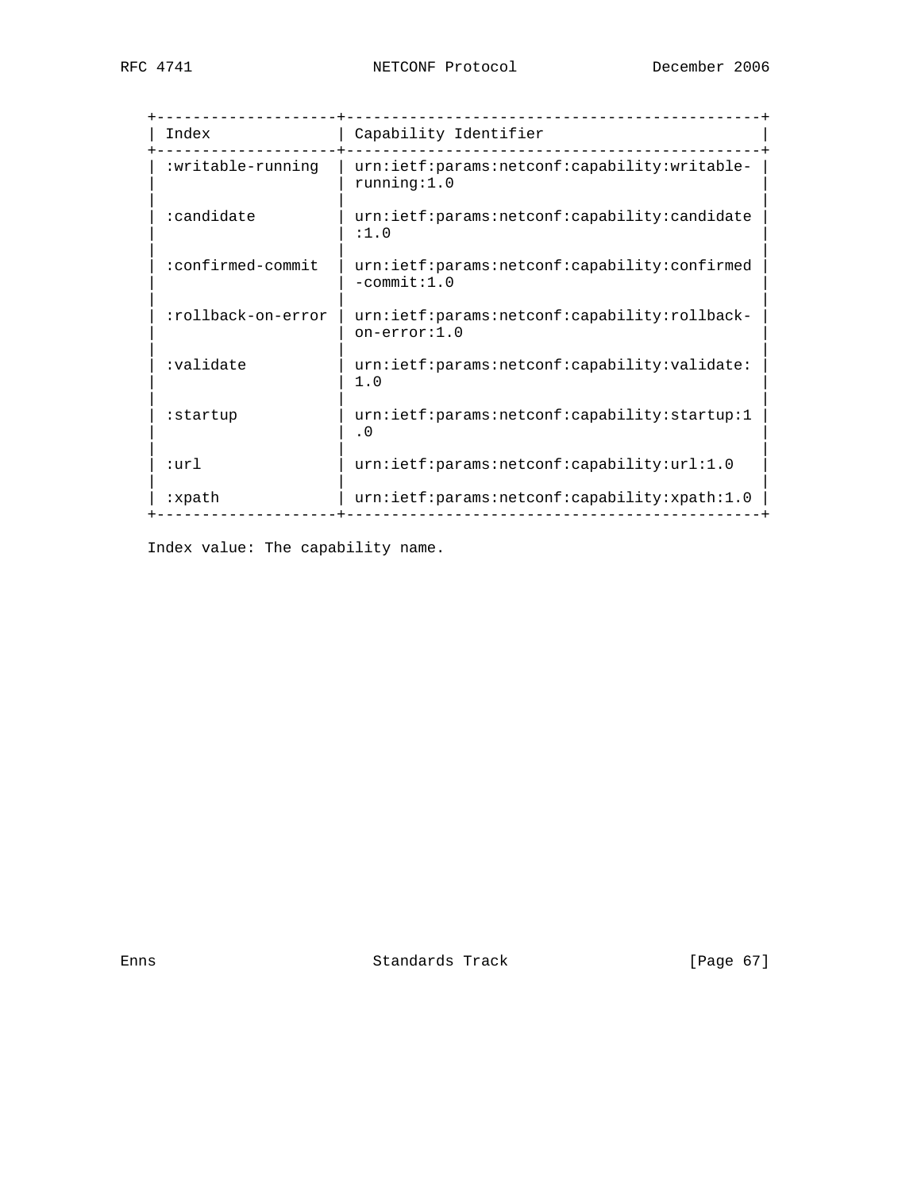| Index | Capability Identifier |
| --- | --- |
| :writable-running | urn:ietf:params:netconf:capability:writable-running:1.0 |
| :candidate | urn:ietf:params:netconf:capability:candidate:1.0 |
| :confirmed-commit | urn:ietf:params:netconf:capability:confirmed-commit:1.0 |
| :rollback-on-error | urn:ietf:params:netconf:capability:rollback-on-error:1.0 |
| :validate | urn:ietf:params:netconf:capability:validate:1.0 |
| :startup | urn:ietf:params:netconf:capability:startup:1.0 |
| :url | urn:ietf:params:netconf:capability:url:1.0 |
| :xpath | urn:ietf:params:netconf:capability:xpath:1.0 |

Index value: The capability name.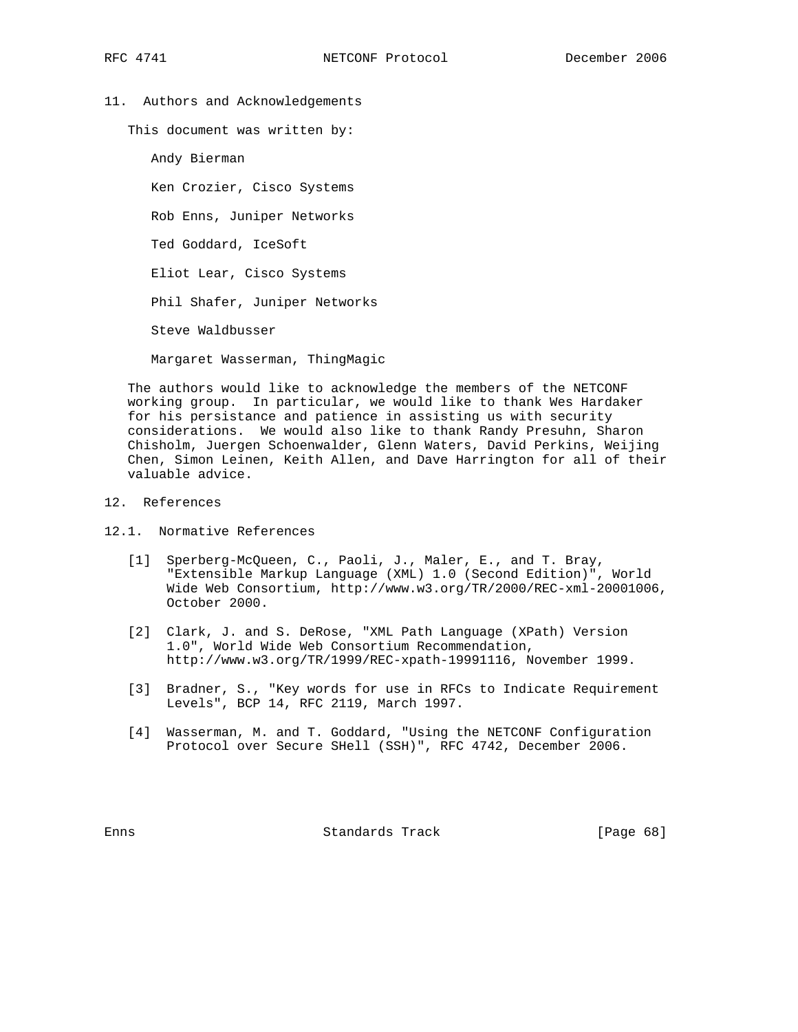## 11. Authors and Acknowledgements

This document was written by:

Andy Bierman

Ken Crozier, Cisco Systems

Rob Enns, Juniper Networks

Ted Goddard, IceSoft

Eliot Lear, Cisco Systems

Phil Shafer, Juniper Networks

Steve Waldbusser

Margaret Wasserman, ThingMagic

The authors would like to acknowledge the members of the NETCONF working group. In particular, we would like to thank Wes Hardaker for his persistance and patience in assisting us with security considerations. We would also like to thank Randy Presuhn, Sharon Chisholm, Juergen Schoenwalder, Glenn Waters, David Perkins, Weijing Chen, Simon Leinen, Keith Allen, and Dave Harrington for all of their valuable advice.

## 12. References

### 12.1. Normative References

[1] Sperberg-McQueen, C., Paoli, J., Maler, E., and T. Bray, "Extensible Markup Language (XML) 1.0 (Second Edition)", World Wide Web Consortium, http://www.w3.org/TR/2000/REC-xml-20001006, October 2000.

[2] Clark, J. and S. DeRose, "XML Path Language (XPath) Version 1.0", World Wide Web Consortium Recommendation, http://www.w3.org/TR/1999/REC-xpath-19991116, November 1999.

[3] Bradner, S., "Key words for use in RFCs to Indicate Requirement Levels", BCP 14, RFC 2119, March 1997.

[4] Wasserman, M. and T. Goddard, "Using the NETCONF Configuration Protocol over Secure SHell (SSH)", RFC 4742, December 2006.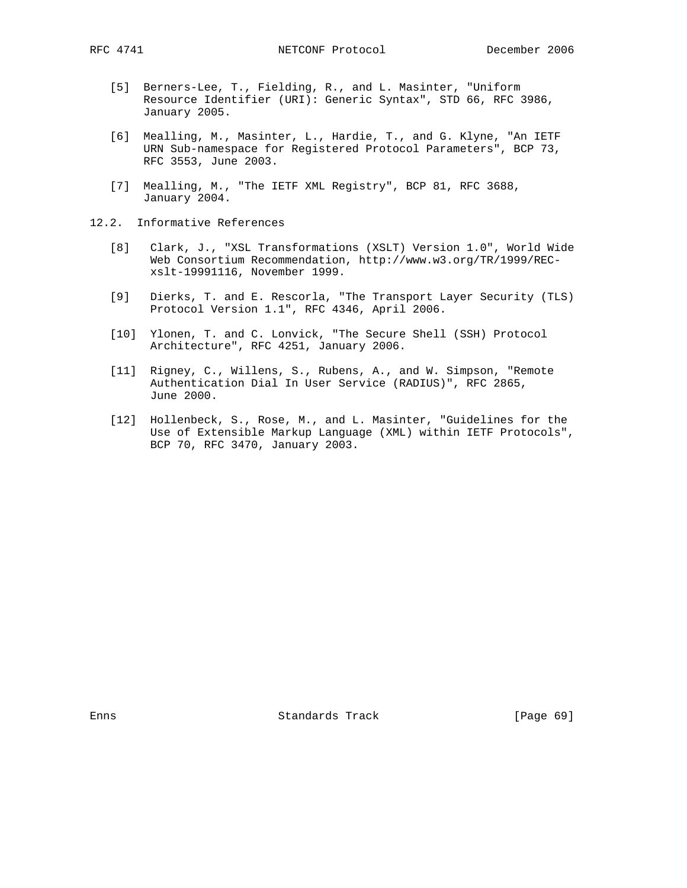[5] Berners-Lee, T., Fielding, R., and L. Masinter, "Uniform Resource Identifier (URI): Generic Syntax", STD 66, RFC 3986, January 2005.

[6] Mealling, M., Masinter, L., Hardie, T., and G. Klyne, "An IETF URN Sub-namespace for Registered Protocol Parameters", BCP 73, RFC 3553, June 2003.

[7] Mealling, M., "The IETF XML Registry", BCP 81, RFC 3688, January 2004.

### 12.2. Informative References

[8] Clark, J., "XSL Transformations (XSLT) Version 1.0", World Wide Web Consortium Recommendation, http://www.w3.org/TR/1999/REC-xslt-19991116, November 1999.

[9] Dierks, T. and E. Rescorla, "The Transport Layer Security (TLS) Protocol Version 1.1", RFC 4346, April 2006.

[10] Ylonen, T. and C. Lonvick, "The Secure Shell (SSH) Protocol Architecture", RFC 4251, January 2006.

[11] Rigney, C., Willens, S., Rubens, A., and W. Simpson, "Remote Authentication Dial In User Service (RADIUS)", RFC 2865, June 2000.

[12] Hollenbeck, S., Rose, M., and L. Masinter, "Guidelines for the Use of Extensible Markup Language (XML) within IETF Protocols", BCP 70, RFC 3470, January 2003.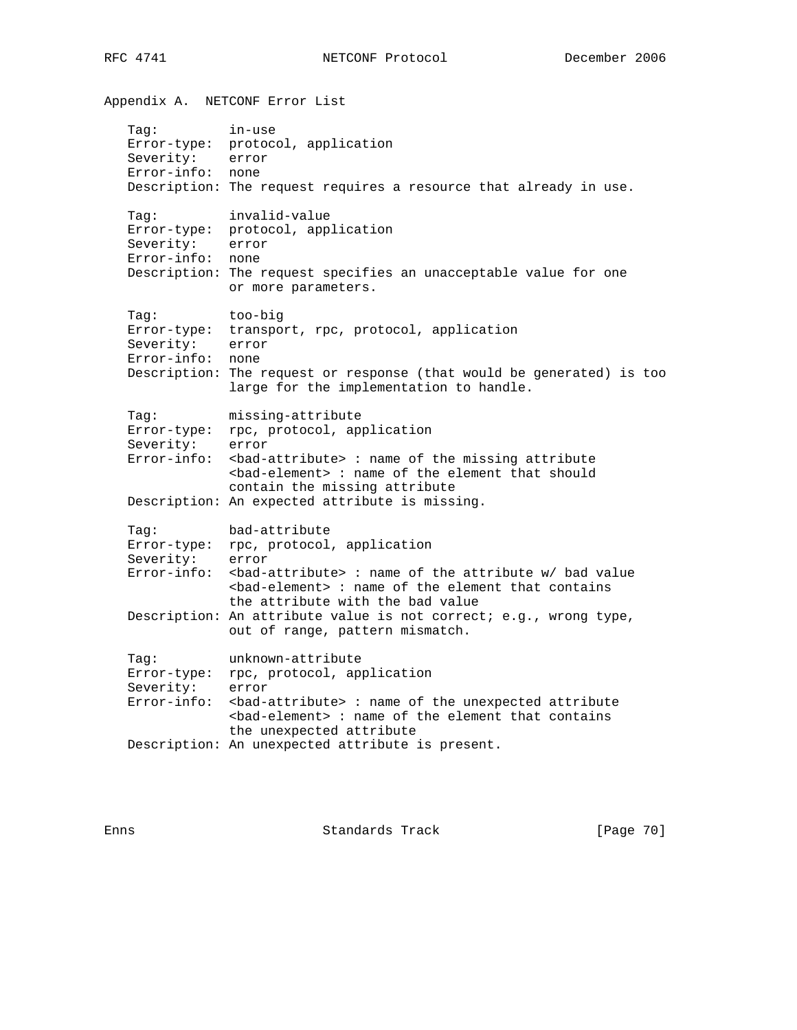## Appendix A. NETCONF Error List

```
   Tag:         in-use
   Error-type:  protocol, application
   Severity:    error
   Error-info:  none
   Description: The request requires a resource that already in use.

   Tag:         invalid-value
   Error-type:  protocol, application
   Severity:    error
   Error-info:  none
   Description: The request specifies an unacceptable value for one
                or more parameters.

   Tag:         too-big
   Error-type:  transport, rpc, protocol, application
   Severity:    error
   Error-info:  none
   Description: The request or response (that would be generated) is too
                large for the implementation to handle.

   Tag:         missing-attribute
   Error-type:  rpc, protocol, application
   Severity:    error
   Error-info:  <bad-attribute> : name of the missing attribute
                <bad-element> : name of the element that should
                contain the missing attribute
   Description: An expected attribute is missing.

   Tag:         bad-attribute
   Error-type:  rpc, protocol, application
   Severity:    error
   Error-info:  <bad-attribute> : name of the attribute w/ bad value
                <bad-element> : name of the element that contains
                the attribute with the bad value
   Description: An attribute value is not correct; e.g., wrong type,
                out of range, pattern mismatch.

   Tag:         unknown-attribute
   Error-type:  rpc, protocol, application
   Severity:    error
   Error-info:  <bad-attribute> : name of the unexpected attribute
                <bad-element> : name of the element that contains
                the unexpected attribute
   Description: An unexpected attribute is present.
```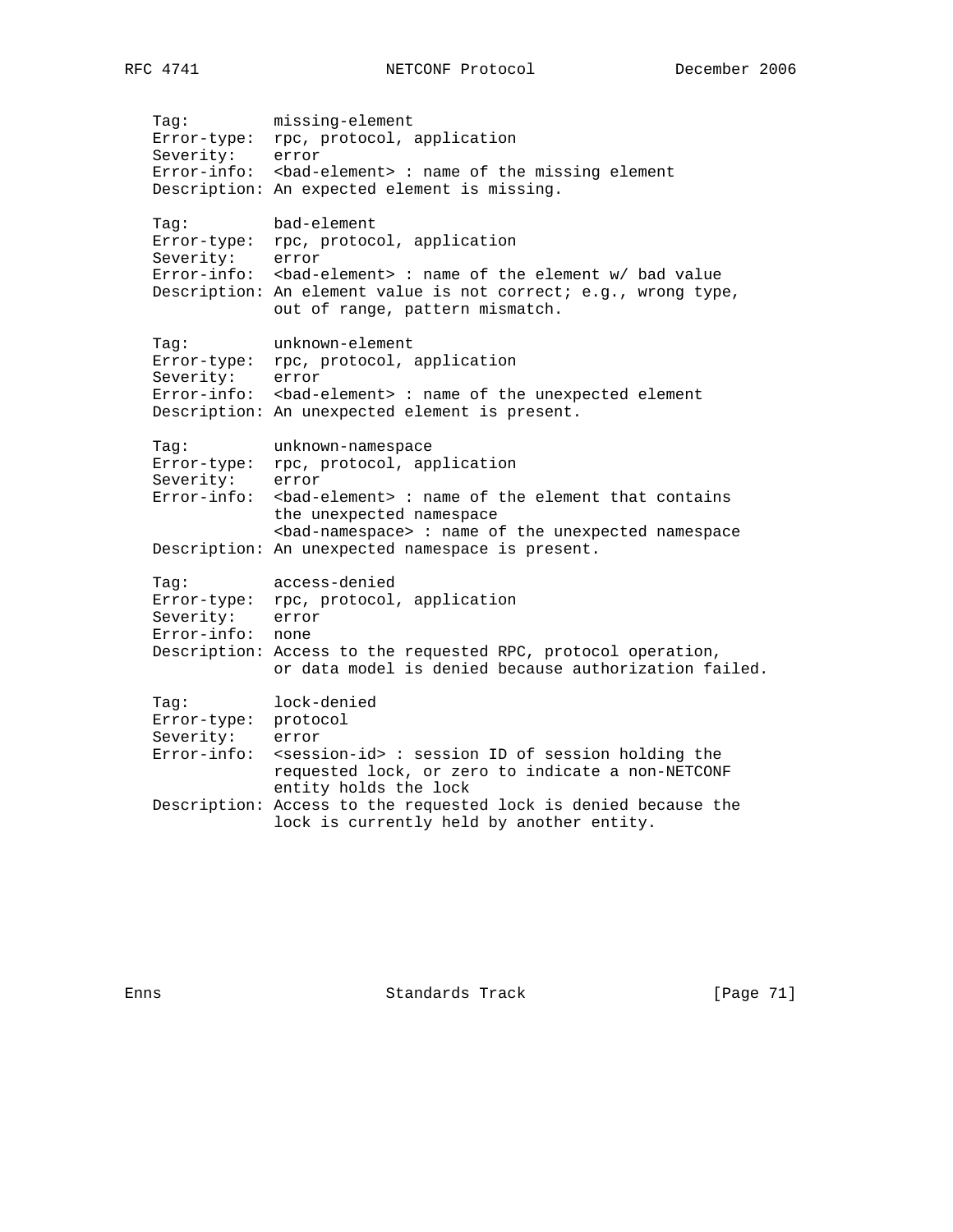```
Tag:         missing-element
Error-type:  rpc, protocol, application
Severity:    error
Error-info:  <bad-element> : name of the missing element
Description: An expected element is missing.

Tag:         bad-element
Error-type:  rpc, protocol, application
Severity:    error
Error-info:  <bad-element> : name of the element w/ bad value
Description: An element value is not correct; e.g., wrong type,
             out of range, pattern mismatch.

Tag:         unknown-element
Error-type:  rpc, protocol, application
Severity:    error
Error-info:  <bad-element> : name of the unexpected element
Description: An unexpected element is present.

Tag:         unknown-namespace
Error-type:  rpc, protocol, application
Severity:    error
Error-info:  <bad-element> : name of the element that contains
             the unexpected namespace
             <bad-namespace> : name of the unexpected namespace
Description: An unexpected namespace is present.

Tag:         access-denied
Error-type:  rpc, protocol, application
Severity:    error
Error-info:  none
Description: Access to the requested RPC, protocol operation,
             or data model is denied because authorization failed.

Tag:         lock-denied
Error-type:  protocol
Severity:    error
Error-info:  <session-id> : session ID of session holding the
             requested lock, or zero to indicate a non-NETCONF
             entity holds the lock
Description: Access to the requested lock is denied because the
             lock is currently held by another entity.
```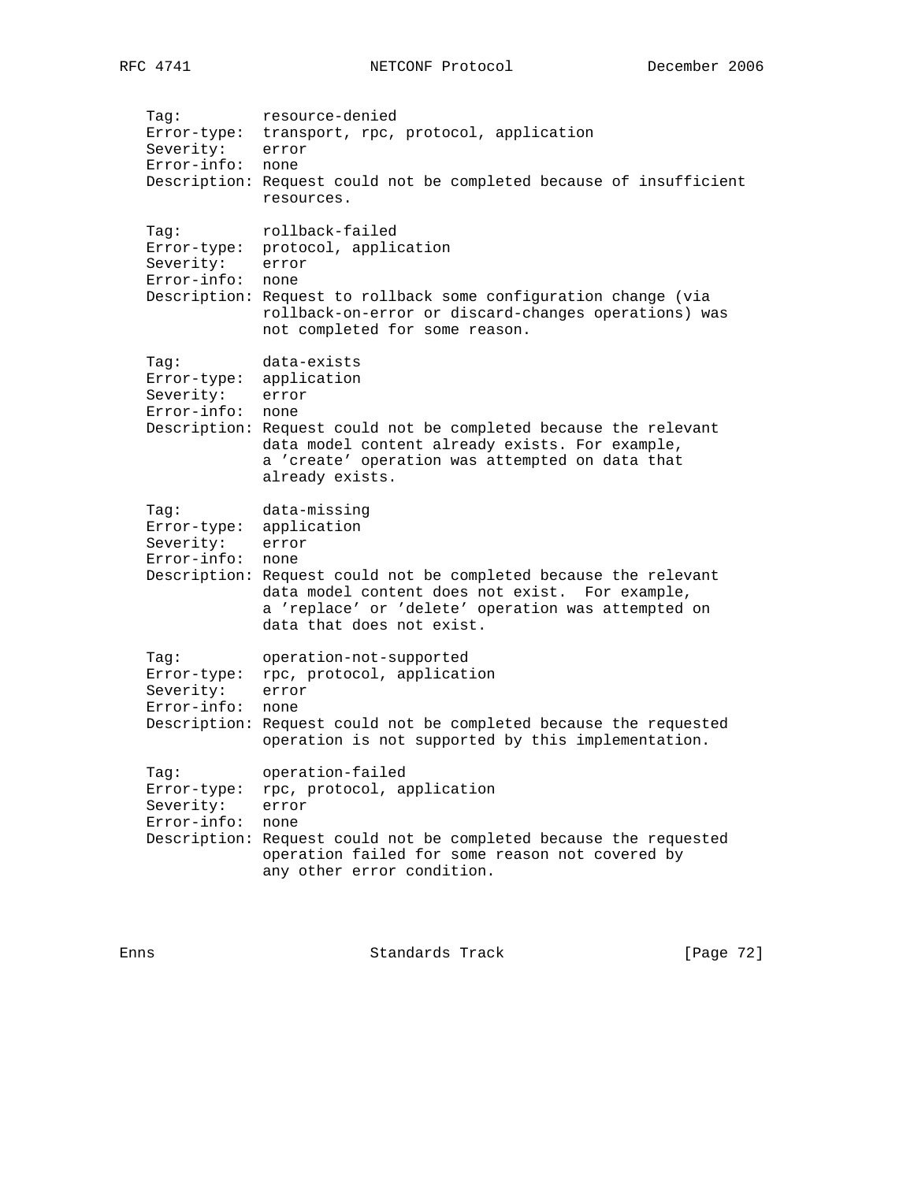```
   Tag:         resource-denied
   Error-type:  transport, rpc, protocol, application
   Severity:    error
   Error-info:  none
   Description: Request could not be completed because of insufficient
                resources.

   Tag:         rollback-failed
   Error-type:  protocol, application
   Severity:    error
   Error-info:  none
   Description: Request to rollback some configuration change (via
                rollback-on-error or discard-changes operations) was
                not completed for some reason.

   Tag:         data-exists
   Error-type:  application
   Severity:    error
   Error-info:  none
   Description: Request could not be completed because the relevant
                data model content already exists. For example,
                a 'create' operation was attempted on data that
                already exists.

   Tag:         data-missing
   Error-type:  application
   Severity:    error
   Error-info:  none
   Description: Request could not be completed because the relevant
                data model content does not exist.  For example,
                a 'replace' or 'delete' operation was attempted on
                data that does not exist.

   Tag:         operation-not-supported
   Error-type:  rpc, protocol, application
   Severity:    error
   Error-info:  none
   Description: Request could not be completed because the requested
                operation is not supported by this implementation.

   Tag:         operation-failed
   Error-type:  rpc, protocol, application
   Severity:    error
   Error-info:  none
   Description: Request could not be completed because the requested
                operation failed for some reason not covered by
                any other error condition.
```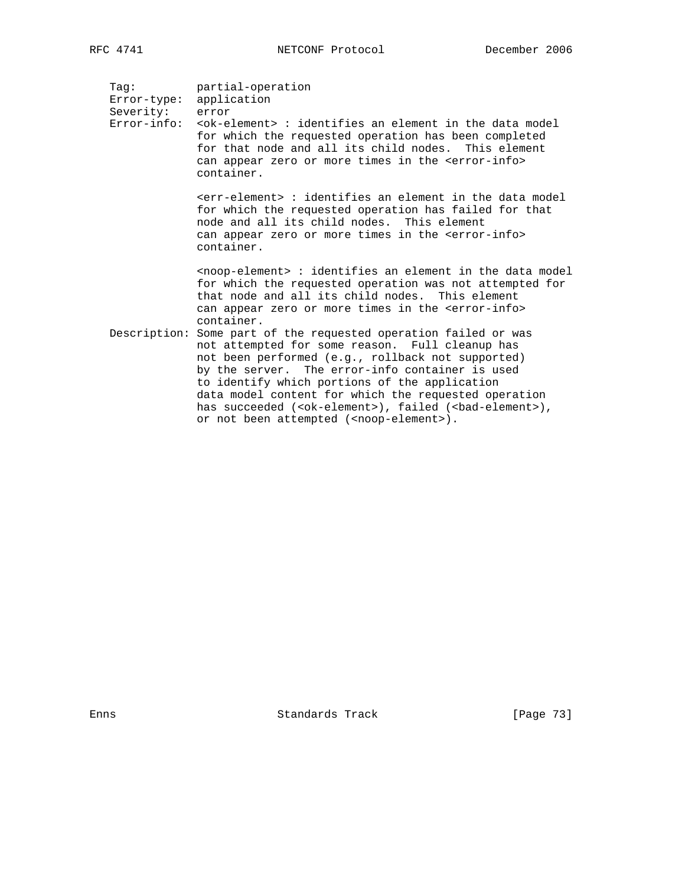Tag: partial-operation
Error-type: application
Severity: error
Error-info: <ok-element> : identifies an element in the data model for which the requested operation has been completed for that node and all its child nodes. This element can appear zero or more times in the <error-info> container.

<err-element> : identifies an element in the data model for which the requested operation has failed for that node and all its child nodes. This element can appear zero or more times in the <error-info> container.

<noop-element> : identifies an element in the data model for which the requested operation was not attempted for that node and all its child nodes. This element can appear zero or more times in the <error-info> container.

Description: Some part of the requested operation failed or was not attempted for some reason. Full cleanup has not been performed (e.g., rollback not supported) by the server. The error-info container is used to identify which portions of the application data model content for which the requested operation has succeeded (<ok-element>), failed (<bad-element>), or not been attempted (<noop-element>).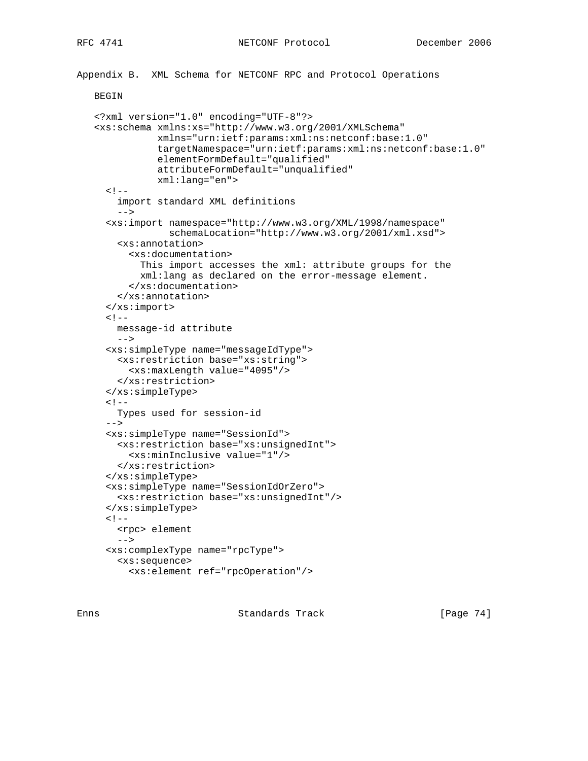## Appendix B. XML Schema for NETCONF RPC and Protocol Operations

BEGIN

```
<?xml version="1.0" encoding="UTF-8"?>
<xs:schema xmlns:xs="http://www.w3.org/2001/XMLSchema"
           xmlns="urn:ietf:params:xml:ns:netconf:base:1.0"
           targetNamespace="urn:ietf:params:xml:ns:netconf:base:1.0"
           elementFormDefault="qualified"
           attributeFormDefault="unqualified"
           xml:lang="en">
  <!--
    import standard XML definitions
    -->
  <xs:import namespace="http://www.w3.org/XML/1998/namespace"
             schemaLocation="http://www.w3.org/2001/xml.xsd">
    <xs:annotation>
      <xs:documentation>
        This import accesses the xml: attribute groups for the
        xml:lang as declared on the error-message element.
      </xs:documentation>
    </xs:annotation>
  </xs:import>
  <!--
    message-id attribute
    -->
  <xs:simpleType name="messageIdType">
    <xs:restriction base="xs:string">
      <xs:maxLength value="4095"/>
    </xs:restriction>
  </xs:simpleType>
  <!--
    Types used for session-id
  -->
  <xs:simpleType name="SessionId">
    <xs:restriction base="xs:unsignedInt">
      <xs:minInclusive value="1"/>
    </xs:restriction>
  </xs:simpleType>
  <xs:simpleType name="SessionIdOrZero">
    <xs:restriction base="xs:unsignedInt"/>
  </xs:simpleType>
  <!--
    <rpc> element
    -->
  <xs:complexType name="rpcType">
    <xs:sequence>
      <xs:element ref="rpcOperation"/>
```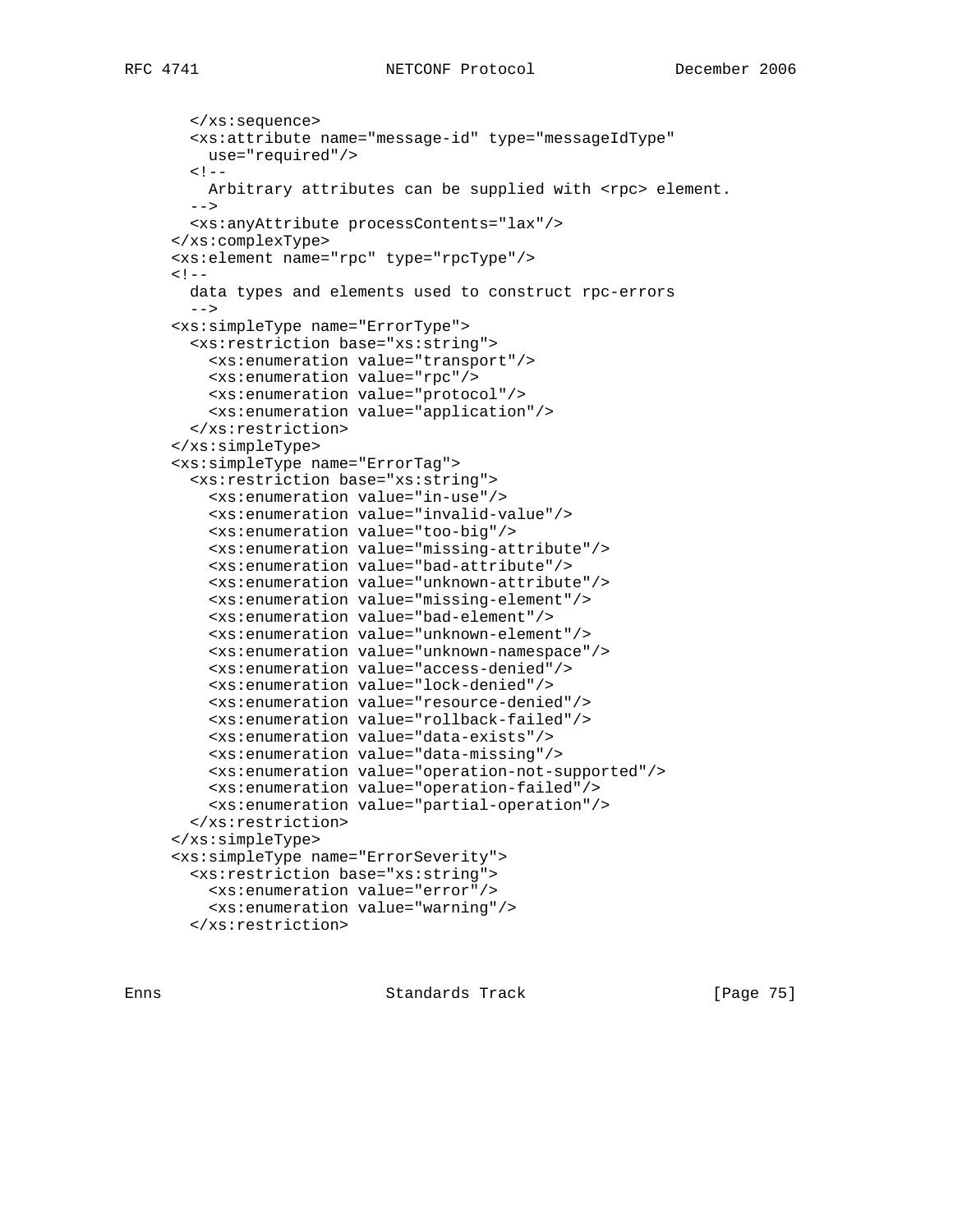```
      </xs:sequence>
      <xs:attribute name="message-id" type="messageIdType"
        use="required"/>
      <!--
        Arbitrary attributes can be supplied with <rpc> element.
      -->
      <xs:anyAttribute processContents="lax"/>
    </xs:complexType>
    <xs:element name="rpc" type="rpcType"/>
    <!--
      data types and elements used to construct rpc-errors
      -->
    <xs:simpleType name="ErrorType">
      <xs:restriction base="xs:string">
        <xs:enumeration value="transport"/>
        <xs:enumeration value="rpc"/>
        <xs:enumeration value="protocol"/>
        <xs:enumeration value="application"/>
      </xs:restriction>
    </xs:simpleType>
    <xs:simpleType name="ErrorTag">
      <xs:restriction base="xs:string">
        <xs:enumeration value="in-use"/>
        <xs:enumeration value="invalid-value"/>
        <xs:enumeration value="too-big"/>
        <xs:enumeration value="missing-attribute"/>
        <xs:enumeration value="bad-attribute"/>
        <xs:enumeration value="unknown-attribute"/>
        <xs:enumeration value="missing-element"/>
        <xs:enumeration value="bad-element"/>
        <xs:enumeration value="unknown-element"/>
        <xs:enumeration value="unknown-namespace"/>
        <xs:enumeration value="access-denied"/>
        <xs:enumeration value="lock-denied"/>
        <xs:enumeration value="resource-denied"/>
        <xs:enumeration value="rollback-failed"/>
        <xs:enumeration value="data-exists"/>
        <xs:enumeration value="data-missing"/>
        <xs:enumeration value="operation-not-supported"/>
        <xs:enumeration value="operation-failed"/>
        <xs:enumeration value="partial-operation"/>
      </xs:restriction>
    </xs:simpleType>
    <xs:simpleType name="ErrorSeverity">
      <xs:restriction base="xs:string">
        <xs:enumeration value="error"/>
        <xs:enumeration value="warning"/>
      </xs:restriction>
```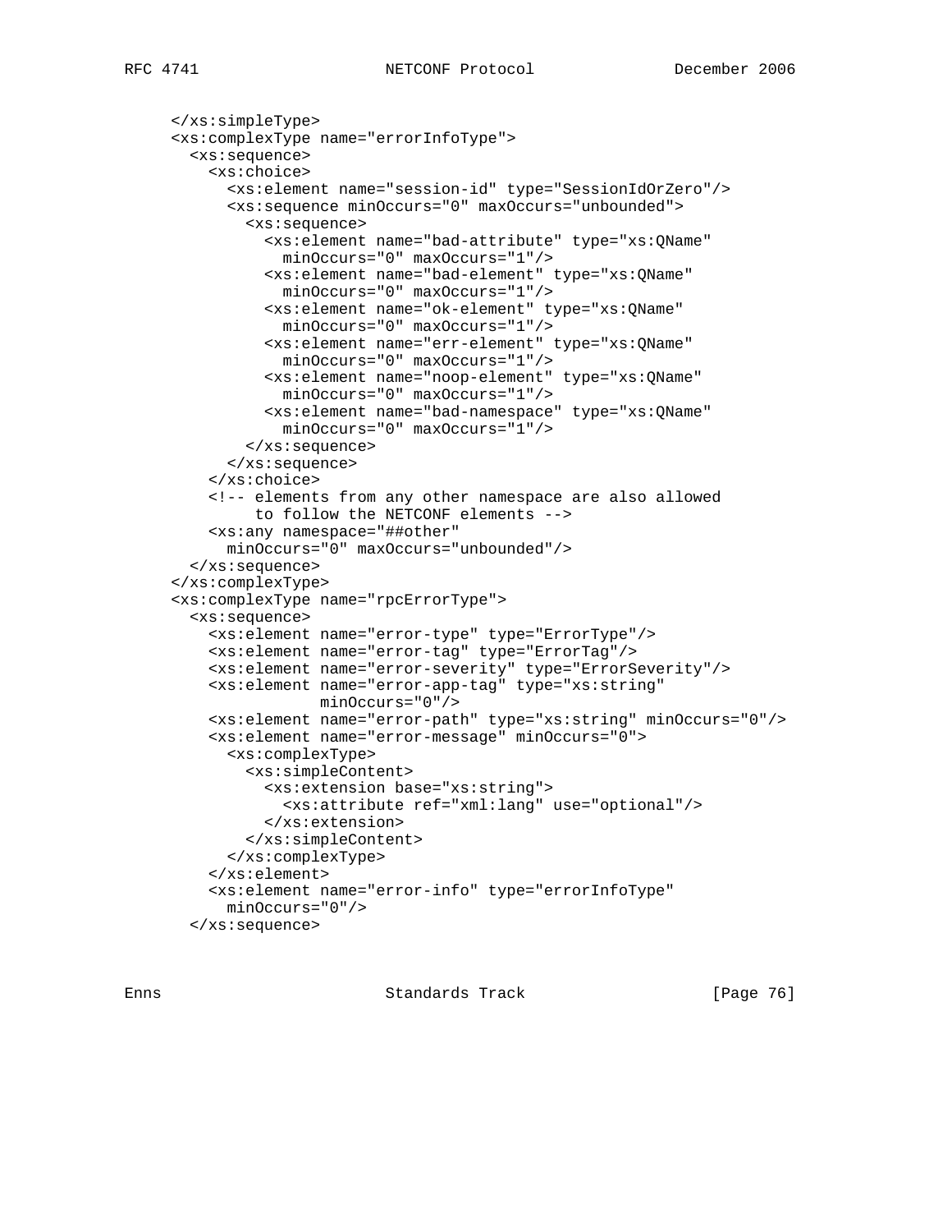```
   </xs:simpleType>
   <xs:complexType name="errorInfoType">
     <xs:sequence>
       <xs:choice>
         <xs:element name="session-id" type="SessionIdOrZero"/>
         <xs:sequence minOccurs="0" maxOccurs="unbounded">
           <xs:sequence>
             <xs:element name="bad-attribute" type="xs:QName"
               minOccurs="0" maxOccurs="1"/>
             <xs:element name="bad-element" type="xs:QName"
               minOccurs="0" maxOccurs="1"/>
             <xs:element name="ok-element" type="xs:QName"
               minOccurs="0" maxOccurs="1"/>
             <xs:element name="err-element" type="xs:QName"
               minOccurs="0" maxOccurs="1"/>
             <xs:element name="noop-element" type="xs:QName"
               minOccurs="0" maxOccurs="1"/>
             <xs:element name="bad-namespace" type="xs:QName"
               minOccurs="0" maxOccurs="1"/>
           </xs:sequence>
         </xs:sequence>
       </xs:choice>
       <!-- elements from any other namespace are also allowed
            to follow the NETCONF elements -->
       <xs:any namespace="##other"
         minOccurs="0" maxOccurs="unbounded"/>
     </xs:sequence>
   </xs:complexType>
   <xs:complexType name="rpcErrorType">
     <xs:sequence>
       <xs:element name="error-type" type="ErrorType"/>
       <xs:element name="error-tag" type="ErrorTag"/>
       <xs:element name="error-severity" type="ErrorSeverity"/>
       <xs:element name="error-app-tag" type="xs:string"
                   minOccurs="0"/>
       <xs:element name="error-path" type="xs:string" minOccurs="0"/>
       <xs:element name="error-message" minOccurs="0">
         <xs:complexType>
           <xs:simpleContent>
             <xs:extension base="xs:string">
               <xs:attribute ref="xml:lang" use="optional"/>
             </xs:extension>
           </xs:simpleContent>
         </xs:complexType>
       </xs:element>
       <xs:element name="error-info" type="errorInfoType"
         minOccurs="0"/>
     </xs:sequence>
```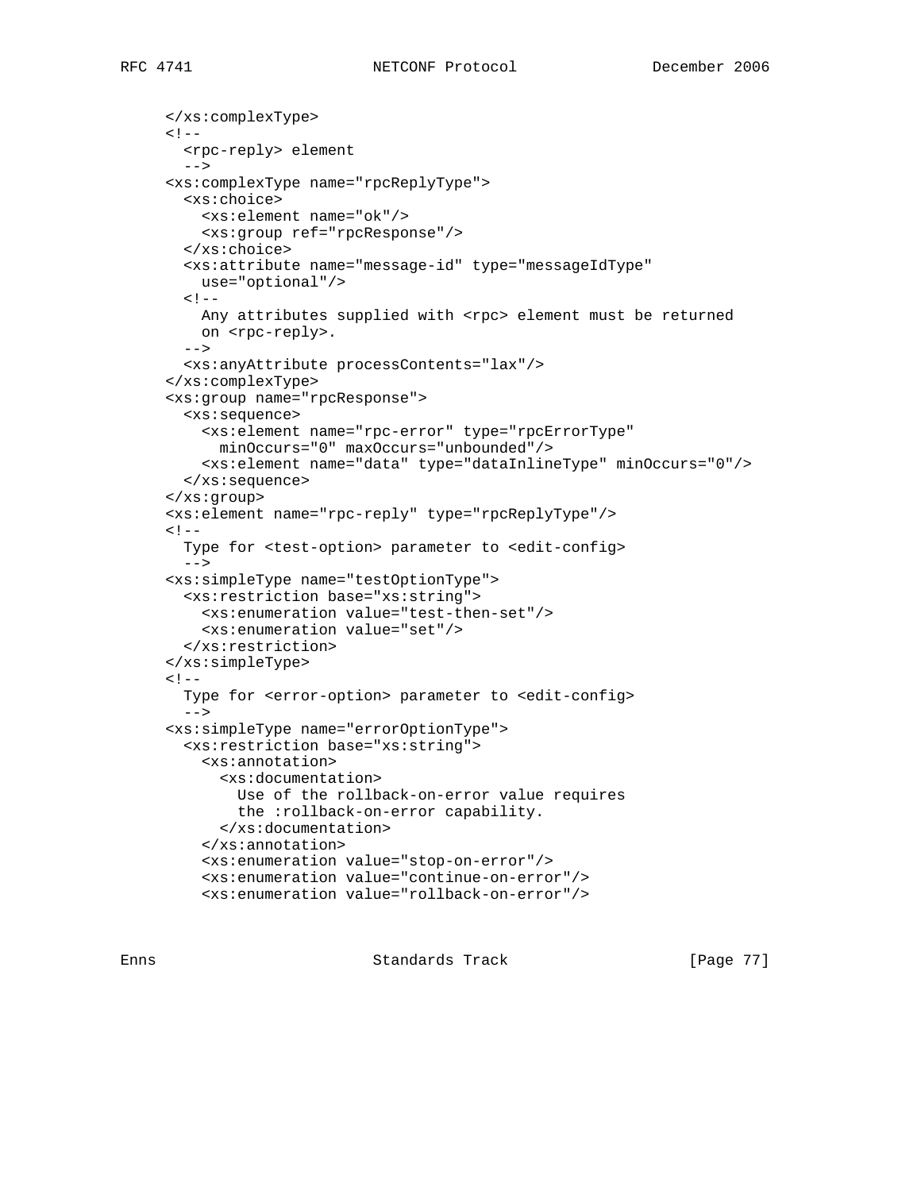```
    </xs:complexType>
    <!--
      <rpc-reply> element
      -->
    <xs:complexType name="rpcReplyType">
      <xs:choice>
        <xs:element name="ok"/>
        <xs:group ref="rpcResponse"/>
      </xs:choice>
      <xs:attribute name="message-id" type="messageIdType"
        use="optional"/>
      <!--
        Any attributes supplied with <rpc> element must be returned
        on <rpc-reply>.
      -->
      <xs:anyAttribute processContents="lax"/>
    </xs:complexType>
    <xs:group name="rpcResponse">
      <xs:sequence>
        <xs:element name="rpc-error" type="rpcErrorType"
          minOccurs="0" maxOccurs="unbounded"/>
        <xs:element name="data" type="dataInlineType" minOccurs="0"/>
      </xs:sequence>
    </xs:group>
    <xs:element name="rpc-reply" type="rpcReplyType"/>
    <!--
      Type for <test-option> parameter to <edit-config>
      -->
    <xs:simpleType name="testOptionType">
      <xs:restriction base="xs:string">
        <xs:enumeration value="test-then-set"/>
        <xs:enumeration value="set"/>
      </xs:restriction>
    </xs:simpleType>
    <!--
      Type for <error-option> parameter to <edit-config>
      -->
    <xs:simpleType name="errorOptionType">
      <xs:restriction base="xs:string">
        <xs:annotation>
          <xs:documentation>
            Use of the rollback-on-error value requires
            the :rollback-on-error capability.
          </xs:documentation>
        </xs:annotation>
        <xs:enumeration value="stop-on-error"/>
        <xs:enumeration value="continue-on-error"/>
        <xs:enumeration value="rollback-on-error"/>
```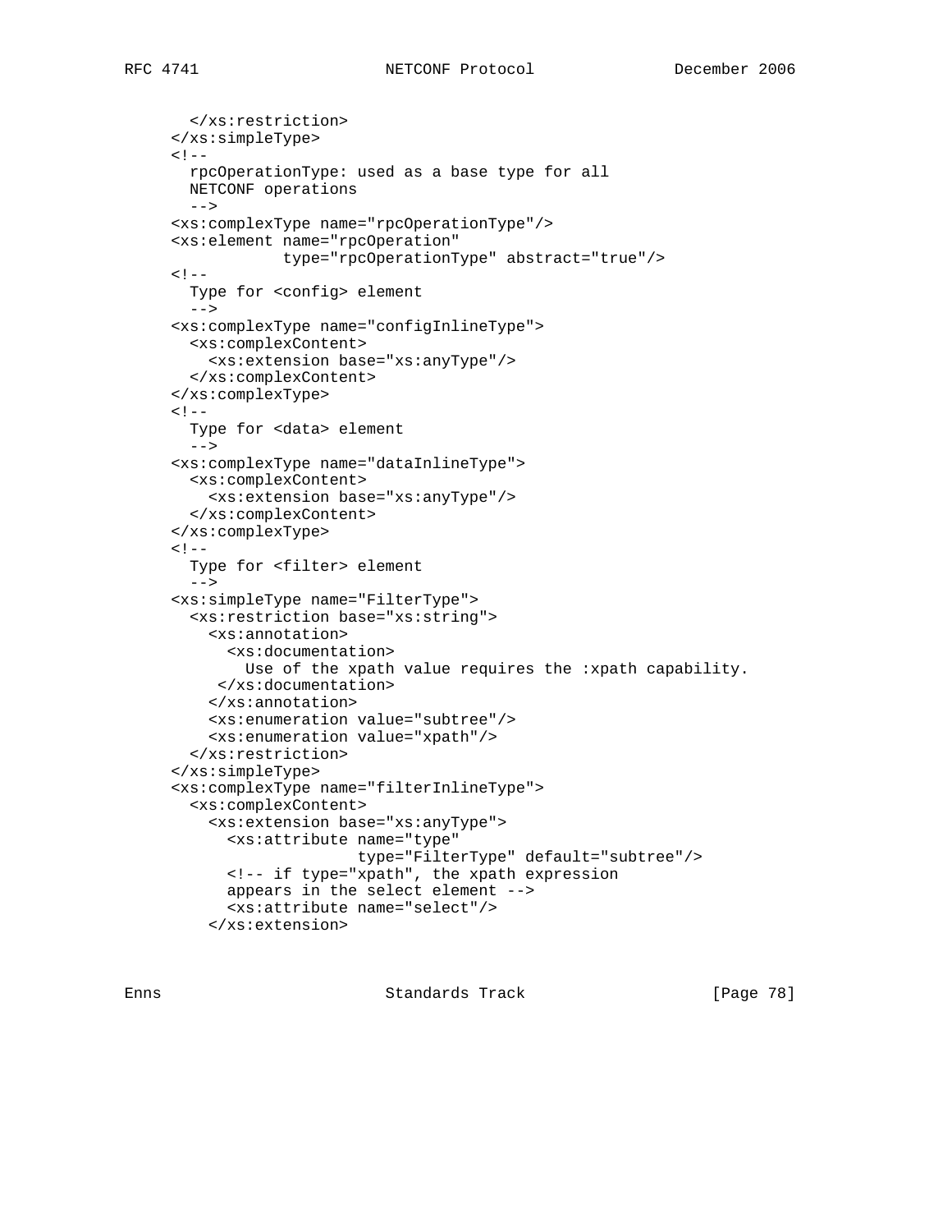```
      </xs:restriction>
    </xs:simpleType>
    <!--
      rpcOperationType: used as a base type for all
      NETCONF operations
      -->
    <xs:complexType name="rpcOperationType"/>
    <xs:element name="rpcOperation"
                type="rpcOperationType" abstract="true"/>
    <!--
      Type for <config> element
      -->
    <xs:complexType name="configInlineType">
      <xs:complexContent>
        <xs:extension base="xs:anyType"/>
      </xs:complexContent>
    </xs:complexType>
    <!--
      Type for <data> element
      -->
    <xs:complexType name="dataInlineType">
      <xs:complexContent>
        <xs:extension base="xs:anyType"/>
      </xs:complexContent>
    </xs:complexType>
    <!--
      Type for <filter> element
      -->
    <xs:simpleType name="FilterType">
      <xs:restriction base="xs:string">
        <xs:annotation>
          <xs:documentation>
            Use of the xpath value requires the :xpath capability.
         </xs:documentation>
        </xs:annotation>
        <xs:enumeration value="subtree"/>
        <xs:enumeration value="xpath"/>
      </xs:restriction>
    </xs:simpleType>
    <xs:complexType name="filterInlineType">
      <xs:complexContent>
        <xs:extension base="xs:anyType">
          <xs:attribute name="type"
                        type="FilterType" default="subtree"/>
          <!-- if type="xpath", the xpath expression
          appears in the select element -->
          <xs:attribute name="select"/>
        </xs:extension>
```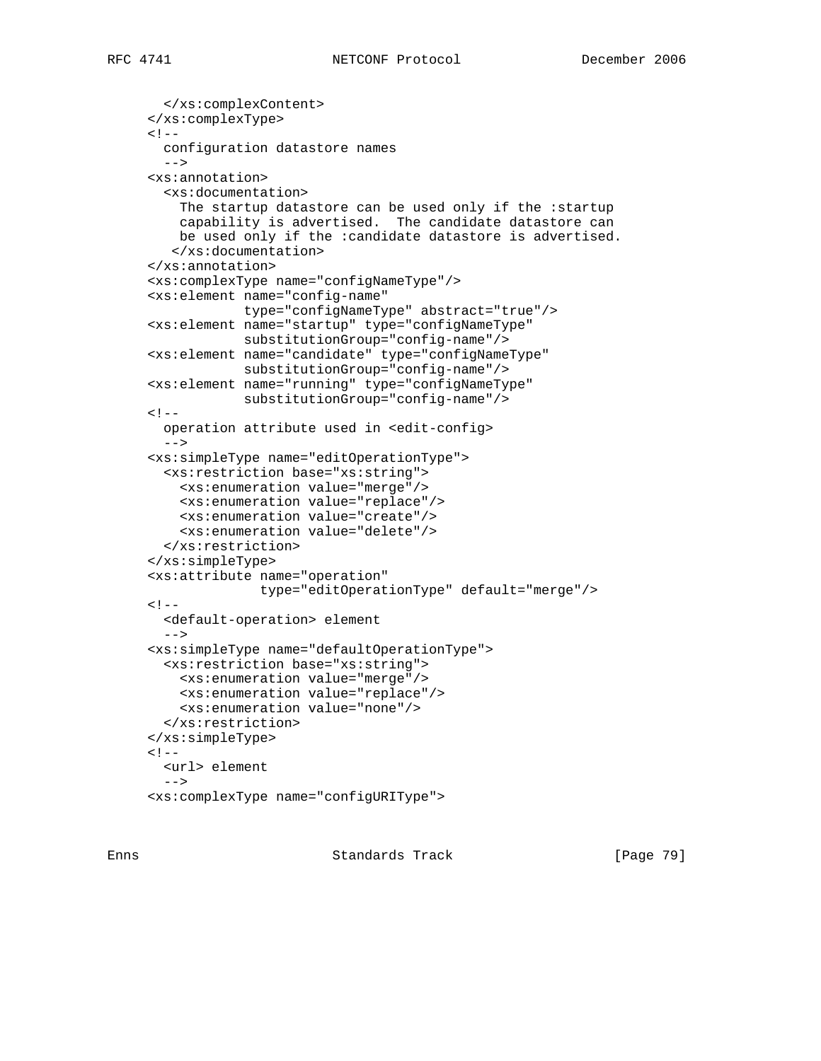```
      </xs:complexContent>
    </xs:complexType>
    <!--
      configuration datastore names
      -->
    <xs:annotation>
      <xs:documentation>
        The startup datastore can be used only if the :startup
        capability is advertised.  The candidate datastore can
        be used only if the :candidate datastore is advertised.
       </xs:documentation>
    </xs:annotation>
    <xs:complexType name="configNameType"/>
    <xs:element name="config-name"
                type="configNameType" abstract="true"/>
    <xs:element name="startup" type="configNameType"
                substitutionGroup="config-name"/>
    <xs:element name="candidate" type="configNameType"
                substitutionGroup="config-name"/>
    <xs:element name="running" type="configNameType"
                substitutionGroup="config-name"/>
    <!--
      operation attribute used in <edit-config>
      -->
    <xs:simpleType name="editOperationType">
      <xs:restriction base="xs:string">
        <xs:enumeration value="merge"/>
        <xs:enumeration value="replace"/>
        <xs:enumeration value="create"/>
        <xs:enumeration value="delete"/>
      </xs:restriction>
    </xs:simpleType>
    <xs:attribute name="operation"
                  type="editOperationType" default="merge"/>
    <!--
      <default-operation> element
      -->
    <xs:simpleType name="defaultOperationType">
      <xs:restriction base="xs:string">
        <xs:enumeration value="merge"/>
        <xs:enumeration value="replace"/>
        <xs:enumeration value="none"/>
      </xs:restriction>
    </xs:simpleType>
    <!--
      <url> element
      -->
    <xs:complexType name="configURIType">
```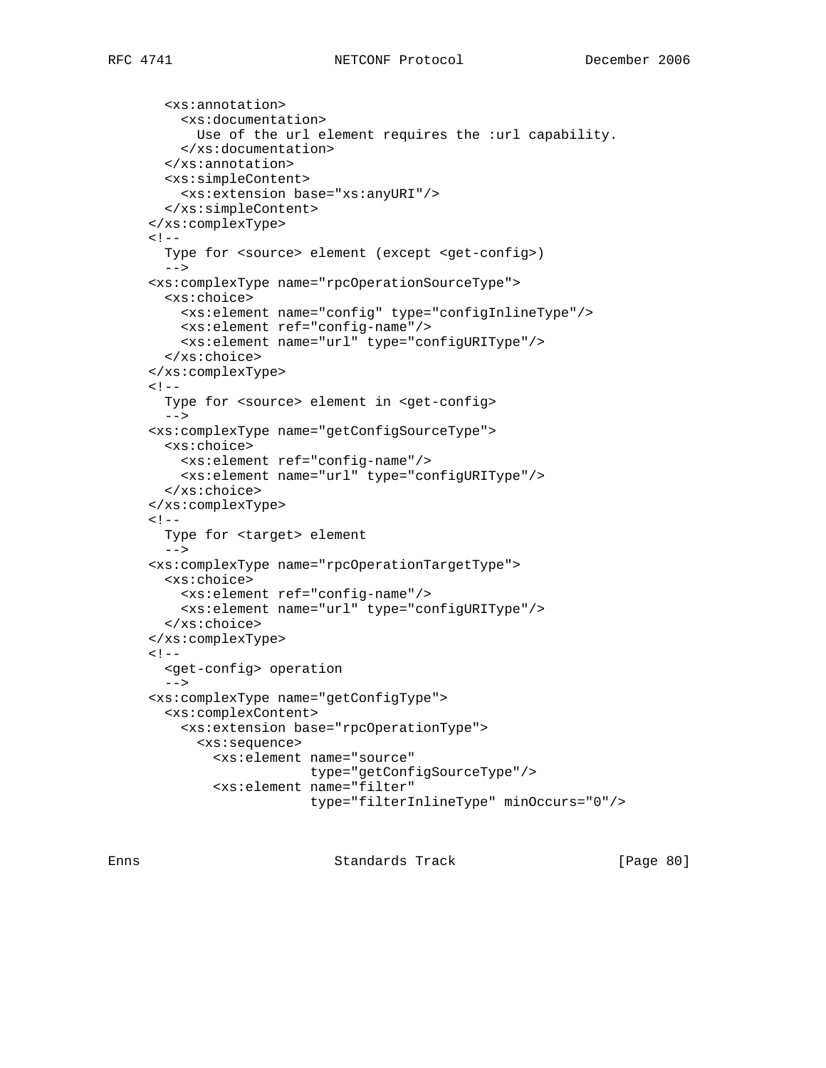```
      <xs:annotation>
        <xs:documentation>
          Use of the url element requires the :url capability.
        </xs:documentation>
      </xs:annotation>
      <xs:simpleContent>
        <xs:extension base="xs:anyURI"/>
      </xs:simpleContent>
    </xs:complexType>
    <!--
      Type for <source> element (except <get-config>)
      -->
    <xs:complexType name="rpcOperationSourceType">
      <xs:choice>
        <xs:element name="config" type="configInlineType"/>
        <xs:element ref="config-name"/>
        <xs:element name="url" type="configURIType"/>
      </xs:choice>
    </xs:complexType>
    <!--
      Type for <source> element in <get-config>
      -->
    <xs:complexType name="getConfigSourceType">
      <xs:choice>
        <xs:element ref="config-name"/>
        <xs:element name="url" type="configURIType"/>
      </xs:choice>
    </xs:complexType>
    <!--
      Type for <target> element
      -->
    <xs:complexType name="rpcOperationTargetType">
      <xs:choice>
        <xs:element ref="config-name"/>
        <xs:element name="url" type="configURIType"/>
      </xs:choice>
    </xs:complexType>
    <!--
      <get-config> operation
      -->
    <xs:complexType name="getConfigType">
      <xs:complexContent>
        <xs:extension base="rpcOperationType">
          <xs:sequence>
            <xs:element name="source"
                        type="getConfigSourceType"/>
            <xs:element name="filter"
                        type="filterInlineType" minOccurs="0"/>
```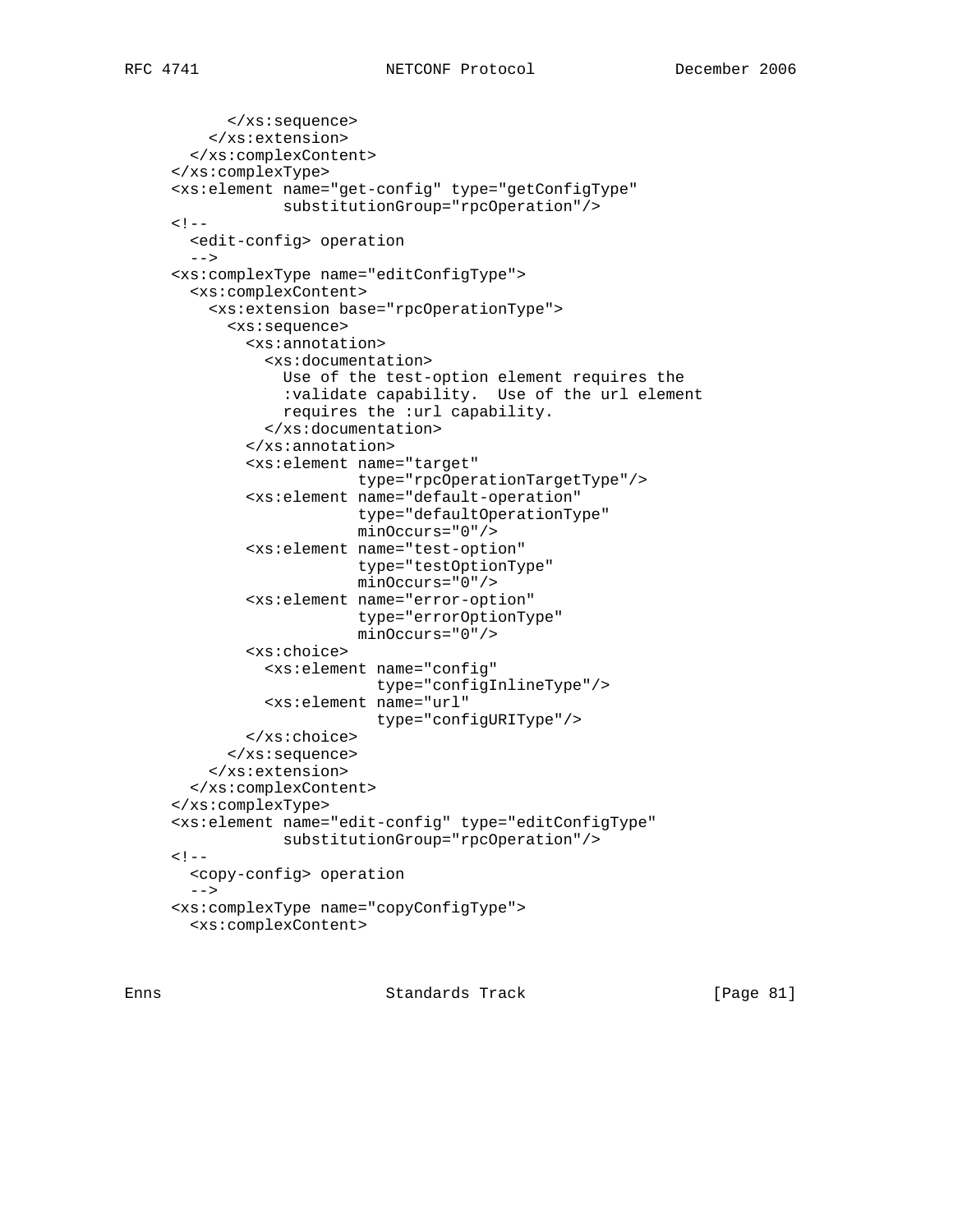```
          </xs:sequence>
        </xs:extension>
      </xs:complexContent>
    </xs:complexType>
    <xs:element name="get-config" type="getConfigType"
                substitutionGroup="rpcOperation"/>
    <!--
      <edit-config> operation
      -->
    <xs:complexType name="editConfigType">
      <xs:complexContent>
        <xs:extension base="rpcOperationType">
          <xs:sequence>
            <xs:annotation>
              <xs:documentation>
                Use of the test-option element requires the
                :validate capability.  Use of the url element
                requires the :url capability.
              </xs:documentation>
            </xs:annotation>
            <xs:element name="target"
                        type="rpcOperationTargetType"/>
            <xs:element name="default-operation"
                        type="defaultOperationType"
                        minOccurs="0"/>
            <xs:element name="test-option"
                        type="testOptionType"
                        minOccurs="0"/>
            <xs:element name="error-option"
                        type="errorOptionType"
                        minOccurs="0"/>
            <xs:choice>
              <xs:element name="config"
                          type="configInlineType"/>
              <xs:element name="url"
                          type="configURIType"/>
            </xs:choice>
          </xs:sequence>
        </xs:extension>
      </xs:complexContent>
    </xs:complexType>
    <xs:element name="edit-config" type="editConfigType"
                substitutionGroup="rpcOperation"/>
    <!--
      <copy-config> operation
      -->
    <xs:complexType name="copyConfigType">
      <xs:complexContent>
```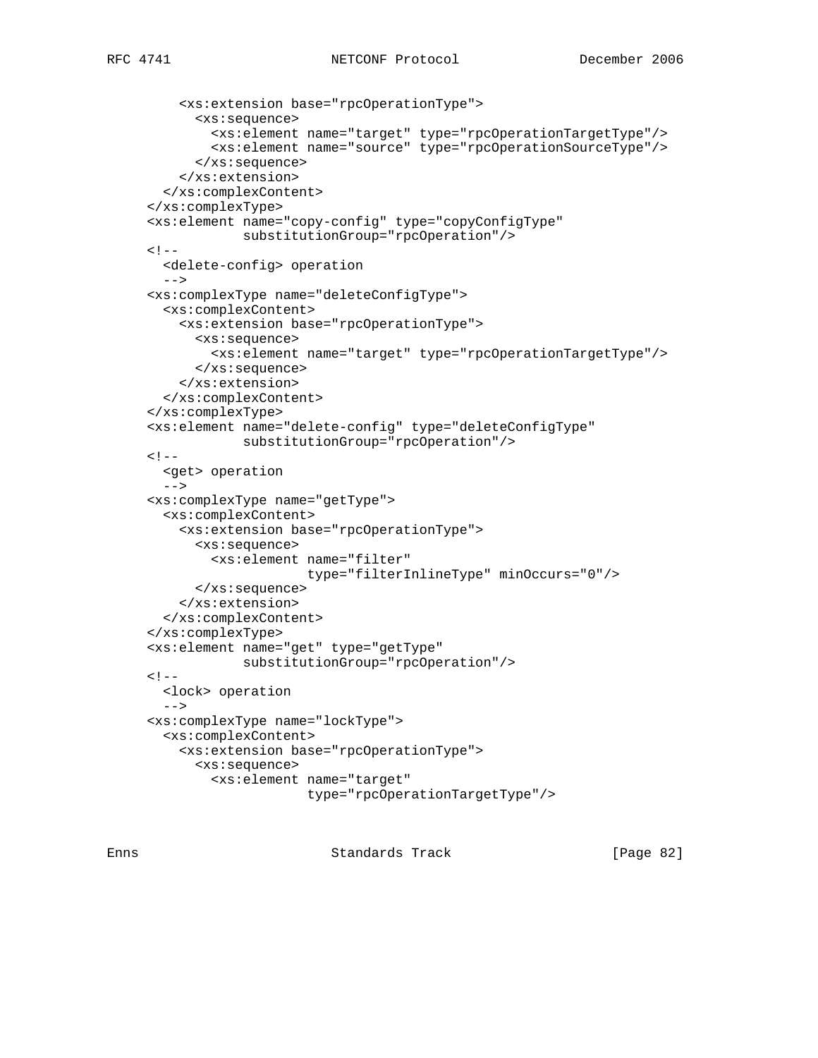```
        <xs:extension base="rpcOperationType">
          <xs:sequence>
            <xs:element name="target" type="rpcOperationTargetType"/>
            <xs:element name="source" type="rpcOperationSourceType"/>
          </xs:sequence>
        </xs:extension>
      </xs:complexContent>
    </xs:complexType>
    <xs:element name="copy-config" type="copyConfigType"
                substitutionGroup="rpcOperation"/>
    <!--
      <delete-config> operation
      -->
    <xs:complexType name="deleteConfigType">
      <xs:complexContent>
        <xs:extension base="rpcOperationType">
          <xs:sequence>
            <xs:element name="target" type="rpcOperationTargetType"/>
          </xs:sequence>
        </xs:extension>
      </xs:complexContent>
    </xs:complexType>
    <xs:element name="delete-config" type="deleteConfigType"
                substitutionGroup="rpcOperation"/>
    <!--
      <get> operation
      -->
    <xs:complexType name="getType">
      <xs:complexContent>
        <xs:extension base="rpcOperationType">
          <xs:sequence>
            <xs:element name="filter"
                        type="filterInlineType" minOccurs="0"/>
          </xs:sequence>
        </xs:extension>
      </xs:complexContent>
    </xs:complexType>
    <xs:element name="get" type="getType"
                substitutionGroup="rpcOperation"/>
    <!--
      <lock> operation
      -->
    <xs:complexType name="lockType">
      <xs:complexContent>
        <xs:extension base="rpcOperationType">
          <xs:sequence>
            <xs:element name="target"
                        type="rpcOperationTargetType"/>
```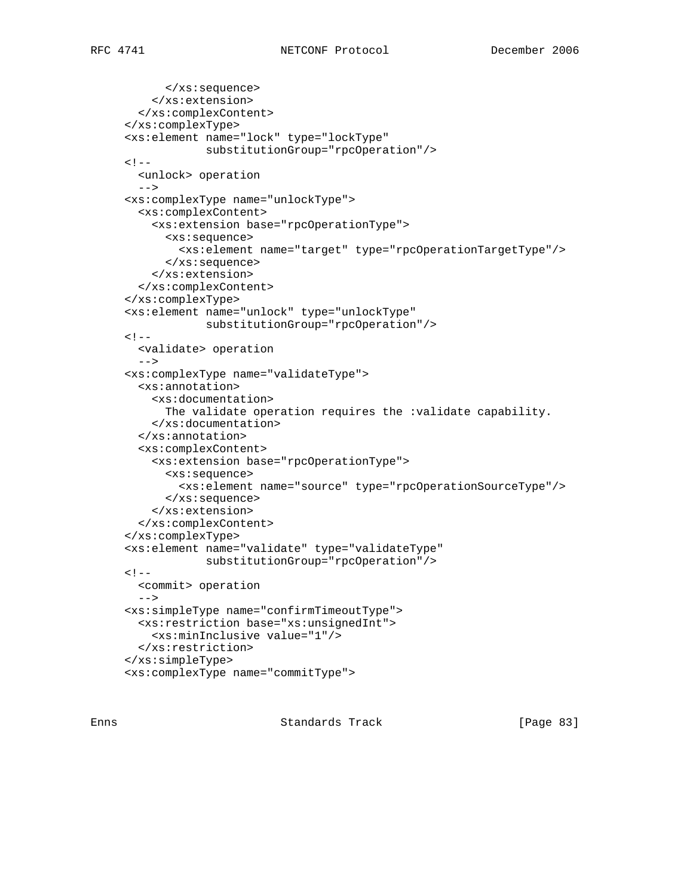```
          </xs:sequence>
        </xs:extension>
      </xs:complexContent>
    </xs:complexType>
    <xs:element name="lock" type="lockType"
                substitutionGroup="rpcOperation"/>
    <!--
      <unlock> operation
      -->
    <xs:complexType name="unlockType">
      <xs:complexContent>
        <xs:extension base="rpcOperationType">
          <xs:sequence>
            <xs:element name="target" type="rpcOperationTargetType"/>
          </xs:sequence>
        </xs:extension>
      </xs:complexContent>
    </xs:complexType>
    <xs:element name="unlock" type="unlockType"
                substitutionGroup="rpcOperation"/>
    <!--
      <validate> operation
      -->
    <xs:complexType name="validateType">
      <xs:annotation>
        <xs:documentation>
          The validate operation requires the :validate capability.
        </xs:documentation>
      </xs:annotation>
      <xs:complexContent>
        <xs:extension base="rpcOperationType">
          <xs:sequence>
            <xs:element name="source" type="rpcOperationSourceType"/>
          </xs:sequence>
        </xs:extension>
      </xs:complexContent>
    </xs:complexType>
    <xs:element name="validate" type="validateType"
                substitutionGroup="rpcOperation"/>
    <!--
      <commit> operation
      -->
    <xs:simpleType name="confirmTimeoutType">
      <xs:restriction base="xs:unsignedInt">
        <xs:minInclusive value="1"/>
      </xs:restriction>
    </xs:simpleType>
    <xs:complexType name="commitType">
```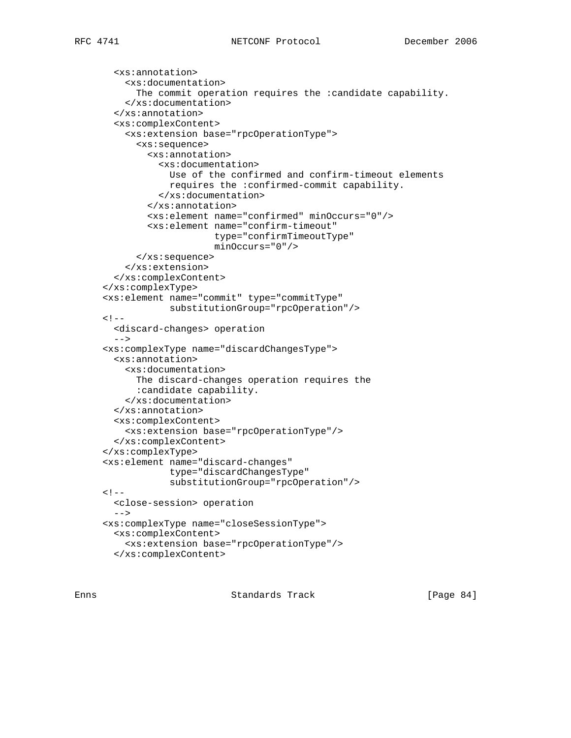```
      <xs:annotation>
        <xs:documentation>
          The commit operation requires the :candidate capability.
        </xs:documentation>
      </xs:annotation>
      <xs:complexContent>
        <xs:extension base="rpcOperationType">
          <xs:sequence>
            <xs:annotation>
              <xs:documentation>
                Use of the confirmed and confirm-timeout elements
                requires the :confirmed-commit capability.
              </xs:documentation>
            </xs:annotation>
            <xs:element name="confirmed" minOccurs="0"/>
            <xs:element name="confirm-timeout"
                        type="confirmTimeoutType"
                        minOccurs="0"/>
          </xs:sequence>
        </xs:extension>
      </xs:complexContent>
    </xs:complexType>
    <xs:element name="commit" type="commitType"
                substitutionGroup="rpcOperation"/>
    <!--
      <discard-changes> operation
      -->
    <xs:complexType name="discardChangesType">
      <xs:annotation>
        <xs:documentation>
          The discard-changes operation requires the
          :candidate capability.
        </xs:documentation>
      </xs:annotation>
      <xs:complexContent>
        <xs:extension base="rpcOperationType"/>
      </xs:complexContent>
    </xs:complexType>
    <xs:element name="discard-changes"
                type="discardChangesType"
                substitutionGroup="rpcOperation"/>
    <!--
      <close-session> operation
      -->
    <xs:complexType name="closeSessionType">
      <xs:complexContent>
        <xs:extension base="rpcOperationType"/>
      </xs:complexContent>
```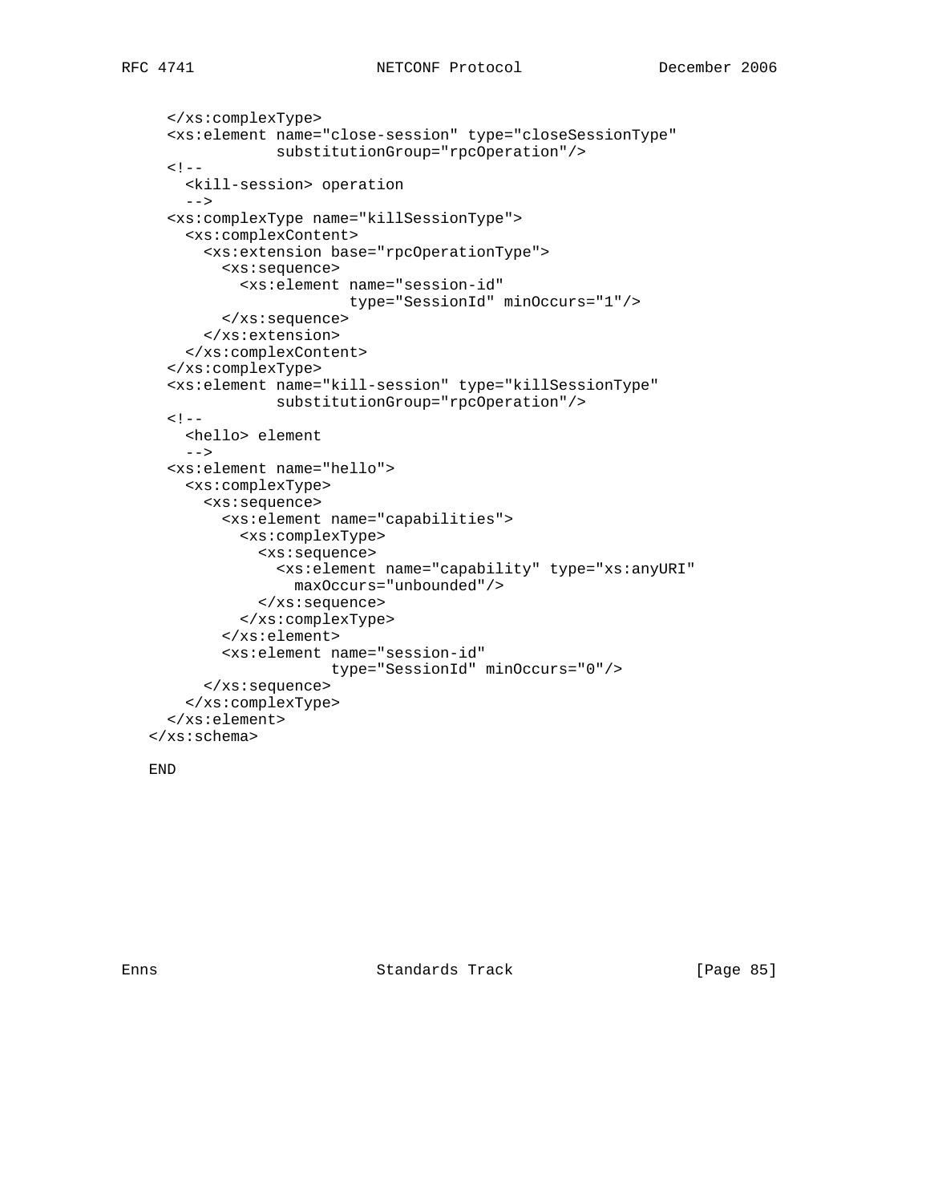```
    </xs:complexType>
    <xs:element name="close-session" type="closeSessionType"
                substitutionGroup="rpcOperation"/>
    <!--
      <kill-session> operation
      -->
    <xs:complexType name="killSessionType">
      <xs:complexContent>
        <xs:extension base="rpcOperationType">
          <xs:sequence>
            <xs:element name="session-id"
                        type="SessionId" minOccurs="1"/>
          </xs:sequence>
        </xs:extension>
      </xs:complexContent>
    </xs:complexType>
    <xs:element name="kill-session" type="killSessionType"
                substitutionGroup="rpcOperation"/>
    <!--
      <hello> element
      -->
    <xs:element name="hello">
      <xs:complexType>
        <xs:sequence>
          <xs:element name="capabilities">
            <xs:complexType>
              <xs:sequence>
                <xs:element name="capability" type="xs:anyURI"
                  maxOccurs="unbounded"/>
              </xs:sequence>
            </xs:complexType>
          </xs:element>
          <xs:element name="session-id"
                      type="SessionId" minOccurs="0"/>
        </xs:sequence>
      </xs:complexType>
    </xs:element>
  </xs:schema>

  END
```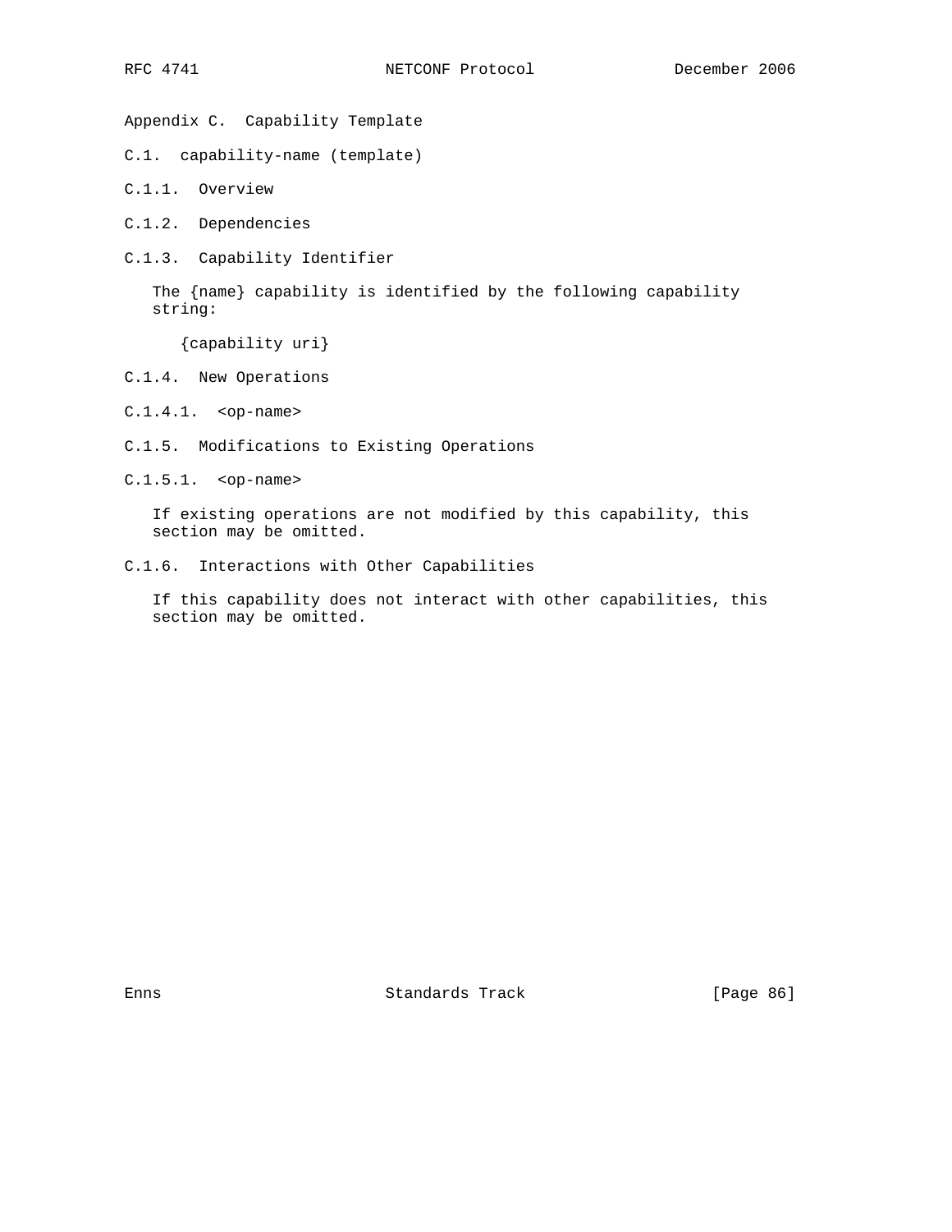# Appendix C. Capability Template

## C.1. capability-name (template)

### C.1.1. Overview

### C.1.2. Dependencies

### C.1.3. Capability Identifier

The {name} capability is identified by the following capability string:

```
{capability uri}
```

### C.1.4. New Operations

#### C.1.4.1. <op-name>

### C.1.5. Modifications to Existing Operations

#### C.1.5.1. <op-name>

If existing operations are not modified by this capability, this section may be omitted.

### C.1.6. Interactions with Other Capabilities

If this capability does not interact with other capabilities, this section may be omitted.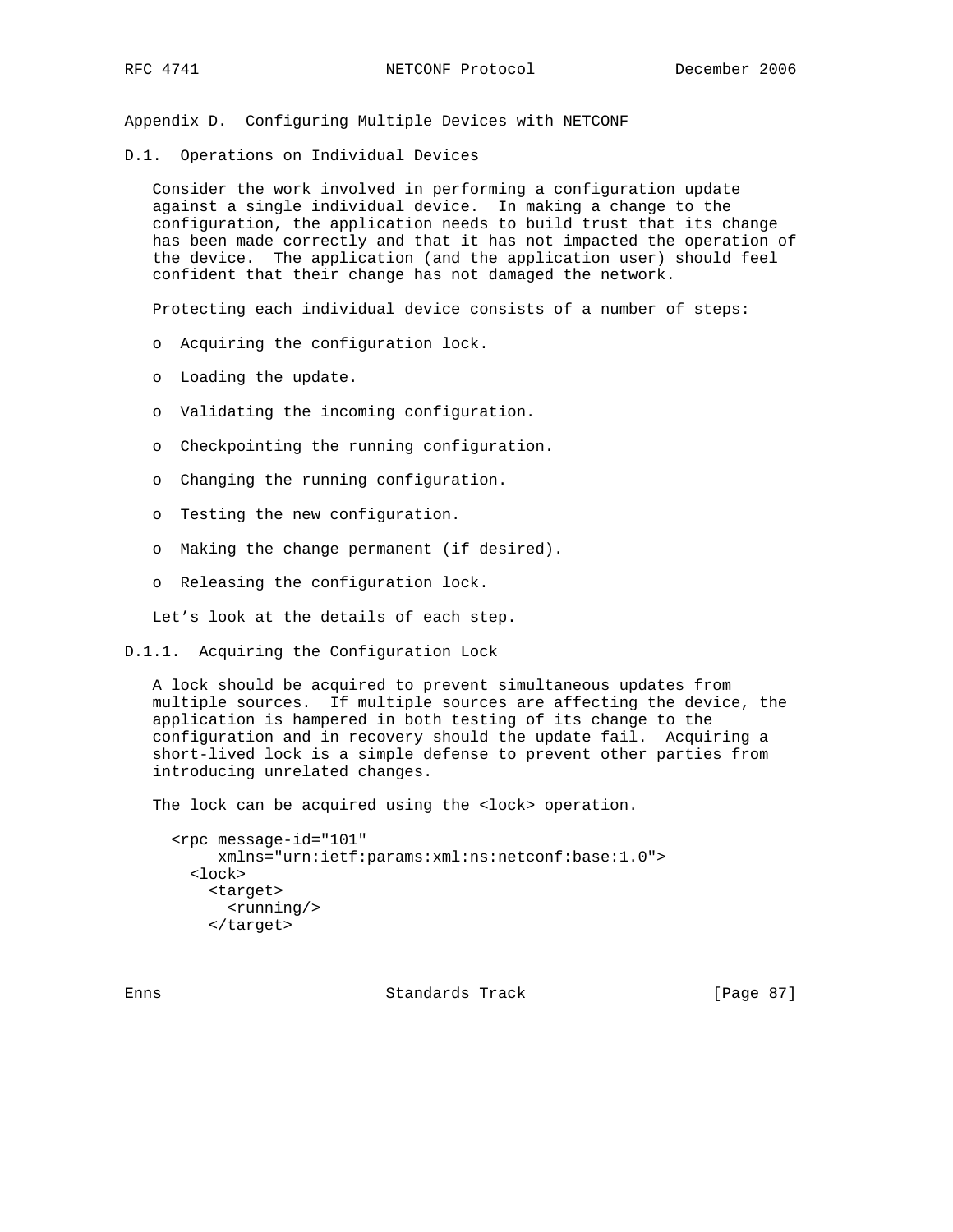## Appendix D. Configuring Multiple Devices with NETCONF

### D.1. Operations on Individual Devices

Consider the work involved in performing a configuration update against a single individual device. In making a change to the configuration, the application needs to build trust that its change has been made correctly and that it has not impacted the operation of the device. The application (and the application user) should feel confident that their change has not damaged the network.

Protecting each individual device consists of a number of steps:

- Acquiring the configuration lock.
- Loading the update.
- Validating the incoming configuration.
- Checkpointing the running configuration.
- Changing the running configuration.
- Testing the new configuration.
- Making the change permanent (if desired).
- Releasing the configuration lock.

Let's look at the details of each step.

#### D.1.1. Acquiring the Configuration Lock

A lock should be acquired to prevent simultaneous updates from multiple sources. If multiple sources are affecting the device, the application is hampered in both testing of its change to the configuration and in recovery should the update fail. Acquiring a short-lived lock is a simple defense to prevent other parties from introducing unrelated changes.

The lock can be acquired using the <lock> operation.

```
<rpc message-id="101"
     xmlns="urn:ietf:params:xml:ns:netconf:base:1.0">
  <lock>
    <target>
      <running/>
    </target>
```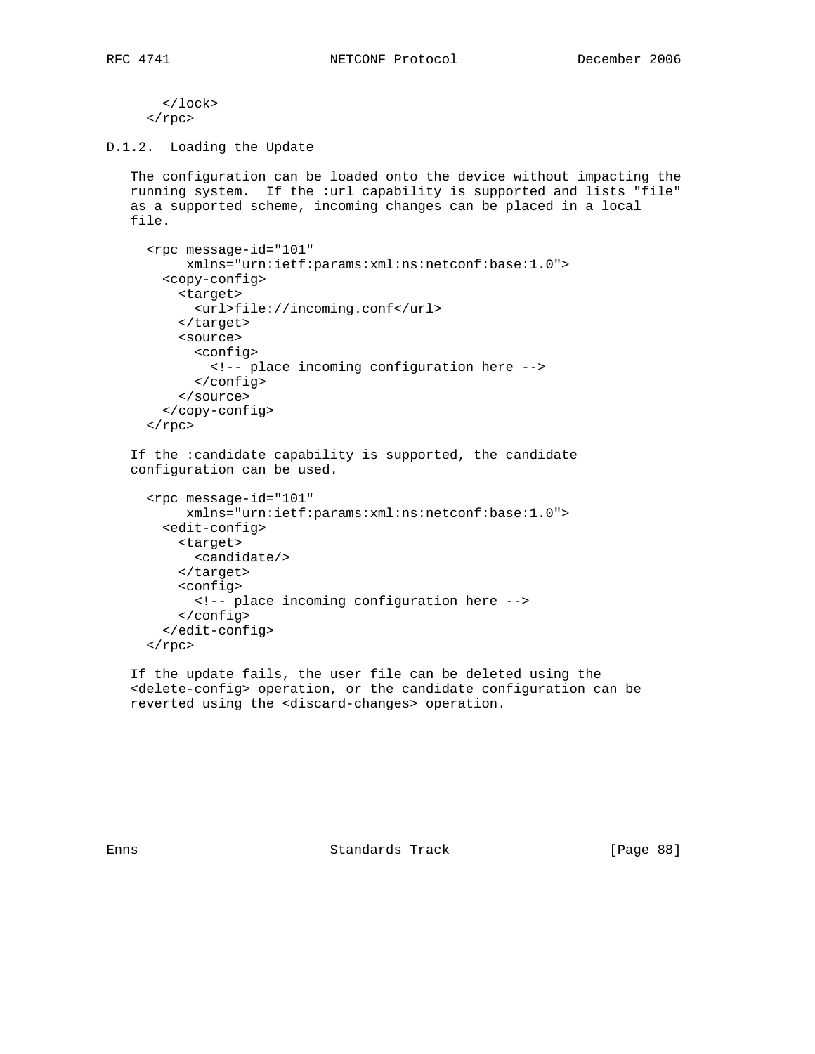```
    </lock>
  </rpc>
```

### D.1.2. Loading the Update

The configuration can be loaded onto the device without impacting the running system. If the :url capability is supported and lists "file" as a supported scheme, incoming changes can be placed in a local file.

```
<rpc message-id="101"
     xmlns="urn:ietf:params:xml:ns:netconf:base:1.0">
  <copy-config>
    <target>
      <url>file://incoming.conf</url>
    </target>
    <source>
      <config>
        <!-- place incoming configuration here -->
      </config>
    </source>
  </copy-config>
</rpc>
```

If the :candidate capability is supported, the candidate configuration can be used.

```
<rpc message-id="101"
     xmlns="urn:ietf:params:xml:ns:netconf:base:1.0">
  <edit-config>
    <target>
      <candidate/>
    </target>
    <config>
      <!-- place incoming configuration here -->
    </config>
  </edit-config>
</rpc>
```

If the update fails, the user file can be deleted using the <delete-config> operation, or the candidate configuration can be reverted using the <discard-changes> operation.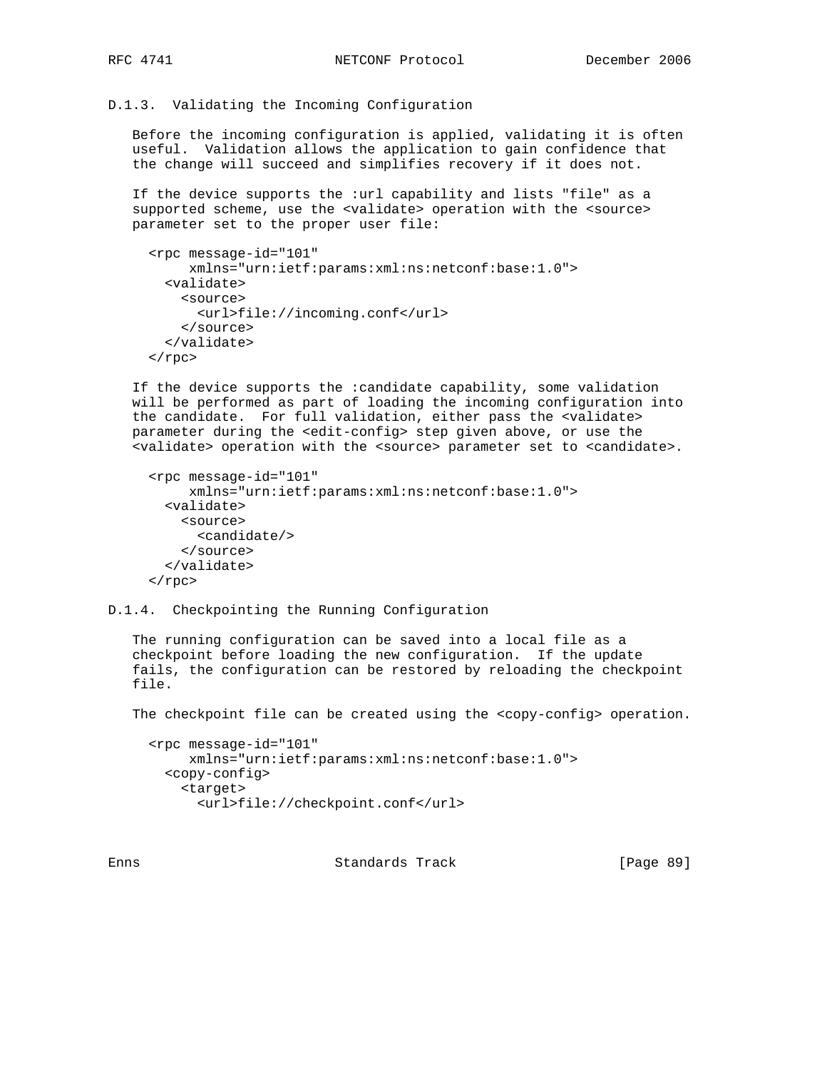### D.1.3. Validating the Incoming Configuration

Before the incoming configuration is applied, validating it is often useful. Validation allows the application to gain confidence that the change will succeed and simplifies recovery if it does not.

If the device supports the :url capability and lists "file" as a supported scheme, use the <validate> operation with the <source> parameter set to the proper user file:

```
<rpc message-id="101"
     xmlns="urn:ietf:params:xml:ns:netconf:base:1.0">
  <validate>
    <source>
      <url>file://incoming.conf</url>
    </source>
  </validate>
</rpc>
```

If the device supports the :candidate capability, some validation will be performed as part of loading the incoming configuration into the candidate. For full validation, either pass the <validate> parameter during the <edit-config> step given above, or use the <validate> operation with the <source> parameter set to <candidate>.

```
<rpc message-id="101"
     xmlns="urn:ietf:params:xml:ns:netconf:base:1.0">
  <validate>
    <source>
      <candidate/>
    </source>
  </validate>
</rpc>
```

### D.1.4. Checkpointing the Running Configuration

The running configuration can be saved into a local file as a checkpoint before loading the new configuration. If the update fails, the configuration can be restored by reloading the checkpoint file.

The checkpoint file can be created using the <copy-config> operation.

```
<rpc message-id="101"
     xmlns="urn:ietf:params:xml:ns:netconf:base:1.0">
  <copy-config>
    <target>
      <url>file://checkpoint.conf</url>
```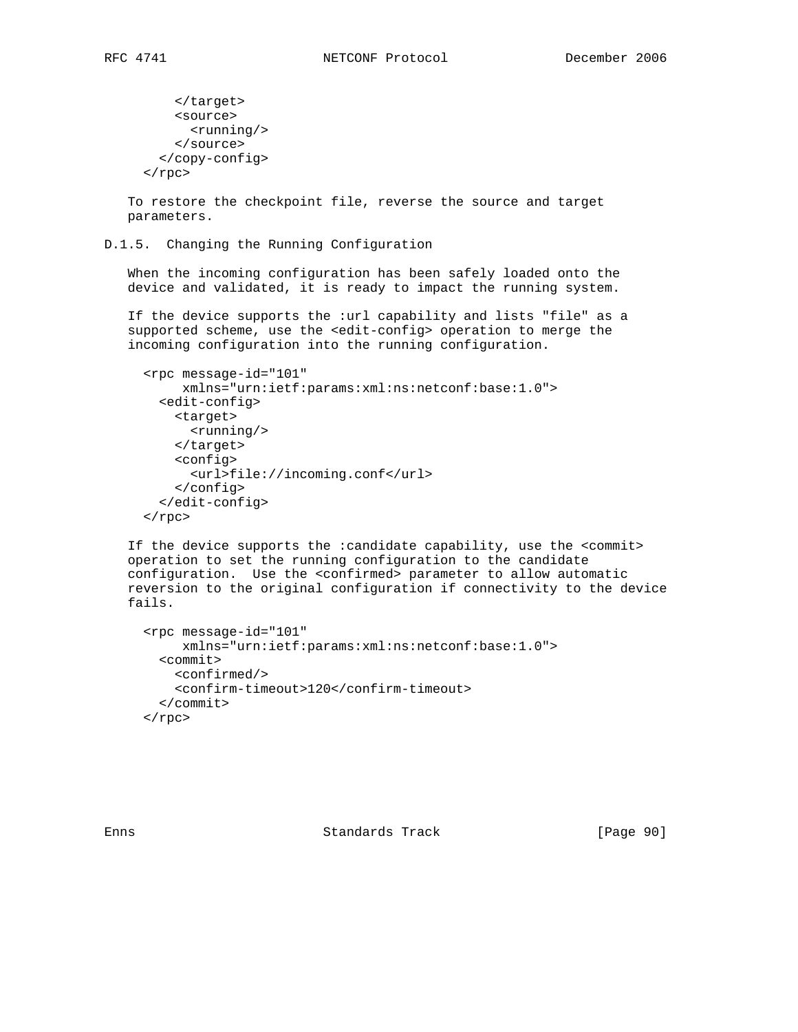```
        </target>
        <source>
          <running/>
        </source>
      </copy-config>
    </rpc>
```

To restore the checkpoint file, reverse the source and target parameters.

### D.1.5. Changing the Running Configuration

When the incoming configuration has been safely loaded onto the device and validated, it is ready to impact the running system.

If the device supports the :url capability and lists "file" as a supported scheme, use the <edit-config> operation to merge the incoming configuration into the running configuration.

```
    <rpc message-id="101"
         xmlns="urn:ietf:params:xml:ns:netconf:base:1.0">
      <edit-config>
        <target>
          <running/>
        </target>
        <config>
          <url>file://incoming.conf</url>
        </config>
      </edit-config>
    </rpc>
```

If the device supports the :candidate capability, use the <commit> operation to set the running configuration to the candidate configuration. Use the <confirmed> parameter to allow automatic reversion to the original configuration if connectivity to the device fails.

```
    <rpc message-id="101"
         xmlns="urn:ietf:params:xml:ns:netconf:base:1.0">
      <commit>
        <confirmed/>
        <confirm-timeout>120</confirm-timeout>
      </commit>
    </rpc>
```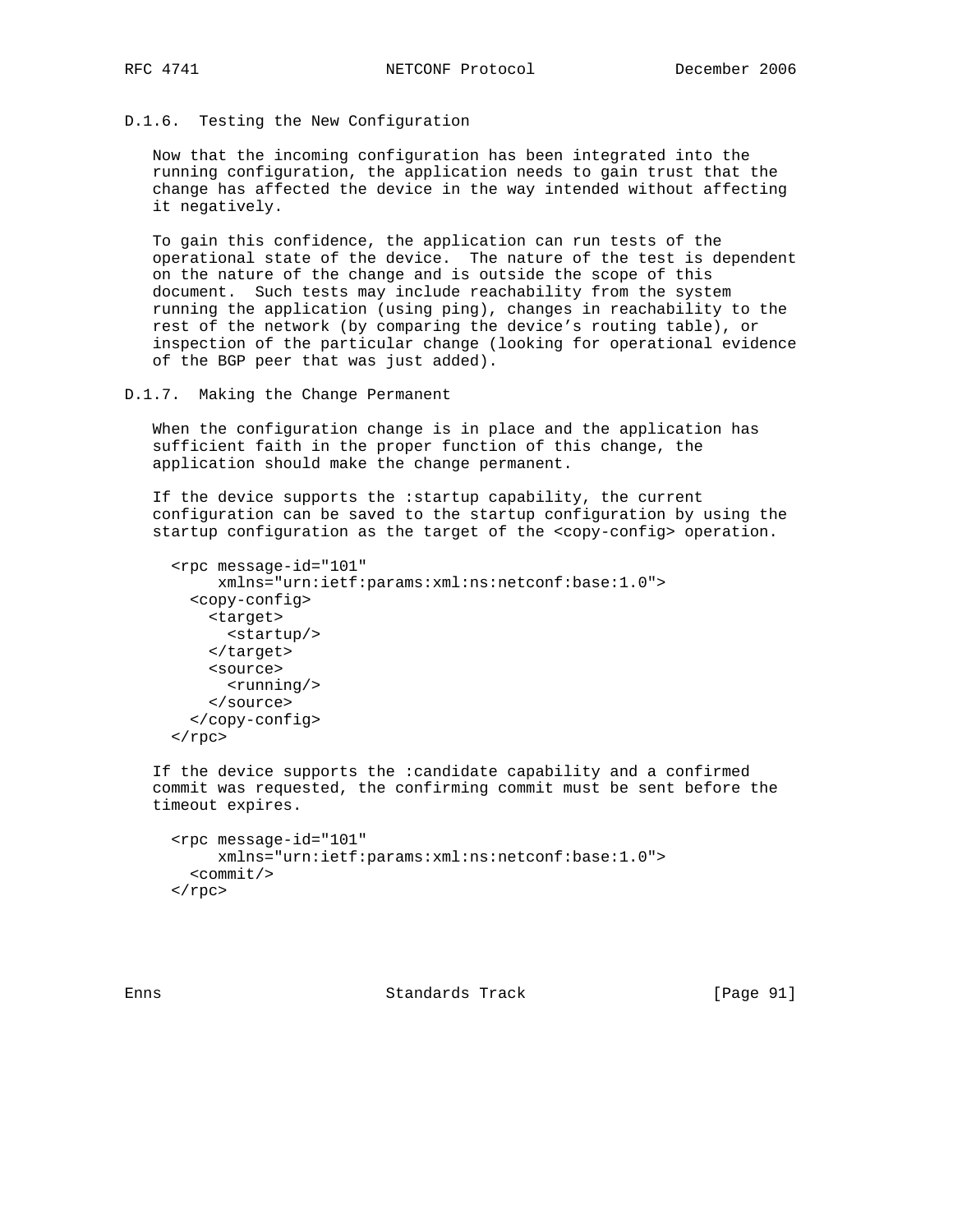### D.1.6. Testing the New Configuration

Now that the incoming configuration has been integrated into the running configuration, the application needs to gain trust that the change has affected the device in the way intended without affecting it negatively.

To gain this confidence, the application can run tests of the operational state of the device. The nature of the test is dependent on the nature of the change and is outside the scope of this document. Such tests may include reachability from the system running the application (using ping), changes in reachability to the rest of the network (by comparing the device's routing table), or inspection of the particular change (looking for operational evidence of the BGP peer that was just added).

### D.1.7. Making the Change Permanent

When the configuration change is in place and the application has sufficient faith in the proper function of this change, the application should make the change permanent.

If the device supports the :startup capability, the current configuration can be saved to the startup configuration by using the startup configuration as the target of the <copy-config> operation.

```
<rpc message-id="101"
     xmlns="urn:ietf:params:xml:ns:netconf:base:1.0">
  <copy-config>
    <target>
      <startup/>
    </target>
    <source>
      <running/>
    </source>
  </copy-config>
</rpc>
```

If the device supports the :candidate capability and a confirmed commit was requested, the confirming commit must be sent before the timeout expires.

```
<rpc message-id="101"
     xmlns="urn:ietf:params:xml:ns:netconf:base:1.0">
  <commit/>
</rpc>
```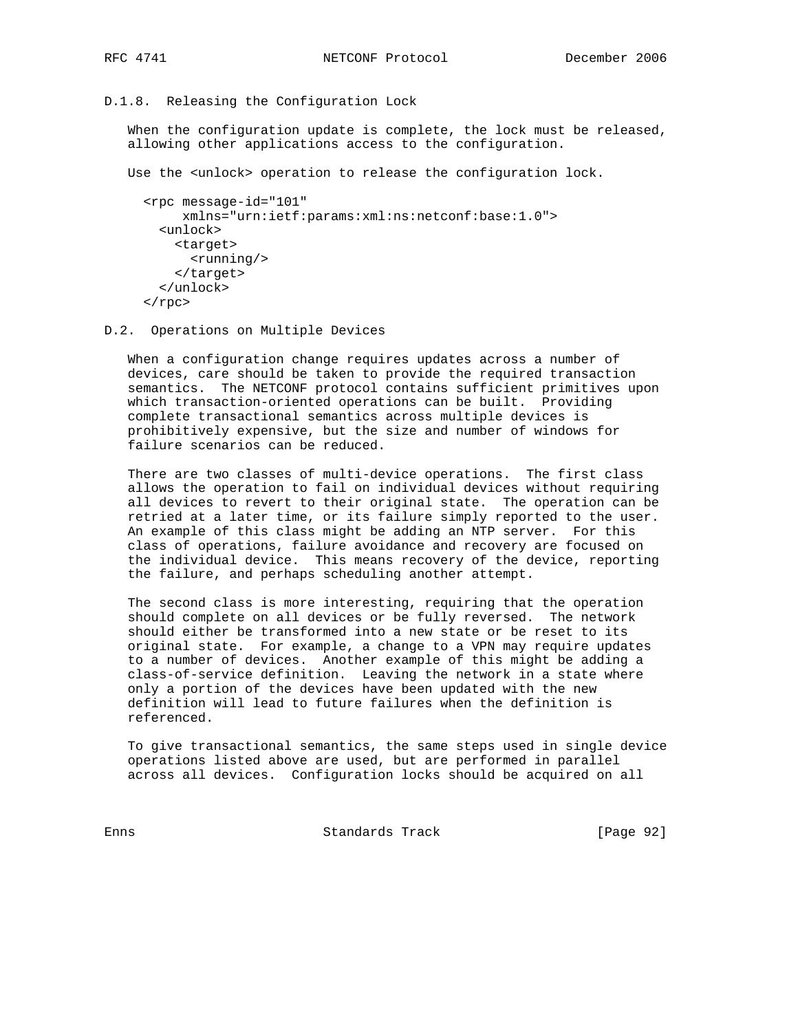### D.1.8. Releasing the Configuration Lock

When the configuration update is complete, the lock must be released, allowing other applications access to the configuration.

Use the <unlock> operation to release the configuration lock.

```
<rpc message-id="101"
     xmlns="urn:ietf:params:xml:ns:netconf:base:1.0">
  <unlock>
    <target>
      <running/>
    </target>
  </unlock>
</rpc>
```

## D.2. Operations on Multiple Devices

When a configuration change requires updates across a number of devices, care should be taken to provide the required transaction semantics. The NETCONF protocol contains sufficient primitives upon which transaction-oriented operations can be built. Providing complete transactional semantics across multiple devices is prohibitively expensive, but the size and number of windows for failure scenarios can be reduced.

There are two classes of multi-device operations. The first class allows the operation to fail on individual devices without requiring all devices to revert to their original state. The operation can be retried at a later time, or its failure simply reported to the user. An example of this class might be adding an NTP server. For this class of operations, failure avoidance and recovery are focused on the individual device. This means recovery of the device, reporting the failure, and perhaps scheduling another attempt.

The second class is more interesting, requiring that the operation should complete on all devices or be fully reversed. The network should either be transformed into a new state or be reset to its original state. For example, a change to a VPN may require updates to a number of devices. Another example of this might be adding a class-of-service definition. Leaving the network in a state where only a portion of the devices have been updated with the new definition will lead to future failures when the definition is referenced.

To give transactional semantics, the same steps used in single device operations listed above are used, but are performed in parallel across all devices. Configuration locks should be acquired on all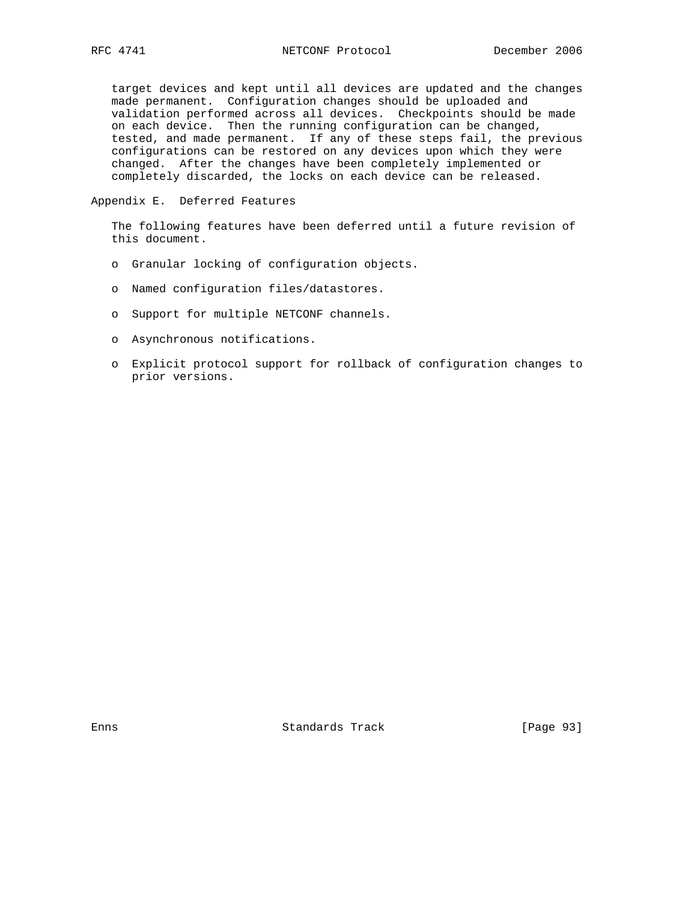target devices and kept until all devices are updated and the changes made permanent. Configuration changes should be uploaded and validation performed across all devices. Checkpoints should be made on each device. Then the running configuration can be changed, tested, and made permanent. If any of these steps fail, the previous configurations can be restored on any devices upon which they were changed. After the changes have been completely implemented or completely discarded, the locks on each device can be released.

## Appendix E. Deferred Features

The following features have been deferred until a future revision of this document.

- Granular locking of configuration objects.
- Named configuration files/datastores.
- Support for multiple NETCONF channels.
- Asynchronous notifications.
- Explicit protocol support for rollback of configuration changes to prior versions.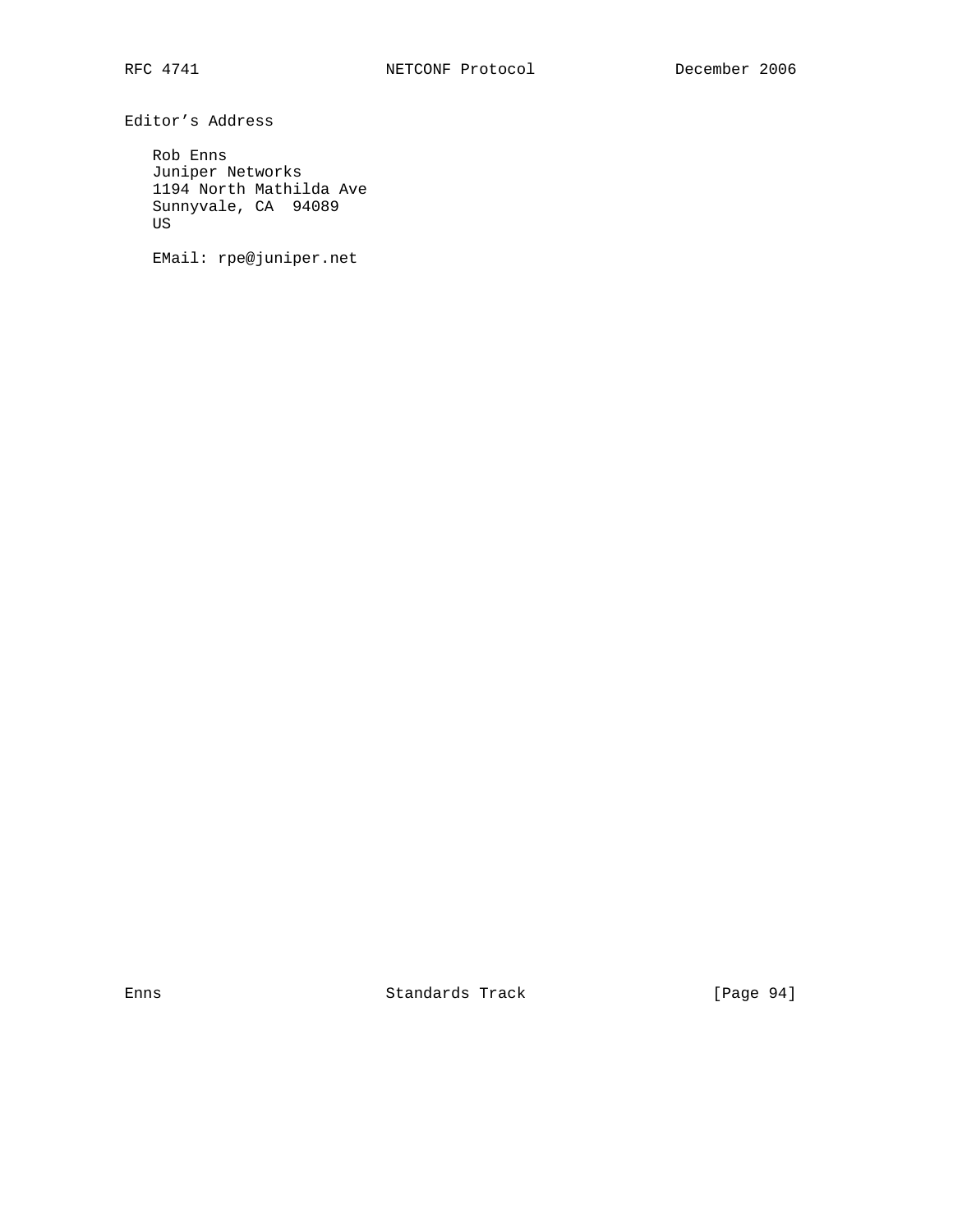## Editor's Address

Rob Enns
Juniper Networks
1194 North Mathilda Ave
Sunnyvale, CA 94089
US

EMail: rpe@juniper.net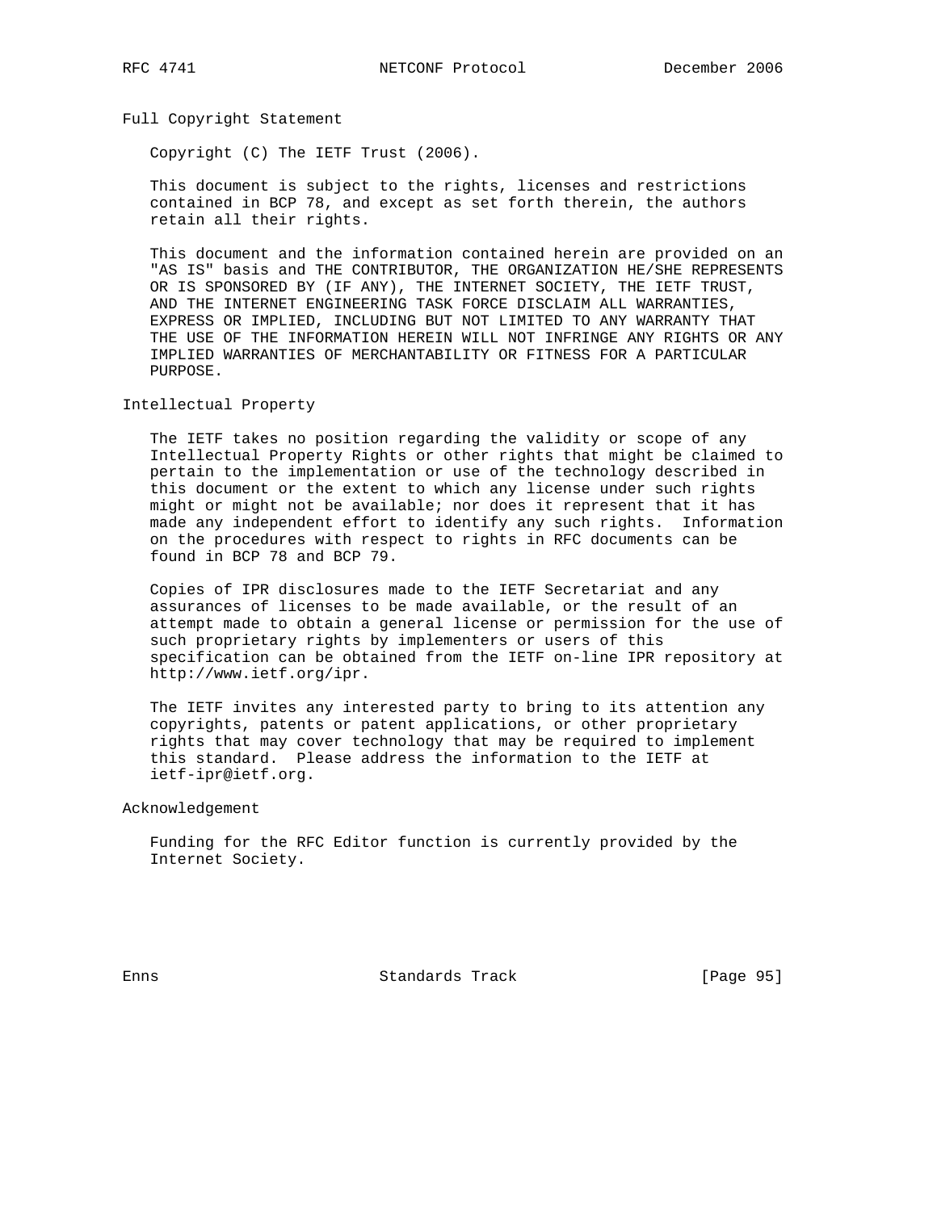## Full Copyright Statement

Copyright (C) The IETF Trust (2006).

This document is subject to the rights, licenses and restrictions contained in BCP 78, and except as set forth therein, the authors retain all their rights.

This document and the information contained herein are provided on an "AS IS" basis and THE CONTRIBUTOR, THE ORGANIZATION HE/SHE REPRESENTS OR IS SPONSORED BY (IF ANY), THE INTERNET SOCIETY, THE IETF TRUST, AND THE INTERNET ENGINEERING TASK FORCE DISCLAIM ALL WARRANTIES, EXPRESS OR IMPLIED, INCLUDING BUT NOT LIMITED TO ANY WARRANTY THAT THE USE OF THE INFORMATION HEREIN WILL NOT INFRINGE ANY RIGHTS OR ANY IMPLIED WARRANTIES OF MERCHANTABILITY OR FITNESS FOR A PARTICULAR PURPOSE.

## Intellectual Property

The IETF takes no position regarding the validity or scope of any Intellectual Property Rights or other rights that might be claimed to pertain to the implementation or use of the technology described in this document or the extent to which any license under such rights might or might not be available; nor does it represent that it has made any independent effort to identify any such rights. Information on the procedures with respect to rights in RFC documents can be found in BCP 78 and BCP 79.

Copies of IPR disclosures made to the IETF Secretariat and any assurances of licenses to be made available, or the result of an attempt made to obtain a general license or permission for the use of such proprietary rights by implementers or users of this specification can be obtained from the IETF on-line IPR repository at http://www.ietf.org/ipr.

The IETF invites any interested party to bring to its attention any copyrights, patents or patent applications, or other proprietary rights that may cover technology that may be required to implement this standard. Please address the information to the IETF at ietf-ipr@ietf.org.

## Acknowledgement

Funding for the RFC Editor function is currently provided by the Internet Society.